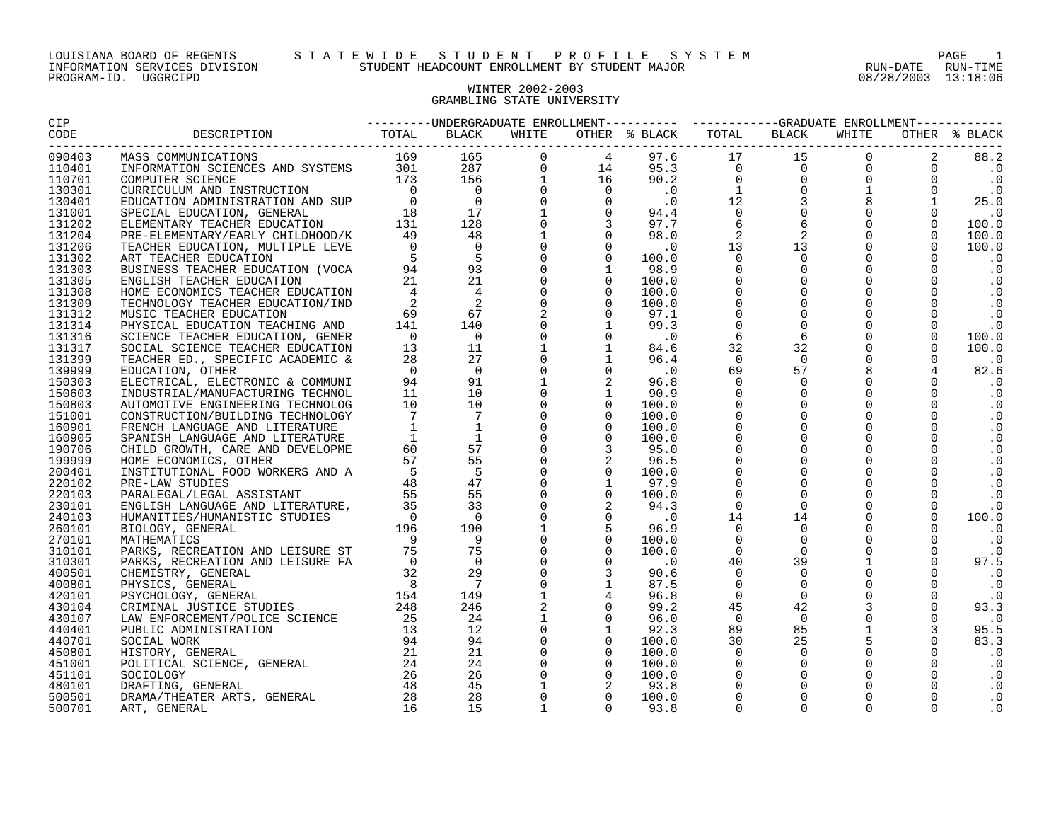LOUISIANA BOARD OF REGENTS — STATEWIDE STUDENT PROFILE SYSTEM
INFORMATION SERVICES DIVISION — STUDENT HEADCOUNT ENROLLMENT BY STUDENT MAJOR — RUN-DATE 08/28/2003 RUN-TIME 13:18:06
PROGRAM-ID. UGGRCIPD

## WINTER 2002-2003
## GRAMBLING STATE UNIVERSITY

| CIP CODE | DESCRIPTION | UNDERGRADUATE ENROLLMENT TOTAL | BLACK | WHITE | OTHER | % BLACK | GRADUATE ENROLLMENT TOTAL | BLACK | WHITE | OTHER | % BLACK |
|---|---|---|---|---|---|---|---|---|---|---|---|
| 090403 | MASS COMMUNICATIONS | 169 | 165 | 0 | 4 | 97.6 | 17 | 15 | 0 | 2 | 88.2 |
| 110401 | INFORMATION SCIENCES AND SYSTEMS | 301 | 287 | 0 | 14 | 95.3 | 0 | 0 | 0 | 0 | .0 |
| 110701 | COMPUTER SCIENCE | 173 | 156 | 1 | 16 | 90.2 | 0 | 0 | 0 | 0 | .0 |
| 130301 | CURRICULUM AND INSTRUCTION | 0 | 0 | 0 | 0 | .0 | 1 | 0 | 1 | 0 | .0 |
| 130401 | EDUCATION ADMINISTRATION AND SUP | 0 | 0 | 0 | 0 | .0 | 12 | 3 | 8 | 1 | 25.0 |
| 131001 | SPECIAL EDUCATION, GENERAL | 18 | 17 | 1 | 0 | 94.4 | 0 | 0 | 0 | 0 | .0 |
| 131202 | ELEMENTARY TEACHER EDUCATION | 131 | 128 | 0 | 3 | 97.7 | 6 | 6 | 0 | 0 | 100.0 |
| 131204 | PRE-ELEMENTARY/EARLY CHILDHOOD/K | 49 | 48 | 1 | 0 | 98.0 | 2 | 2 | 0 | 0 | 100.0 |
| 131206 | TEACHER EDUCATION, MULTIPLE LEVE | 0 | 0 | 0 | 0 | .0 | 13 | 13 | 0 | 0 | 100.0 |
| 131302 | ART TEACHER EDUCATION | 5 | 5 | 0 | 0 | 100.0 | 0 | 0 | 0 | 0 | .0 |
| 131303 | BUSINESS TEACHER EDUCATION (VOCA | 94 | 93 | 0 | 1 | 98.9 | 0 | 0 | 0 | 0 | .0 |
| 131305 | ENGLISH TEACHER EDUCATION | 21 | 21 | 0 | 0 | 100.0 | 0 | 0 | 0 | 0 | .0 |
| 131308 | HOME ECONOMICS TEACHER EDUCATION | 4 | 4 | 0 | 0 | 100.0 | 0 | 0 | 0 | 0 | .0 |
| 131309 | TECHNOLOGY TEACHER EDUCATION/IND | 2 | 2 | 0 | 0 | 100.0 | 0 | 0 | 0 | 0 | .0 |
| 131312 | MUSIC TEACHER EDUCATION | 69 | 67 | 2 | 0 | 97.1 | 0 | 0 | 0 | 0 | .0 |
| 131314 | PHYSICAL EDUCATION TEACHING AND | 141 | 140 | 0 | 1 | 99.3 | 0 | 0 | 0 | 0 | .0 |
| 131316 | SCIENCE TEACHER EDUCATION, GENER | 0 | 0 | 0 | 0 | .0 | 6 | 6 | 0 | 0 | 100.0 |
| 131317 | SOCIAL SCIENCE TEACHER EDUCATION | 13 | 11 | 1 | 1 | 84.6 | 32 | 32 | 0 | 0 | 100.0 |
| 131399 | TEACHER ED., SPECIFIC ACADEMIC & | 28 | 27 | 0 | 1 | 96.4 | 0 | 0 | 0 | 0 | .0 |
| 139999 | EDUCATION, OTHER | 0 | 0 | 0 | 0 | .0 | 69 | 57 | 8 | 4 | 82.6 |
| 150303 | ELECTRICAL, ELECTRONIC & COMMUNI | 94 | 91 | 1 | 2 | 96.8 | 0 | 0 | 0 | 0 | .0 |
| 150603 | INDUSTRIAL/MANUFACTURING TECHNOL | 11 | 10 | 0 | 1 | 90.9 | 0 | 0 | 0 | 0 | .0 |
| 150803 | AUTOMOTIVE ENGINEERING TECHNOLOG | 10 | 10 | 0 | 0 | 100.0 | 0 | 0 | 0 | 0 | .0 |
| 151001 | CONSTRUCTION/BUILDING TECHNOLOGY | 7 | 7 | 0 | 0 | 100.0 | 0 | 0 | 0 | 0 | .0 |
| 160901 | FRENCH LANGUAGE AND LITERATURE | 1 | 1 | 0 | 0 | 100.0 | 0 | 0 | 0 | 0 | .0 |
| 160905 | SPANISH LANGUAGE AND LITERATURE | 1 | 1 | 0 | 0 | 100.0 | 0 | 0 | 0 | 0 | .0 |
| 190706 | CHILD GROWTH, CARE AND DEVELOPME | 60 | 57 | 0 | 3 | 95.0 | 0 | 0 | 0 | 0 | .0 |
| 199999 | HOME ECONOMICS, OTHER | 57 | 55 | 0 | 2 | 96.5 | 0 | 0 | 0 | 0 | .0 |
| 200401 | INSTITUTIONAL FOOD WORKERS AND A | 5 | 5 | 0 | 0 | 100.0 | 0 | 0 | 0 | 0 | .0 |
| 220102 | PRE-LAW STUDIES | 48 | 47 | 0 | 1 | 97.9 | 0 | 0 | 0 | 0 | .0 |
| 220103 | PARALEGAL/LEGAL ASSISTANT | 55 | 55 | 0 | 0 | 100.0 | 0 | 0 | 0 | 0 | .0 |
| 230101 | ENGLISH LANGUAGE AND LITERATURE, | 35 | 33 | 0 | 2 | 94.3 | 0 | 0 | 0 | 0 | .0 |
| 240103 | HUMANITIES/HUMANISTIC STUDIES | 0 | 0 | 0 | 0 | .0 | 14 | 14 | 0 | 0 | 100.0 |
| 260101 | BIOLOGY, GENERAL | 196 | 190 | 1 | 5 | 96.9 | 0 | 0 | 0 | 0 | .0 |
| 270101 | MATHEMATICS | 9 | 9 | 0 | 0 | 100.0 | 0 | 0 | 0 | 0 | .0 |
| 310101 | PARKS, RECREATION AND LEISURE ST | 75 | 75 | 0 | 0 | 100.0 | 0 | 0 | 0 | 0 | .0 |
| 310301 | PARKS, RECREATION AND LEISURE FA | 0 | 0 | 0 | 0 | .0 | 40 | 39 | 1 | 0 | 97.5 |
| 400501 | CHEMISTRY, GENERAL | 32 | 29 | 0 | 3 | 90.6 | 0 | 0 | 0 | 0 | .0 |
| 400801 | PHYSICS, GENERAL | 8 | 7 | 0 | 1 | 87.5 | 0 | 0 | 0 | 0 | .0 |
| 420101 | PSYCHOLOGY, GENERAL | 154 | 149 | 1 | 4 | 96.8 | 0 | 0 | 0 | 0 | .0 |
| 430104 | CRIMINAL JUSTICE STUDIES | 248 | 246 | 2 | 0 | 99.2 | 45 | 42 | 3 | 0 | 93.3 |
| 430107 | LAW ENFORCEMENT/POLICE SCIENCE | 25 | 24 | 1 | 0 | 96.0 | 0 | 0 | 0 | 0 | .0 |
| 440401 | PUBLIC ADMINISTRATION | 13 | 12 | 0 | 1 | 92.3 | 89 | 85 | 1 | 3 | 95.5 |
| 440701 | SOCIAL WORK | 94 | 94 | 0 | 0 | 100.0 | 30 | 25 | 5 | 0 | 83.3 |
| 450801 | HISTORY, GENERAL | 21 | 21 | 0 | 0 | 100.0 | 0 | 0 | 0 | 0 | .0 |
| 451001 | POLITICAL SCIENCE, GENERAL | 24 | 24 | 0 | 0 | 100.0 | 0 | 0 | 0 | 0 | .0 |
| 451101 | SOCIOLOGY | 26 | 26 | 0 | 0 | 100.0 | 0 | 0 | 0 | 0 | .0 |
| 480101 | DRAFTING, GENERAL | 48 | 45 | 1 | 2 | 93.8 | 0 | 0 | 0 | 0 | .0 |
| 500501 | DRAMA/THEATER ARTS, GENERAL | 28 | 28 | 0 | 0 | 100.0 | 0 | 0 | 0 | 0 | .0 |
| 500701 | ART, GENERAL | 16 | 15 | 1 | 0 | 93.8 | 0 | 0 | 0 | 0 | .0 |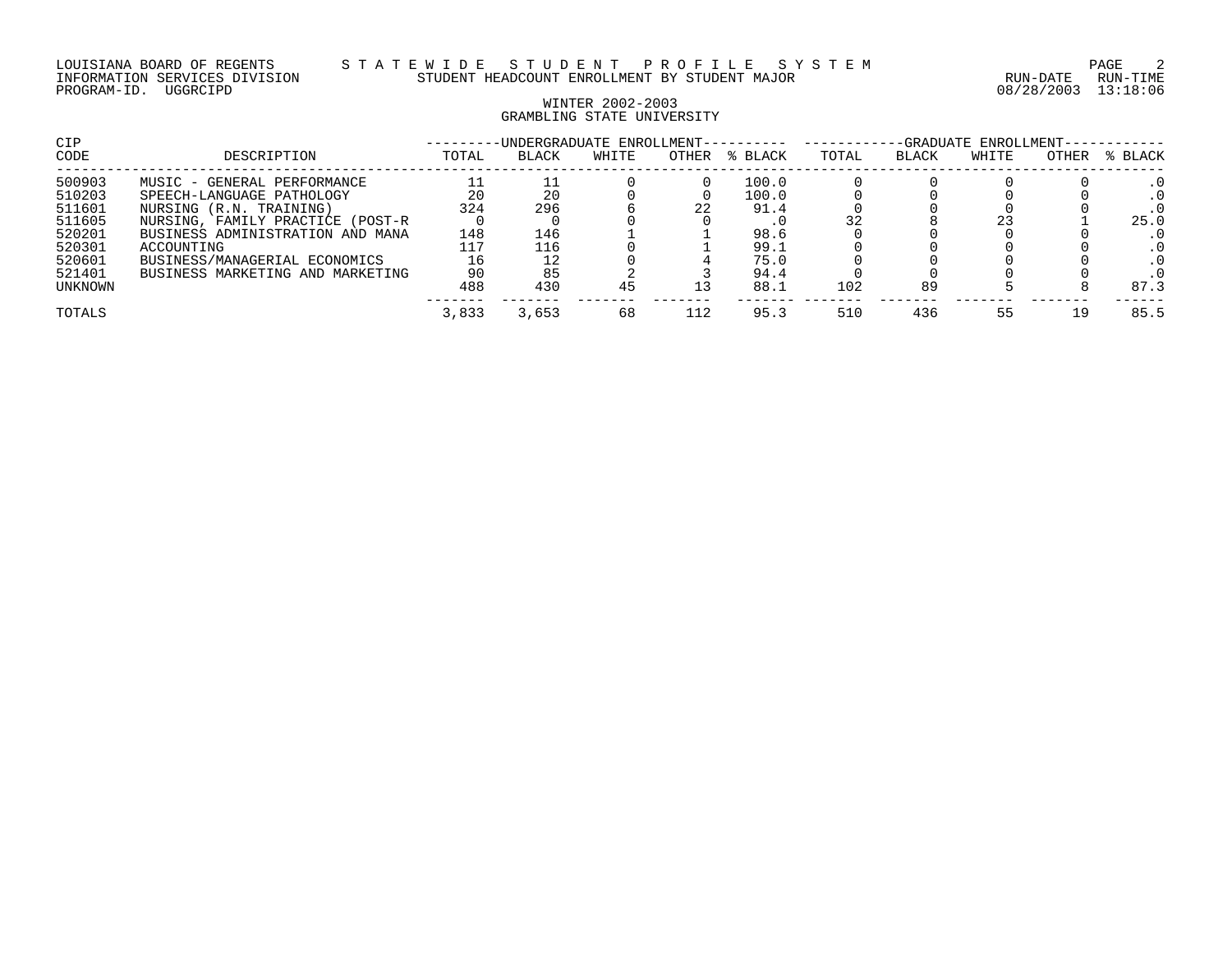WINTER 2002-2003
GRAMBLING STATE UNIVERSITY

| CIP CODE | DESCRIPTION | UNDERGRADUATE ENROLLMENT TOTAL | BLACK | WHITE | OTHER | % BLACK | GRADUATE ENROLLMENT TOTAL | BLACK | WHITE | OTHER | % BLACK |
|---|---|---|---|---|---|---|---|---|---|---|---|
| 500903 | MUSIC - GENERAL PERFORMANCE | 11 | 11 | 0 | 0 | 100.0 | 0 | 0 | 0 | 0 | .0 |
| 510203 | SPEECH-LANGUAGE PATHOLOGY | 20 | 20 | 0 | 0 | 100.0 | 0 | 0 | 0 | 0 | .0 |
| 511601 | NURSING (R.N. TRAINING) | 324 | 296 | 6 | 22 | 91.4 | 0 | 0 | 0 | 0 | .0 |
| 511605 | NURSING, FAMILY PRACTICE (POST-R | 0 | 0 | 0 | 0 | .0 | 32 | 8 | 23 | 1 | 25.0 |
| 520201 | BUSINESS ADMINISTRATION AND MANA | 148 | 146 | 1 | 1 | 98.6 | 0 | 0 | 0 | 0 | .0 |
| 520301 | ACCOUNTING | 117 | 116 | 0 | 1 | 99.1 | 0 | 0 | 0 | 0 | .0 |
| 520601 | BUSINESS/MANAGERIAL ECONOMICS | 16 | 12 | 0 | 4 | 75.0 | 0 | 0 | 0 | 0 | .0 |
| 521401 | BUSINESS MARKETING AND MARKETING | 90 | 85 | 2 | 3 | 94.4 | 0 | 0 | 0 | 0 | .0 |
| UNKNOWN | | 488 | 430 | 45 | 13 | 88.1 | 102 | 89 | 5 | 8 | 87.3 |
| TOTALS | | 3,833 | 3,653 | 68 | 112 | 95.3 | 510 | 436 | 55 | 19 | 85.5 |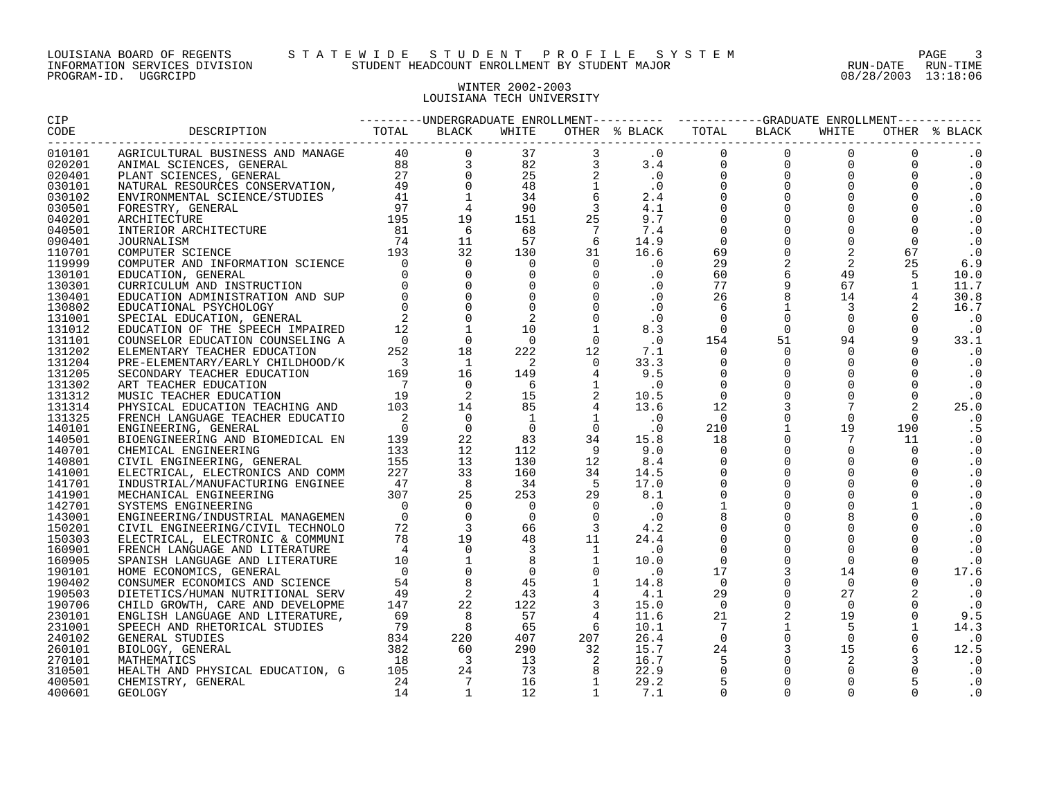LOUISIANA BOARD OF REGENTS — STATEWIDE STUDENT PROFILE SYSTEM
INFORMATION SERVICES DIVISION — STUDENT HEADCOUNT ENROLLMENT BY STUDENT MAJOR
PROGRAM-ID. UGGRCIPD

RUN-DATE 08/28/2003 RUN-TIME 13:18:06

## WINTER 2002-2003
## LOUISIANA TECH UNIVERSITY

| CIP CODE | DESCRIPTION | UNDERGRADUATE TOTAL | UNDERGRADUATE BLACK | UNDERGRADUATE WHITE | UNDERGRADUATE OTHER | UNDERGRADUATE % BLACK | GRADUATE TOTAL | GRADUATE BLACK | GRADUATE WHITE | GRADUATE OTHER | GRADUATE % BLACK |
|---|---|---|---|---|---|---|---|---|---|---|---|
| 010101 | AGRICULTURAL BUSINESS AND MANAGE | 40 | 0 | 37 | 3 | .0 | 0 | 0 | 0 | 0 | .0 |
| 020201 | ANIMAL SCIENCES, GENERAL | 88 | 3 | 82 | 3 | 3.4 | 0 | 0 | 0 | 0 | .0 |
| 020401 | PLANT SCIENCES, GENERAL | 27 | 0 | 25 | 2 | .0 | 0 | 0 | 0 | 0 | .0 |
| 030101 | NATURAL RESOURCES CONSERVATION, | 49 | 0 | 48 | 1 | .0 | 0 | 0 | 0 | 0 | .0 |
| 030102 | ENVIRONMENTAL SCIENCE/STUDIES | 41 | 1 | 34 | 6 | 2.4 | 0 | 0 | 0 | 0 | .0 |
| 030501 | FORESTRY, GENERAL | 97 | 4 | 90 | 3 | 4.1 | 0 | 0 | 0 | 0 | .0 |
| 040201 | ARCHITECTURE | 195 | 19 | 151 | 25 | 9.7 | 0 | 0 | 0 | 0 | .0 |
| 040501 | INTERIOR ARCHITECTURE | 81 | 6 | 68 | 7 | 7.4 | 0 | 0 | 0 | 0 | .0 |
| 090401 | JOURNALISM | 74 | 11 | 57 | 6 | 14.9 | 0 | 0 | 0 | 0 | .0 |
| 110701 | COMPUTER SCIENCE | 193 | 32 | 130 | 31 | 16.6 | 69 | 0 | 2 | 67 | .0 |
| 119999 | COMPUTER AND INFORMATION SCIENCE | 0 | 0 | 0 | 0 | .0 | 29 | 2 | 2 | 25 | 6.9 |
| 130101 | EDUCATION, GENERAL | 0 | 0 | 0 | 0 | .0 | 60 | 6 | 49 | 5 | 10.0 |
| 130301 | CURRICULUM AND INSTRUCTION | 0 | 0 | 0 | 0 | .0 | 77 | 9 | 67 | 1 | 11.7 |
| 130401 | EDUCATION ADMINISTRATION AND SUP | 0 | 0 | 0 | 0 | .0 | 26 | 8 | 14 | 4 | 30.8 |
| 130802 | EDUCATIONAL PSYCHOLOGY | 0 | 0 | 0 | 0 | .0 | 6 | 1 | 3 | 2 | 16.7 |
| 131001 | SPECIAL EDUCATION, GENERAL | 2 | 0 | 2 | 0 | .0 | 0 | 0 | 0 | 0 | .0 |
| 131012 | EDUCATION OF THE SPEECH IMPAIRED | 12 | 1 | 10 | 1 | 8.3 | 0 | 0 | 0 | 0 | .0 |
| 131101 | COUNSELOR EDUCATION COUNSELING A | 0 | 0 | 0 | 0 | .0 | 154 | 51 | 94 | 9 | 33.1 |
| 131202 | ELEMENTARY TEACHER EDUCATION | 252 | 18 | 222 | 12 | 7.1 | 0 | 0 | 0 | 0 | .0 |
| 131204 | PRE-ELEMENTARY/EARLY CHILDHOOD/K | 3 | 1 | 2 | 0 | 33.3 | 0 | 0 | 0 | 0 | .0 |
| 131205 | SECONDARY TEACHER EDUCATION | 169 | 16 | 149 | 4 | 9.5 | 0 | 0 | 0 | 0 | .0 |
| 131302 | ART TEACHER EDUCATION | 7 | 0 | 6 | 1 | .0 | 0 | 0 | 0 | 0 | .0 |
| 131312 | MUSIC TEACHER EDUCATION | 19 | 2 | 15 | 2 | 10.5 | 0 | 0 | 0 | 0 | .0 |
| 131314 | PHYSICAL EDUCATION TEACHING AND | 103 | 14 | 85 | 4 | 13.6 | 12 | 3 | 7 | 2 | 25.0 |
| 131325 | FRENCH LANGUAGE TEACHER EDUCATIO | 2 | 0 | 1 | 1 | .0 | 0 | 0 | 0 | 0 | .0 |
| 140101 | ENGINEERING, GENERAL | 0 | 0 | 0 | 0 | .0 | 210 | 1 | 19 | 190 | .5 |
| 140501 | BIOENGINEERING AND BIOMEDICAL EN | 139 | 22 | 83 | 34 | 15.8 | 18 | 0 | 7 | 11 | .0 |
| 140701 | CHEMICAL ENGINEERING | 133 | 12 | 112 | 9 | 9.0 | 0 | 0 | 0 | 0 | .0 |
| 140801 | CIVIL ENGINEERING, GENERAL | 155 | 13 | 130 | 12 | 8.4 | 0 | 0 | 0 | 0 | .0 |
| 141001 | ELECTRICAL, ELECTRONICS AND COMM | 227 | 33 | 160 | 34 | 14.5 | 0 | 0 | 0 | 0 | .0 |
| 141701 | INDUSTRIAL/MANUFACTURING ENGINEE | 47 | 8 | 34 | 5 | 17.0 | 0 | 0 | 0 | 0 | .0 |
| 141901 | MECHANICAL ENGINEERING | 307 | 25 | 253 | 29 | 8.1 | 0 | 0 | 0 | 0 | .0 |
| 142701 | SYSTEMS ENGINEERING | 0 | 0 | 0 | 0 | .0 | 1 | 0 | 0 | 1 | .0 |
| 143001 | ENGINEERING/INDUSTRIAL MANAGEMEN | 0 | 0 | 0 | 0 | .0 | 8 | 0 | 8 | 0 | .0 |
| 150201 | CIVIL ENGINEERING/CIVIL TECHNOLO | 72 | 3 | 66 | 3 | 4.2 | 0 | 0 | 0 | 0 | .0 |
| 150303 | ELECTRICAL, ELECTRONIC & COMMUNI | 78 | 19 | 48 | 11 | 24.4 | 0 | 0 | 0 | 0 | .0 |
| 160901 | FRENCH LANGUAGE AND LITERATURE | 4 | 0 | 3 | 1 | .0 | 0 | 0 | 0 | 0 | .0 |
| 160905 | SPANISH LANGUAGE AND LITERATURE | 10 | 1 | 8 | 1 | 10.0 | 0 | 0 | 0 | 0 | .0 |
| 190101 | HOME ECONOMICS, GENERAL | 0 | 0 | 0 | 0 | .0 | 17 | 3 | 14 | 0 | 17.6 |
| 190402 | CONSUMER ECONOMICS AND SCIENCE | 54 | 8 | 45 | 1 | 14.8 | 0 | 0 | 0 | 0 | .0 |
| 190503 | DIETETICS/HUMAN NUTRITIONAL SERV | 49 | 2 | 43 | 4 | 4.1 | 29 | 0 | 27 | 2 | .0 |
| 190706 | CHILD GROWTH, CARE AND DEVELOPME | 147 | 22 | 122 | 3 | 15.0 | 0 | 0 | 0 | 0 | .0 |
| 230101 | ENGLISH LANGUAGE AND LITERATURE, | 69 | 8 | 57 | 4 | 11.6 | 21 | 2 | 19 | 0 | 9.5 |
| 231001 | SPEECH AND RHETORICAL STUDIES | 79 | 8 | 65 | 6 | 10.1 | 7 | 1 | 5 | 1 | 14.3 |
| 240102 | GENERAL STUDIES | 834 | 220 | 407 | 207 | 26.4 | 0 | 0 | 0 | 0 | .0 |
| 260101 | BIOLOGY, GENERAL | 382 | 60 | 290 | 32 | 15.7 | 24 | 3 | 15 | 6 | 12.5 |
| 270101 | MATHEMATICS | 18 | 3 | 13 | 2 | 16.7 | 5 | 0 | 2 | 3 | .0 |
| 310501 | HEALTH AND PHYSICAL EDUCATION, G | 105 | 24 | 73 | 8 | 22.9 | 0 | 0 | 0 | 0 | .0 |
| 400501 | CHEMISTRY, GENERAL | 24 | 7 | 16 | 1 | 29.2 | 5 | 0 | 0 | 5 | .0 |
| 400601 | GEOLOGY | 14 | 1 | 12 | 1 | 7.1 | 0 | 0 | 0 | 0 | .0 |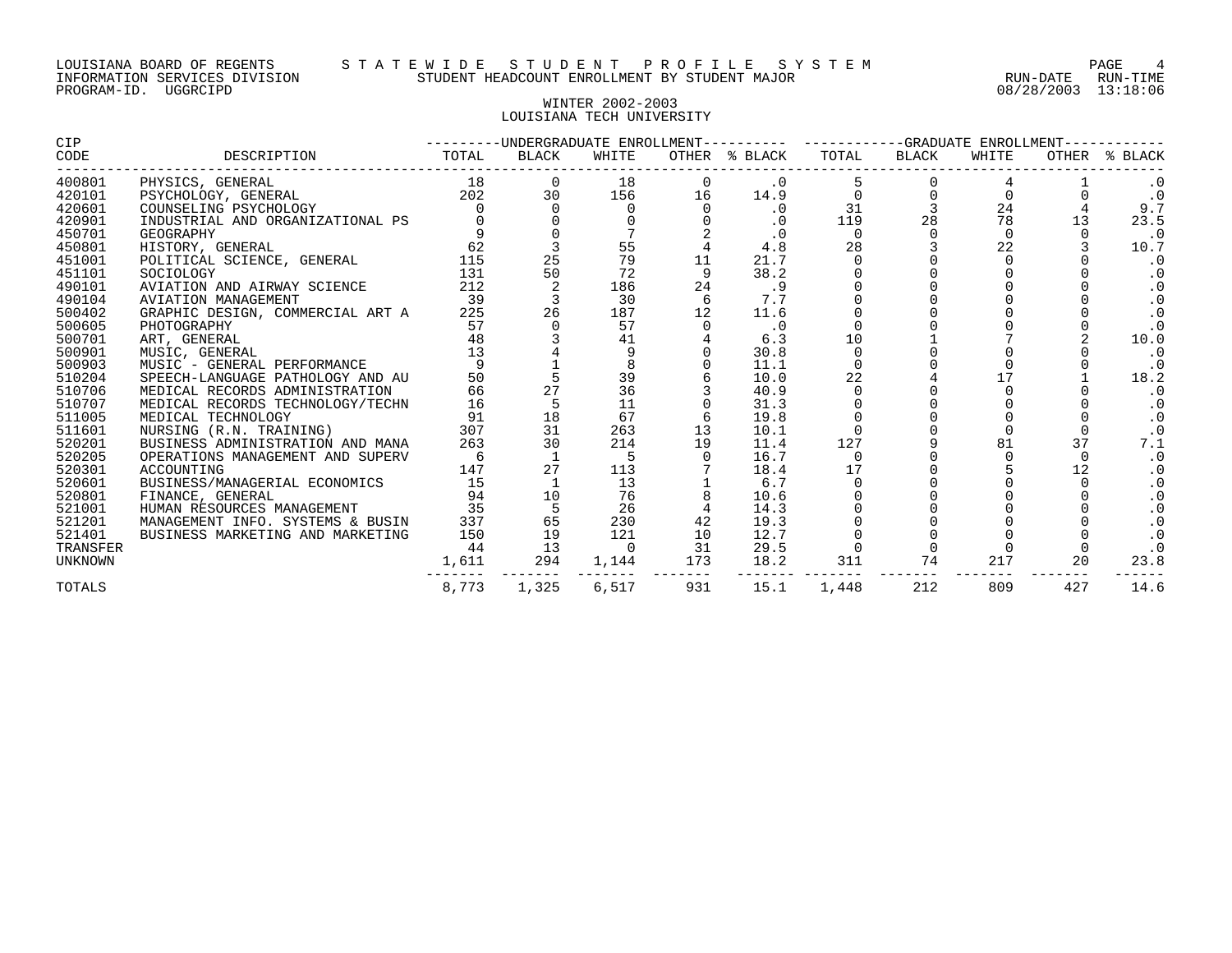LOUISIANA BOARD OF REGENTS — STATEWIDE STUDENT PROFILE SYSTEM
INFORMATION SERVICES DIVISION — STUDENT HEADCOUNT ENROLLMENT BY STUDENT MAJOR
PROGRAM-ID. UGGRCIPD — RUN-DATE 08/28/2003 RUN-TIME 13:18:06

## WINTER 2002-2003
## LOUISIANA TECH UNIVERSITY

| CIP CODE | DESCRIPTION | UNDERGRADUATE ENROLLMENT TOTAL | BLACK | WHITE | OTHER | % BLACK | GRADUATE ENROLLMENT TOTAL | BLACK | WHITE | OTHER | % BLACK |
|---|---|---|---|---|---|---|---|---|---|---|---|
| 400801 | PHYSICS, GENERAL | 18 | 0 | 18 | 0 | .0 | 5 | 0 | 4 | 1 | .0 |
| 420101 | PSYCHOLOGY, GENERAL | 202 | 30 | 156 | 16 | 14.9 | 0 | 0 | 0 | 0 | .0 |
| 420601 | COUNSELING PSYCHOLOGY | 0 | 0 | 0 | 0 | .0 | 31 | 3 | 24 | 4 | 9.7 |
| 420901 | INDUSTRIAL AND ORGANIZATIONAL PS | 0 | 0 | 0 | 0 | .0 | 119 | 28 | 78 | 13 | 23.5 |
| 450701 | GEOGRAPHY | 9 | 0 | 7 | 2 | .0 | 0 | 0 | 0 | 0 | .0 |
| 450801 | HISTORY, GENERAL | 62 | 3 | 55 | 4 | 4.8 | 28 | 3 | 22 | 3 | 10.7 |
| 451001 | POLITICAL SCIENCE, GENERAL | 115 | 25 | 79 | 11 | 21.7 | 0 | 0 | 0 | 0 | .0 |
| 451101 | SOCIOLOGY | 131 | 50 | 72 | 9 | 38.2 | 0 | 0 | 0 | 0 | .0 |
| 490101 | AVIATION AND AIRWAY SCIENCE | 212 | 2 | 186 | 24 | .9 | 0 | 0 | 0 | 0 | .0 |
| 490104 | AVIATION MANAGEMENT | 39 | 3 | 30 | 6 | 7.7 | 0 | 0 | 0 | 0 | .0 |
| 500402 | GRAPHIC DESIGN, COMMERCIAL ART A | 225 | 26 | 187 | 12 | 11.6 | 0 | 0 | 0 | 0 | .0 |
| 500605 | PHOTOGRAPHY | 57 | 0 | 57 | 0 | .0 | 0 | 0 | 0 | 0 | .0 |
| 500701 | ART, GENERAL | 48 | 3 | 41 | 4 | 6.3 | 10 | 1 | 7 | 2 | 10.0 |
| 500901 | MUSIC, GENERAL | 13 | 4 | 9 | 0 | 30.8 | 0 | 0 | 0 | 0 | .0 |
| 500903 | MUSIC - GENERAL PERFORMANCE | 9 | 1 | 8 | 0 | 11.1 | 0 | 0 | 0 | 0 | .0 |
| 510204 | SPEECH-LANGUAGE PATHOLOGY AND AU | 50 | 5 | 39 | 6 | 10.0 | 22 | 4 | 17 | 1 | 18.2 |
| 510706 | MEDICAL RECORDS ADMINISTRATION | 66 | 27 | 36 | 3 | 40.9 | 0 | 0 | 0 | 0 | .0 |
| 510707 | MEDICAL RECORDS TECHNOLOGY/TECHN | 16 | 5 | 11 | 0 | 31.3 | 0 | 0 | 0 | 0 | .0 |
| 511005 | MEDICAL TECHNOLOGY | 91 | 18 | 67 | 6 | 19.8 | 0 | 0 | 0 | 0 | .0 |
| 511601 | NURSING (R.N. TRAINING) | 307 | 31 | 263 | 13 | 10.1 | 0 | 0 | 0 | 0 | .0 |
| 520201 | BUSINESS ADMINISTRATION AND MANA | 263 | 30 | 214 | 19 | 11.4 | 127 | 9 | 81 | 37 | 7.1 |
| 520205 | OPERATIONS MANAGEMENT AND SUPERV | 6 | 1 | 5 | 0 | 16.7 | 0 | 0 | 0 | 0 | .0 |
| 520301 | ACCOUNTING | 147 | 27 | 113 | 7 | 18.4 | 17 | 0 | 5 | 12 | .0 |
| 520601 | BUSINESS/MANAGERIAL ECONOMICS | 15 | 1 | 13 | 1 | 6.7 | 0 | 0 | 0 | 0 | .0 |
| 520801 | FINANCE, GENERAL | 94 | 10 | 76 | 8 | 10.6 | 0 | 0 | 0 | 0 | .0 |
| 521001 | HUMAN RESOURCES MANAGEMENT | 35 | 5 | 26 | 4 | 14.3 | 0 | 0 | 0 | 0 | .0 |
| 521201 | MANAGEMENT INFO. SYSTEMS & BUSIN | 337 | 65 | 230 | 42 | 19.3 | 0 | 0 | 0 | 0 | .0 |
| 521401 | BUSINESS MARKETING AND MARKETING | 150 | 19 | 121 | 10 | 12.7 | 0 | 0 | 0 | 0 | .0 |
| TRANSFER | | 44 | 13 | 0 | 31 | 29.5 | 0 | 0 | 0 | 0 | .0 |
| UNKNOWN | | 1,611 | 294 | 1,144 | 173 | 18.2 | 311 | 74 | 217 | 20 | 23.8 |
| TOTALS | | 8,773 | 1,325 | 6,517 | 931 | 15.1 | 1,448 | 212 | 809 | 427 | 14.6 |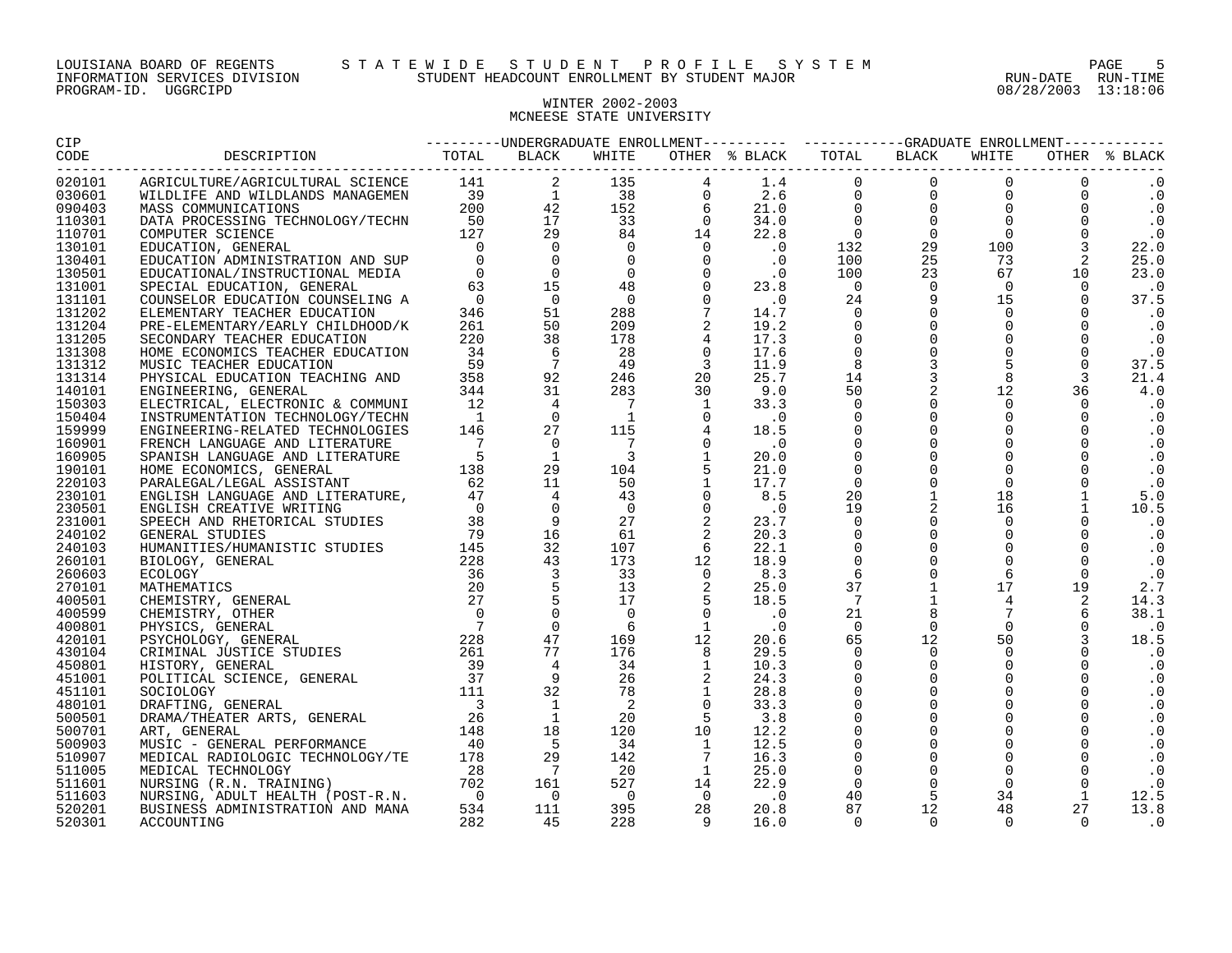LOUISIANA BOARD OF REGENTS — STATEWIDE STUDENT PROFILE SYSTEM
INFORMATION SERVICES DIVISION — STUDENT HEADCOUNT ENROLLMENT BY STUDENT MAJOR
PROGRAM-ID. UGGRCIPD — RUN-DATE 08/28/2003 RUN-TIME 13:18:06

## WINTER 2002-2003
## MCNEESE STATE UNIVERSITY

| CIP CODE | DESCRIPTION | UNDERGRADUATE ENROLLMENT TOTAL | BLACK | WHITE | OTHER | % BLACK | GRADUATE ENROLLMENT TOTAL | BLACK | WHITE | OTHER | % BLACK |
|---|---|---|---|---|---|---|---|---|---|---|---|
| 020101 | AGRICULTURE/AGRICULTURAL SCIENCE | 141 | 2 | 135 | 4 | 1.4 | 0 | 0 | 0 | 0 | .0 |
| 030601 | WILDLIFE AND WILDLANDS MANAGEMEN | 39 | 1 | 38 | 0 | 2.6 | 0 | 0 | 0 | 0 | .0 |
| 090403 | MASS COMMUNICATIONS | 200 | 42 | 152 | 6 | 21.0 | 0 | 0 | 0 | 0 | .0 |
| 110301 | DATA PROCESSING TECHNOLOGY/TECHN | 50 | 17 | 33 | 0 | 34.0 | 0 | 0 | 0 | 0 | .0 |
| 110701 | COMPUTER SCIENCE | 127 | 29 | 84 | 14 | 22.8 | 0 | 0 | 0 | 0 | .0 |
| 130101 | EDUCATION, GENERAL | 0 | 0 | 0 | 0 | .0 | 132 | 29 | 100 | 3 | 22.0 |
| 130401 | EDUCATION ADMINISTRATION AND SUP | 0 | 0 | 0 | 0 | .0 | 100 | 25 | 73 | 2 | 25.0 |
| 130501 | EDUCATIONAL/INSTRUCTIONAL MEDIA | 0 | 0 | 0 | 0 | .0 | 100 | 23 | 67 | 10 | 23.0 |
| 131001 | SPECIAL EDUCATION, GENERAL | 63 | 15 | 48 | 0 | 23.8 | 0 | 0 | 0 | 0 | .0 |
| 131101 | COUNSELOR EDUCATION COUNSELING A | 0 | 0 | 0 | 0 | .0 | 24 | 9 | 15 | 0 | 37.5 |
| 131202 | ELEMENTARY TEACHER EDUCATION | 346 | 51 | 288 | 7 | 14.7 | 0 | 0 | 0 | 0 | .0 |
| 131204 | PRE-ELEMENTARY/EARLY CHILDHOOD/K | 261 | 50 | 209 | 2 | 19.2 | 0 | 0 | 0 | 0 | .0 |
| 131205 | SECONDARY TEACHER EDUCATION | 220 | 38 | 178 | 4 | 17.3 | 0 | 0 | 0 | 0 | .0 |
| 131308 | HOME ECONOMICS TEACHER EDUCATION | 34 | 6 | 28 | 0 | 17.6 | 0 | 0 | 0 | 0 | .0 |
| 131312 | MUSIC TEACHER EDUCATION | 59 | 7 | 49 | 3 | 11.9 | 8 | 3 | 5 | 0 | 37.5 |
| 131314 | PHYSICAL EDUCATION TEACHING AND | 358 | 92 | 246 | 20 | 25.7 | 14 | 3 | 8 | 3 | 21.4 |
| 140101 | ENGINEERING, GENERAL | 344 | 31 | 283 | 30 | 9.0 | 50 | 2 | 12 | 36 | 4.0 |
| 150303 | ELECTRICAL, ELECTRONIC & COMMUNI | 12 | 4 | 7 | 1 | 33.3 | 0 | 0 | 0 | 0 | .0 |
| 150404 | INSTRUMENTATION TECHNOLOGY/TECHN | 1 | 0 | 1 | 0 | .0 | 0 | 0 | 0 | 0 | .0 |
| 159999 | ENGINEERING-RELATED TECHNOLOGIES | 146 | 27 | 115 | 4 | 18.5 | 0 | 0 | 0 | 0 | .0 |
| 160901 | FRENCH LANGUAGE AND LITERATURE | 7 | 0 | 7 | 0 | .0 | 0 | 0 | 0 | 0 | .0 |
| 160905 | SPANISH LANGUAGE AND LITERATURE | 5 | 1 | 3 | 1 | 20.0 | 0 | 0 | 0 | 0 | .0 |
| 190101 | HOME ECONOMICS, GENERAL | 138 | 29 | 104 | 5 | 21.0 | 0 | 0 | 0 | 0 | .0 |
| 220103 | PARALEGAL/LEGAL ASSISTANT | 62 | 11 | 50 | 1 | 17.7 | 0 | 0 | 0 | 0 | .0 |
| 230101 | ENGLISH LANGUAGE AND LITERATURE, | 47 | 4 | 43 | 0 | 8.5 | 20 | 1 | 18 | 1 | 5.0 |
| 230501 | ENGLISH CREATIVE WRITING | 0 | 0 | 0 | 0 | .0 | 19 | 2 | 16 | 1 | 10.5 |
| 231001 | SPEECH AND RHETORICAL STUDIES | 38 | 9 | 27 | 2 | 23.7 | 0 | 0 | 0 | 0 | .0 |
| 240102 | GENERAL STUDIES | 79 | 16 | 61 | 2 | 20.3 | 0 | 0 | 0 | 0 | .0 |
| 240103 | HUMANITIES/HUMANISTIC STUDIES | 145 | 32 | 107 | 6 | 22.1 | 0 | 0 | 0 | 0 | .0 |
| 260101 | BIOLOGY, GENERAL | 228 | 43 | 173 | 12 | 18.9 | 0 | 0 | 0 | 0 | .0 |
| 260603 | ECOLOGY | 36 | 3 | 33 | 0 | 8.3 | 6 | 0 | 6 | 0 | .0 |
| 270101 | MATHEMATICS | 20 | 5 | 13 | 2 | 25.0 | 37 | 1 | 17 | 19 | 2.7 |
| 400501 | CHEMISTRY, GENERAL | 27 | 5 | 17 | 5 | 18.5 | 7 | 1 | 4 | 2 | 14.3 |
| 400599 | CHEMISTRY, OTHER | 0 | 0 | 0 | 0 | .0 | 21 | 8 | 7 | 6 | 38.1 |
| 400801 | PHYSICS, GENERAL | 7 | 0 | 6 | 1 | .0 | 0 | 0 | 0 | 0 | .0 |
| 420101 | PSYCHOLOGY, GENERAL | 228 | 47 | 169 | 12 | 20.6 | 65 | 12 | 50 | 3 | 18.5 |
| 430104 | CRIMINAL JUSTICE STUDIES | 261 | 77 | 176 | 8 | 29.5 | 0 | 0 | 0 | 0 | .0 |
| 450801 | HISTORY, GENERAL | 39 | 4 | 34 | 1 | 10.3 | 0 | 0 | 0 | 0 | .0 |
| 451001 | POLITICAL SCIENCE, GENERAL | 37 | 9 | 26 | 2 | 24.3 | 0 | 0 | 0 | 0 | .0 |
| 451101 | SOCIOLOGY | 111 | 32 | 78 | 1 | 28.8 | 0 | 0 | 0 | 0 | .0 |
| 480101 | DRAFTING, GENERAL | 3 | 1 | 2 | 0 | 33.3 | 0 | 0 | 0 | 0 | .0 |
| 500501 | DRAMA/THEATER ARTS, GENERAL | 26 | 1 | 20 | 5 | 3.8 | 0 | 0 | 0 | 0 | .0 |
| 500701 | ART, GENERAL | 148 | 18 | 120 | 10 | 12.2 | 0 | 0 | 0 | 0 | .0 |
| 500903 | MUSIC - GENERAL PERFORMANCE | 40 | 5 | 34 | 1 | 12.5 | 0 | 0 | 0 | 0 | .0 |
| 510907 | MEDICAL RADIOLOGIC TECHNOLOGY/TE | 178 | 29 | 142 | 7 | 16.3 | 0 | 0 | 0 | 0 | .0 |
| 511005 | MEDICAL TECHNOLOGY | 28 | 7 | 20 | 1 | 25.0 | 0 | 0 | 0 | 0 | .0 |
| 511601 | NURSING (R.N. TRAINING) | 702 | 161 | 527 | 14 | 22.9 | 0 | 0 | 0 | 0 | .0 |
| 511603 | NURSING, ADULT HEALTH (POST-R.N. | 0 | 0 | 0 | 0 | .0 | 40 | 5 | 34 | 1 | 12.5 |
| 520201 | BUSINESS ADMINISTRATION AND MANA | 534 | 111 | 395 | 28 | 20.8 | 87 | 12 | 48 | 27 | 13.8 |
| 520301 | ACCOUNTING | 282 | 45 | 228 | 9 | 16.0 | 0 | 0 | 0 | 0 | .0 |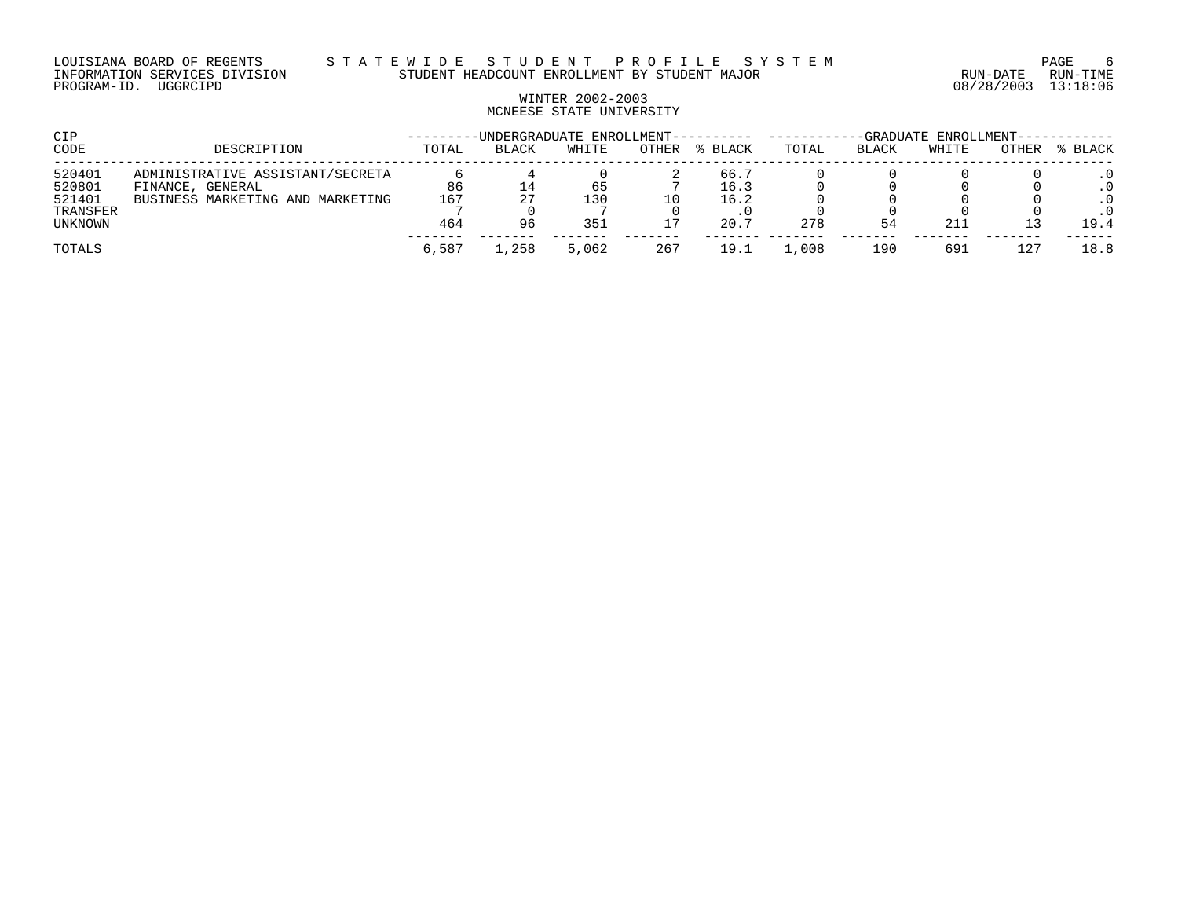LOUISIANA BOARD OF REGENTS — STATEWIDE STUDENT PROFILE SYSTEM
INFORMATION SERVICES DIVISION — STUDENT HEADCOUNT ENROLLMENT BY STUDENT MAJOR
PROGRAM-ID. UGGRCIPD — RUN-DATE 08/28/2003 RUN-TIME 13:18:06

WINTER 2002-2003
MCNEESE STATE UNIVERSITY

| CIP | | UNDERGRADUATE ENROLLMENT | | | | | GRADUATE ENROLLMENT | | | | |
|---|---|---|---|---|---|---|---|---|---|---|---|
| CODE | DESCRIPTION | TOTAL | BLACK | WHITE | OTHER | % BLACK | TOTAL | BLACK | WHITE | OTHER | % BLACK |
| 520401 | ADMINISTRATIVE ASSISTANT/SECRETA | 6 | 4 | 0 | 2 | 66.7 | 0 | 0 | 0 | 0 | .0 |
| 520801 | FINANCE, GENERAL | 86 | 14 | 65 | 7 | 16.3 | 0 | 0 | 0 | 0 | .0 |
| 521401 | BUSINESS MARKETING AND MARKETING | 167 | 27 | 130 | 10 | 16.2 | 0 | 0 | 0 | 0 | .0 |
| TRANSFER | | 7 | 0 | 7 | 0 | .0 | 0 | 0 | 0 | 0 | .0 |
| UNKNOWN | | 464 | 96 | 351 | 17 | 20.7 | 278 | 54 | 211 | 13 | 19.4 |
| TOTALS | | 6,587 | 1,258 | 5,062 | 267 | 19.1 | 1,008 | 190 | 691 | 127 | 18.8 |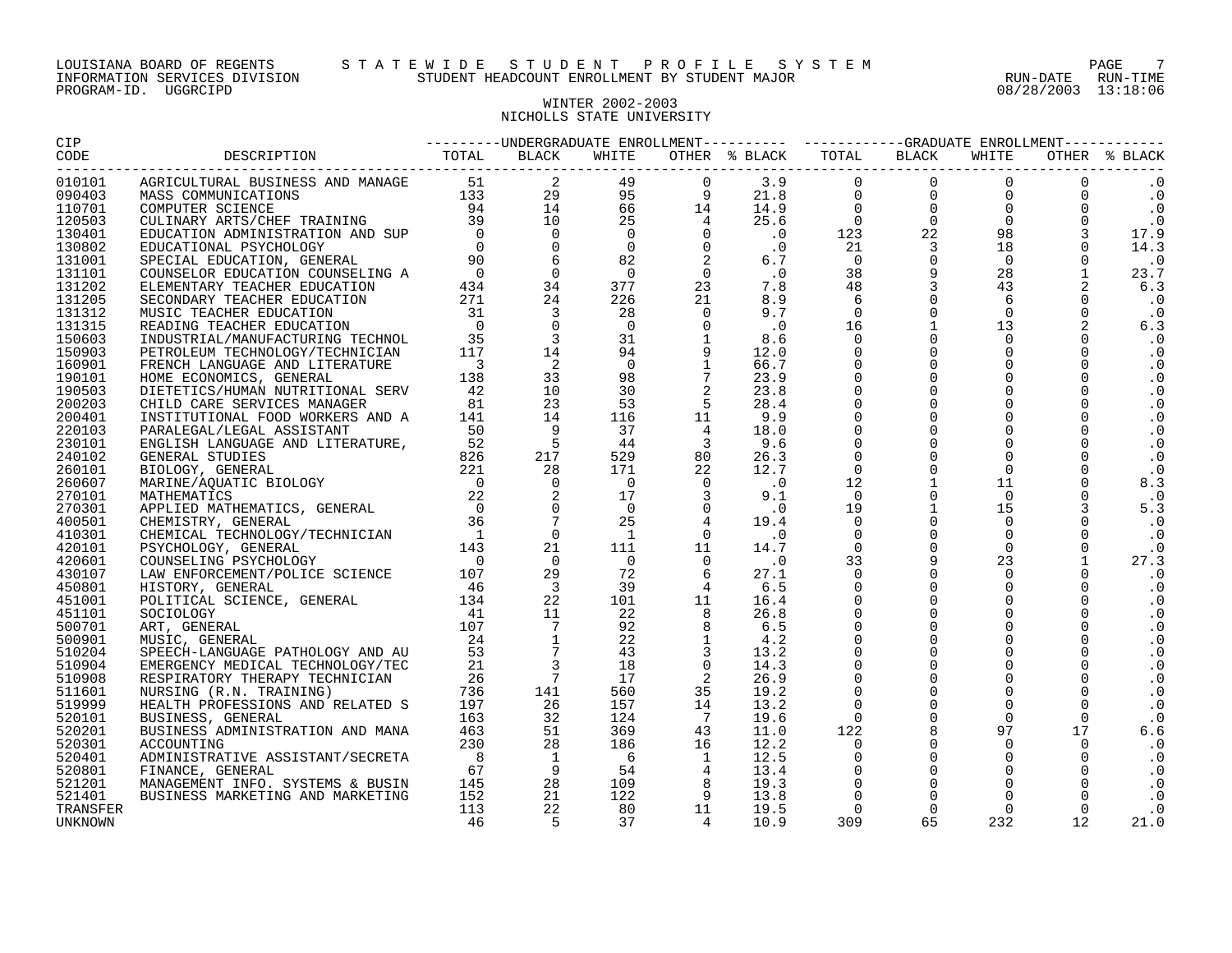LOUISIANA BOARD OF REGENTS S T A T E W I D E S T U D E N T P R O F I L E S Y S T E M
INFORMATION SERVICES DIVISION STUDENT HEADCOUNT ENROLLMENT BY STUDENT MAJOR
PROGRAM-ID. UGGRCIPD

RUN-DATE RUN-TIME
08/28/2003 13:18:06

## WINTER 2002-2003
## NICHOLLS STATE UNIVERSITY

| CIP CODE | DESCRIPTION | UNDERGRADUATE ENROLLMENT TOTAL | BLACK | WHITE | OTHER | % BLACK | GRADUATE ENROLLMENT TOTAL | BLACK | WHITE | OTHER | % BLACK |
|---|---|---|---|---|---|---|---|---|---|---|---|
| 010101 | AGRICULTURAL BUSINESS AND MANAGE | 51 | 2 | 49 | 0 | 3.9 | 0 | 0 | 0 | 0 | .0 |
| 090403 | MASS COMMUNICATIONS | 133 | 29 | 95 | 9 | 21.8 | 0 | 0 | 0 | 0 | .0 |
| 110701 | COMPUTER SCIENCE | 94 | 14 | 66 | 14 | 14.9 | 0 | 0 | 0 | 0 | .0 |
| 120503 | CULINARY ARTS/CHEF TRAINING | 39 | 10 | 25 | 4 | 25.6 | 0 | 0 | 0 | 0 | .0 |
| 130401 | EDUCATION ADMINISTRATION AND SUP | 0 | 0 | 0 | 0 | .0 | 123 | 22 | 98 | 3 | 17.9 |
| 130802 | EDUCATIONAL PSYCHOLOGY | 0 | 0 | 0 | 0 | .0 | 21 | 3 | 18 | 0 | 14.3 |
| 131001 | SPECIAL EDUCATION, GENERAL | 90 | 6 | 82 | 2 | 6.7 | 0 | 0 | 0 | 0 | .0 |
| 131101 | COUNSELOR EDUCATION COUNSELING A | 0 | 0 | 0 | 0 | .0 | 38 | 9 | 28 | 1 | 23.7 |
| 131202 | ELEMENTARY TEACHER EDUCATION | 434 | 34 | 377 | 23 | 7.8 | 48 | 3 | 43 | 2 | 6.3 |
| 131205 | SECONDARY TEACHER EDUCATION | 271 | 24 | 226 | 21 | 8.9 | 6 | 0 | 6 | 0 | .0 |
| 131312 | MUSIC TEACHER EDUCATION | 31 | 3 | 28 | 0 | 9.7 | 0 | 0 | 0 | 0 | .0 |
| 131315 | READING TEACHER EDUCATION | 0 | 0 | 0 | 0 | .0 | 16 | 1 | 13 | 2 | 6.3 |
| 150603 | INDUSTRIAL/MANUFACTURING TECHNOL | 35 | 3 | 31 | 1 | 8.6 | 0 | 0 | 0 | 0 | .0 |
| 150903 | PETROLEUM TECHNOLOGY/TECHNICIAN | 117 | 14 | 94 | 9 | 12.0 | 0 | 0 | 0 | 0 | .0 |
| 160901 | FRENCH LANGUAGE AND LITERATURE | 3 | 2 | 0 | 1 | 66.7 | 0 | 0 | 0 | 0 | .0 |
| 190101 | HOME ECONOMICS, GENERAL | 138 | 33 | 98 | 7 | 23.9 | 0 | 0 | 0 | 0 | .0 |
| 190503 | DIETETICS/HUMAN NUTRITIONAL SERV | 42 | 10 | 30 | 2 | 23.8 | 0 | 0 | 0 | 0 | .0 |
| 200203 | CHILD CARE SERVICES MANAGER | 81 | 23 | 53 | 5 | 28.4 | 0 | 0 | 0 | 0 | .0 |
| 200401 | INSTITUTIONAL FOOD WORKERS AND A | 141 | 14 | 116 | 11 | 9.9 | 0 | 0 | 0 | 0 | .0 |
| 220103 | PARALEGAL/LEGAL ASSISTANT | 50 | 9 | 37 | 4 | 18.0 | 0 | 0 | 0 | 0 | .0 |
| 230101 | ENGLISH LANGUAGE AND LITERATURE, | 52 | 5 | 44 | 3 | 9.6 | 0 | 0 | 0 | 0 | .0 |
| 240102 | GENERAL STUDIES | 826 | 217 | 529 | 80 | 26.3 | 0 | 0 | 0 | 0 | .0 |
| 260101 | BIOLOGY, GENERAL | 221 | 28 | 171 | 22 | 12.7 | 0 | 0 | 0 | 0 | .0 |
| 260607 | MARINE/AQUATIC BIOLOGY | 0 | 0 | 0 | 0 | .0 | 12 | 1 | 11 | 0 | 8.3 |
| 270101 | MATHEMATICS | 22 | 2 | 17 | 3 | 9.1 | 0 | 0 | 0 | 0 | .0 |
| 270301 | APPLIED MATHEMATICS, GENERAL | 0 | 0 | 0 | 0 | .0 | 19 | 1 | 15 | 3 | 5.3 |
| 400501 | CHEMISTRY, GENERAL | 36 | 7 | 25 | 4 | 19.4 | 0 | 0 | 0 | 0 | .0 |
| 410301 | CHEMICAL TECHNOLOGY/TECHNICIAN | 1 | 0 | 1 | 0 | .0 | 0 | 0 | 0 | 0 | .0 |
| 420101 | PSYCHOLOGY, GENERAL | 143 | 21 | 111 | 11 | 14.7 | 0 | 0 | 0 | 0 | .0 |
| 420601 | COUNSELING PSYCHOLOGY | 0 | 0 | 0 | 0 | .0 | 33 | 9 | 23 | 1 | 27.3 |
| 430107 | LAW ENFORCEMENT/POLICE SCIENCE | 107 | 29 | 72 | 6 | 27.1 | 0 | 0 | 0 | 0 | .0 |
| 450801 | HISTORY, GENERAL | 46 | 3 | 39 | 4 | 6.5 | 0 | 0 | 0 | 0 | .0 |
| 451001 | POLITICAL SCIENCE, GENERAL | 134 | 22 | 101 | 11 | 16.4 | 0 | 0 | 0 | 0 | .0 |
| 451101 | SOCIOLOGY | 41 | 11 | 22 | 8 | 26.8 | 0 | 0 | 0 | 0 | .0 |
| 500701 | ART, GENERAL | 107 | 7 | 92 | 8 | 6.5 | 0 | 0 | 0 | 0 | .0 |
| 500901 | MUSIC, GENERAL | 24 | 1 | 22 | 1 | 4.2 | 0 | 0 | 0 | 0 | .0 |
| 510204 | SPEECH-LANGUAGE PATHOLOGY AND AU | 53 | 7 | 43 | 3 | 13.2 | 0 | 0 | 0 | 0 | .0 |
| 510904 | EMERGENCY MEDICAL TECHNOLOGY/TEC | 21 | 3 | 18 | 0 | 14.3 | 0 | 0 | 0 | 0 | .0 |
| 510908 | RESPIRATORY THERAPY TECHNICIAN | 26 | 7 | 17 | 2 | 26.9 | 0 | 0 | 0 | 0 | .0 |
| 511601 | NURSING (R.N. TRAINING) | 736 | 141 | 560 | 35 | 19.2 | 0 | 0 | 0 | 0 | .0 |
| 519999 | HEALTH PROFESSIONS AND RELATED S | 197 | 26 | 157 | 14 | 13.2 | 0 | 0 | 0 | 0 | .0 |
| 520101 | BUSINESS, GENERAL | 163 | 32 | 124 | 7 | 19.6 | 0 | 0 | 0 | 0 | .0 |
| 520201 | BUSINESS ADMINISTRATION AND MANA | 463 | 51 | 369 | 43 | 11.0 | 122 | 8 | 97 | 17 | 6.6 |
| 520301 | ACCOUNTING | 230 | 28 | 186 | 16 | 12.2 | 0 | 0 | 0 | 0 | .0 |
| 520401 | ADMINISTRATIVE ASSISTANT/SECRETA | 8 | 1 | 6 | 1 | 12.5 | 0 | 0 | 0 | 0 | .0 |
| 520801 | FINANCE, GENERAL | 67 | 9 | 54 | 4 | 13.4 | 0 | 0 | 0 | 0 | .0 |
| 521201 | MANAGEMENT INFO. SYSTEMS & BUSIN | 145 | 28 | 109 | 8 | 19.3 | 0 | 0 | 0 | 0 | .0 |
| 521401 | BUSINESS MARKETING AND MARKETING | 152 | 21 | 122 | 9 | 13.8 | 0 | 0 | 0 | 0 | .0 |
| TRANSFER | | 113 | 22 | 80 | 11 | 19.5 | 0 | 0 | 0 | 0 | .0 |
| UNKNOWN | | 46 | 5 | 37 | 4 | 10.9 | 309 | 65 | 232 | 12 | 21.0 |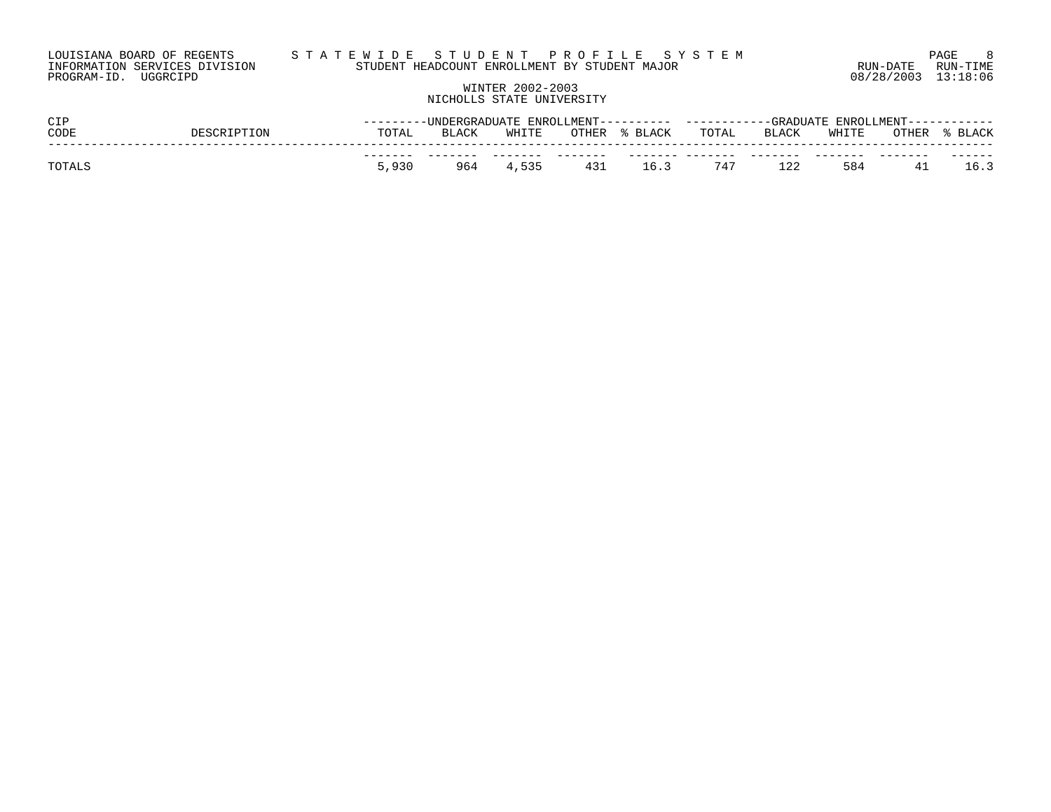LOUISIANA BOARD OF REGENTS
INFORMATION SERVICES DIVISION
PROGRAM-ID. UGGRCIPD

# STATEWIDE STUDENT PROFILE SYSTEM

STUDENT HEADCOUNT ENROLLMENT BY STUDENT MAJOR

RUN-DATE 08/28/2003 RUN-TIME 13:18:06

WINTER 2002-2003
NICHOLLS STATE UNIVERSITY

| CIP CODE | DESCRIPTION | UNDERGRADUATE ENROLLMENT | | | | | GRADUATE ENROLLMENT | | | | |
|---|---|---|---|---|---|---|---|---|---|---|---|
| | | TOTAL | BLACK | WHITE | OTHER | % BLACK | TOTAL | BLACK | WHITE | OTHER | % BLACK |
| TOTALS | | 5,930 | 964 | 4,535 | 431 | 16.3 | 747 | 122 | 584 | 41 | 16.3 |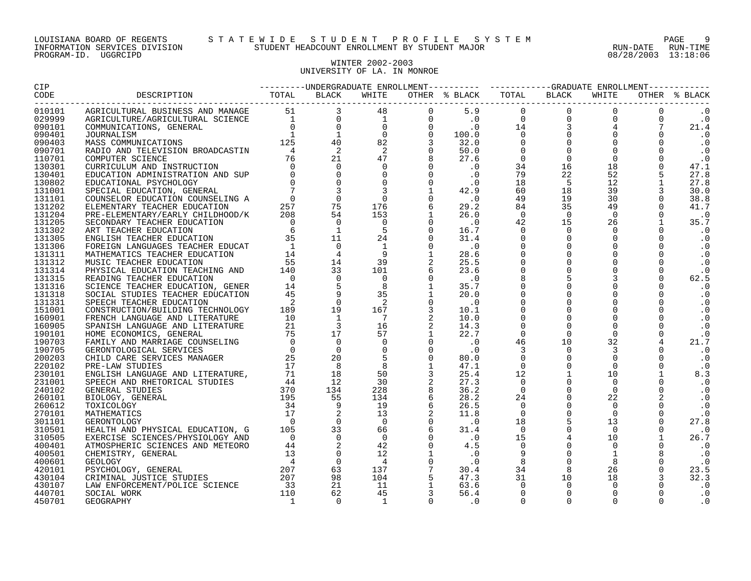LOUISIANA BOARD OF REGENTS — STATEWIDE STUDENT PROFILE SYSTEM
INFORMATION SERVICES DIVISION — STUDENT HEADCOUNT ENROLLMENT BY STUDENT MAJOR — RUN-DATE 08/28/2003 RUN-TIME 13:18:06
PROGRAM-ID. UGGRCIPD

## WINTER 2002-2003
## UNIVERSITY OF LA. IN MONROE

| CIP CODE | DESCRIPTION | UNDERGRADUATE ENROLLMENT TOTAL | BLACK | WHITE | OTHER | % BLACK | GRADUATE ENROLLMENT TOTAL | BLACK | WHITE | OTHER | % BLACK |
|---|---|---|---|---|---|---|---|---|---|---|---|
| 010101 | AGRICULTURAL BUSINESS AND MANAGE | 51 | 3 | 48 | 0 | 5.9 | 0 | 0 | 0 | 0 | .0 |
| 029999 | AGRICULTURE/AGRICULTURAL SCIENCE | 1 | 0 | 1 | 0 | .0 | 0 | 0 | 0 | 0 | .0 |
| 090101 | COMMUNICATIONS, GENERAL | 0 | 0 | 0 | 0 | .0 | 14 | 3 | 4 | 7 | 21.4 |
| 090401 | JOURNALISM | 1 | 1 | 0 | 0 | 100.0 | 0 | 0 | 0 | 0 | .0 |
| 090403 | MASS COMMUNICATIONS | 125 | 40 | 82 | 3 | 32.0 | 0 | 0 | 0 | 0 | .0 |
| 090701 | RADIO AND TELEVISION BROADCASTIN | 4 | 2 | 2 | 0 | 50.0 | 0 | 0 | 0 | 0 | .0 |
| 110701 | COMPUTER SCIENCE | 76 | 21 | 47 | 8 | 27.6 | 0 | 0 | 0 | 0 | .0 |
| 130301 | CURRICULUM AND INSTRUCTION | 0 | 0 | 0 | 0 | .0 | 34 | 16 | 18 | 0 | 47.1 |
| 130401 | EDUCATION ADMINISTRATION AND SUP | 0 | 0 | 0 | 0 | .0 | 79 | 22 | 52 | 5 | 27.8 |
| 130802 | EDUCATIONAL PSYCHOLOGY | 0 | 0 | 0 | 0 | .0 | 18 | 5 | 12 | 1 | 27.8 |
| 131001 | SPECIAL EDUCATION, GENERAL | 7 | 3 | 3 | 1 | 42.9 | 60 | 18 | 39 | 3 | 30.0 |
| 131101 | COUNSELOR EDUCATION COUNSELING A | 0 | 0 | 0 | 0 | .0 | 49 | 19 | 30 | 0 | 38.8 |
| 131202 | ELEMENTARY TEACHER EDUCATION | 257 | 75 | 176 | 6 | 29.2 | 84 | 35 | 49 | 0 | 41.7 |
| 131204 | PRE-ELEMENTARY/EARLY CHILDHOOD/K | 208 | 54 | 153 | 1 | 26.0 | 0 | 0 | 0 | 0 | .0 |
| 131205 | SECONDARY TEACHER EDUCATION | 0 | 0 | 0 | 0 | .0 | 42 | 15 | 26 | 1 | 35.7 |
| 131302 | ART TEACHER EDUCATION | 6 | 1 | 5 | 0 | 16.7 | 0 | 0 | 0 | 0 | .0 |
| 131305 | ENGLISH TEACHER EDUCATION | 35 | 11 | 24 | 0 | 31.4 | 0 | 0 | 0 | 0 | .0 |
| 131306 | FOREIGN LANGUAGES TEACHER EDUCAT | 1 | 0 | 1 | 0 | .0 | 0 | 0 | 0 | 0 | .0 |
| 131311 | MATHEMATICS TEACHER EDUCATION | 14 | 4 | 9 | 1 | 28.6 | 0 | 0 | 0 | 0 | .0 |
| 131312 | MUSIC TEACHER EDUCATION | 55 | 14 | 39 | 2 | 25.5 | 0 | 0 | 0 | 0 | .0 |
| 131314 | PHYSICAL EDUCATION TEACHING AND | 140 | 33 | 101 | 6 | 23.6 | 0 | 0 | 0 | 0 | .0 |
| 131315 | READING TEACHER EDUCATION | 0 | 0 | 0 | 0 | .0 | 8 | 5 | 3 | 0 | 62.5 |
| 131316 | SCIENCE TEACHER EDUCATION, GENER | 14 | 5 | 8 | 1 | 35.7 | 0 | 0 | 0 | 0 | .0 |
| 131318 | SOCIAL STUDIES TEACHER EDUCATION | 45 | 9 | 35 | 1 | 20.0 | 0 | 0 | 0 | 0 | .0 |
| 131331 | SPEECH TEACHER EDUCATION | 2 | 0 | 2 | 0 | .0 | 0 | 0 | 0 | 0 | .0 |
| 151001 | CONSTRUCTION/BUILDING TECHNOLOGY | 189 | 19 | 167 | 3 | 10.1 | 0 | 0 | 0 | 0 | .0 |
| 160901 | FRENCH LANGUAGE AND LITERATURE | 10 | 1 | 7 | 2 | 10.0 | 0 | 0 | 0 | 0 | .0 |
| 160905 | SPANISH LANGUAGE AND LITERATURE | 21 | 3 | 16 | 2 | 14.3 | 0 | 0 | 0 | 0 | .0 |
| 190101 | HOME ECONOMICS, GENERAL | 75 | 17 | 57 | 1 | 22.7 | 0 | 0 | 0 | 0 | .0 |
| 190703 | FAMILY AND MARRIAGE COUNSELING | 0 | 0 | 0 | 0 | .0 | 46 | 10 | 32 | 4 | 21.7 |
| 190705 | GERONTOLOGICAL SERVICES | 0 | 0 | 0 | 0 | .0 | 3 | 0 | 3 | 0 | .0 |
| 200203 | CHILD CARE SERVICES MANAGER | 25 | 20 | 5 | 0 | 80.0 | 0 | 0 | 0 | 0 | .0 |
| 220102 | PRE-LAW STUDIES | 17 | 8 | 8 | 1 | 47.1 | 0 | 0 | 0 | 0 | .0 |
| 230101 | ENGLISH LANGUAGE AND LITERATURE, | 71 | 18 | 50 | 3 | 25.4 | 12 | 1 | 10 | 1 | 8.3 |
| 231001 | SPEECH AND RHETORICAL STUDIES | 44 | 12 | 30 | 2 | 27.3 | 0 | 0 | 0 | 0 | .0 |
| 240102 | GENERAL STUDIES | 370 | 134 | 228 | 8 | 36.2 | 0 | 0 | 0 | 0 | .0 |
| 260101 | BIOLOGY, GENERAL | 195 | 55 | 134 | 6 | 28.2 | 24 | 0 | 22 | 2 | .0 |
| 260612 | TOXICOLOGY | 34 | 9 | 19 | 6 | 26.5 | 0 | 0 | 0 | 0 | .0 |
| 270101 | MATHEMATICS | 17 | 2 | 13 | 2 | 11.8 | 0 | 0 | 0 | 0 | .0 |
| 301101 | GERONTOLOGY | 0 | 0 | 0 | 0 | .0 | 18 | 5 | 13 | 0 | 27.8 |
| 310501 | HEALTH AND PHYSICAL EDUCATION, G | 105 | 33 | 66 | 6 | 31.4 | 0 | 0 | 0 | 0 | .0 |
| 310505 | EXERCISE SCIENCES/PHYSIOLOGY AND | 0 | 0 | 0 | 0 | .0 | 15 | 4 | 10 | 1 | 26.7 |
| 400401 | ATMOSPHERIC SCIENCES AND METEORO | 44 | 2 | 42 | 0 | 4.5 | 0 | 0 | 0 | 0 | .0 |
| 400501 | CHEMISTRY, GENERAL | 13 | 0 | 12 | 1 | .0 | 9 | 0 | 1 | 8 | .0 |
| 400601 | GEOLOGY | 4 | 0 | 4 | 0 | .0 | 8 | 0 | 8 | 0 | .0 |
| 420101 | PSYCHOLOGY, GENERAL | 207 | 63 | 137 | 7 | 30.4 | 34 | 8 | 26 | 0 | 23.5 |
| 430104 | CRIMINAL JUSTICE STUDIES | 207 | 98 | 104 | 5 | 47.3 | 31 | 10 | 18 | 3 | 32.3 |
| 430107 | LAW ENFORCEMENT/POLICE SCIENCE | 33 | 21 | 11 | 1 | 63.6 | 0 | 0 | 0 | 0 | .0 |
| 440701 | SOCIAL WORK | 110 | 62 | 45 | 3 | 56.4 | 0 | 0 | 0 | 0 | .0 |
| 450701 | GEOGRAPHY | 1 | 0 | 1 | 0 | .0 | 0 | 0 | 0 | 0 | .0 |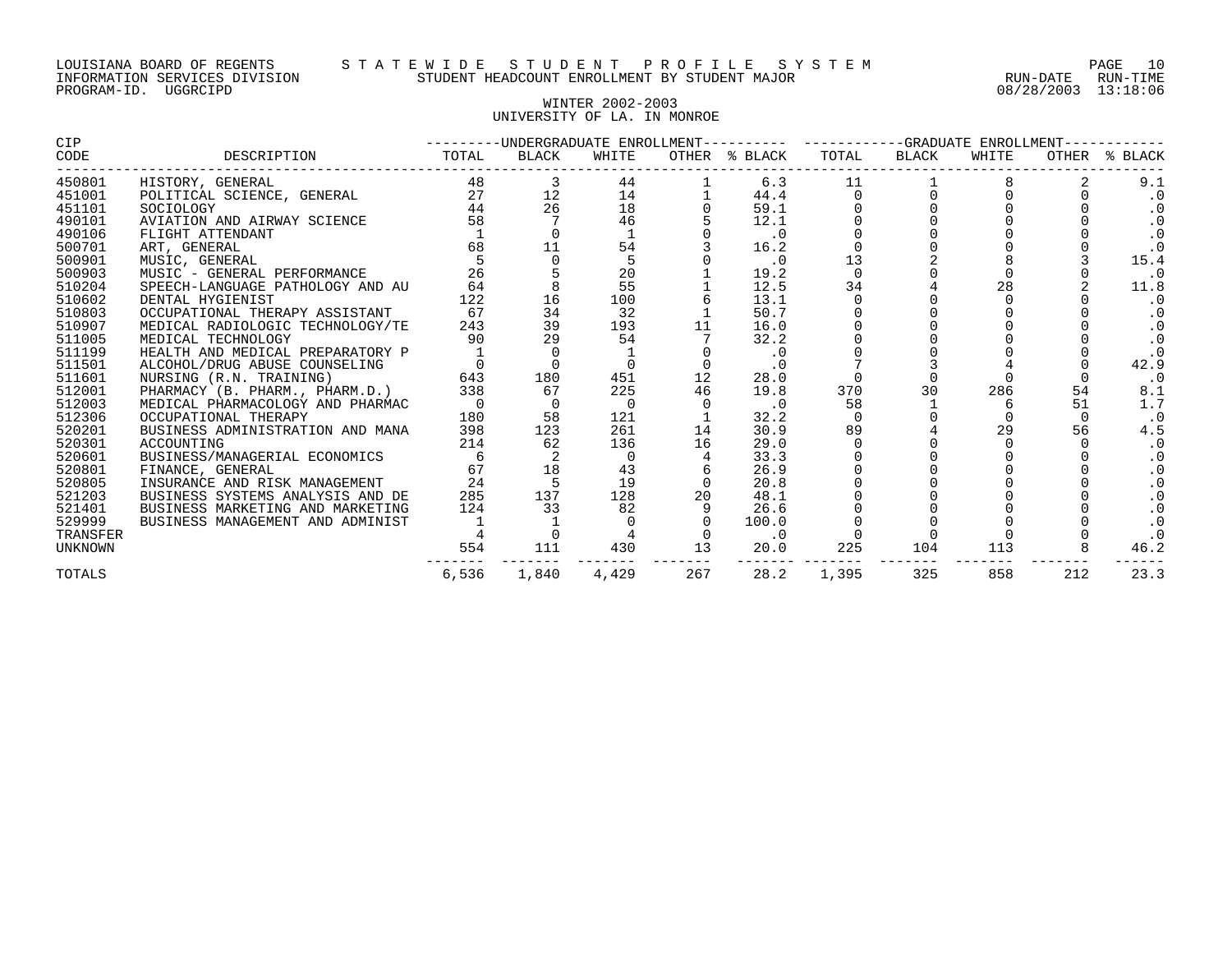LOUISIANA BOARD OF REGENTS — STATEWIDE STUDENT PROFILE SYSTEM
INFORMATION SERVICES DIVISION — STUDENT HEADCOUNT ENROLLMENT BY STUDENT MAJOR — RUN-DATE 08/28/2003 RUN-TIME 13:18:06
PROGRAM-ID. UGGRCIPD

## WINTER 2002-2003
## UNIVERSITY OF LA. IN MONROE

| CIP CODE | DESCRIPTION | UNDERGRADUATE ENROLLMENT TOTAL | BLACK | WHITE | OTHER | % BLACK | GRADUATE ENROLLMENT TOTAL | BLACK | WHITE | OTHER | % BLACK |
|---|---|---|---|---|---|---|---|---|---|---|---|
| 450801 | HISTORY, GENERAL | 48 | 3 | 44 | 1 | 6.3 | 11 | 1 | 8 | 2 | 9.1 |
| 451001 | POLITICAL SCIENCE, GENERAL | 27 | 12 | 14 | 1 | 44.4 | 0 | 0 | 0 | 0 | .0 |
| 451101 | SOCIOLOGY | 44 | 26 | 18 | 0 | 59.1 | 0 | 0 | 0 | 0 | .0 |
| 490101 | AVIATION AND AIRWAY SCIENCE | 58 | 7 | 46 | 5 | 12.1 | 0 | 0 | 0 | 0 | .0 |
| 490106 | FLIGHT ATTENDANT | 1 | 0 | 1 | 0 | .0 | 0 | 0 | 0 | 0 | .0 |
| 500701 | ART, GENERAL | 68 | 11 | 54 | 3 | 16.2 | 0 | 0 | 0 | 0 | .0 |
| 500901 | MUSIC, GENERAL | 5 | 0 | 5 | 0 | .0 | 13 | 2 | 8 | 3 | 15.4 |
| 500903 | MUSIC - GENERAL PERFORMANCE | 26 | 5 | 20 | 1 | 19.2 | 0 | 0 | 0 | 0 | .0 |
| 510204 | SPEECH-LANGUAGE PATHOLOGY AND AU | 64 | 8 | 55 | 1 | 12.5 | 34 | 4 | 28 | 2 | 11.8 |
| 510602 | DENTAL HYGIENIST | 122 | 16 | 100 | 6 | 13.1 | 0 | 0 | 0 | 0 | .0 |
| 510803 | OCCUPATIONAL THERAPY ASSISTANT | 67 | 34 | 32 | 1 | 50.7 | 0 | 0 | 0 | 0 | .0 |
| 510907 | MEDICAL RADIOLOGIC TECHNOLOGY/TE | 243 | 39 | 193 | 11 | 16.0 | 0 | 0 | 0 | 0 | .0 |
| 511005 | MEDICAL TECHNOLOGY | 90 | 29 | 54 | 7 | 32.2 | 0 | 0 | 0 | 0 | .0 |
| 511199 | HEALTH AND MEDICAL PREPARATORY P | 1 | 0 | 1 | 0 | .0 | 0 | 0 | 0 | 0 | .0 |
| 511501 | ALCOHOL/DRUG ABUSE COUNSELING | 0 | 0 | 0 | 0 | .0 | 7 | 3 | 4 | 0 | 42.9 |
| 511601 | NURSING (R.N. TRAINING) | 643 | 180 | 451 | 12 | 28.0 | 0 | 0 | 0 | 0 | .0 |
| 512001 | PHARMACY (B. PHARM., PHARM.D.) | 338 | 67 | 225 | 46 | 19.8 | 370 | 30 | 286 | 54 | 8.1 |
| 512003 | MEDICAL PHARMACOLOGY AND PHARMAC | 0 | 0 | 0 | 0 | .0 | 58 | 1 | 6 | 51 | 1.7 |
| 512306 | OCCUPATIONAL THERAPY | 180 | 58 | 121 | 1 | 32.2 | 0 | 0 | 0 | 0 | .0 |
| 520201 | BUSINESS ADMINISTRATION AND MANA | 398 | 123 | 261 | 14 | 30.9 | 89 | 4 | 29 | 56 | 4.5 |
| 520301 | ACCOUNTING | 214 | 62 | 136 | 16 | 29.0 | 0 | 0 | 0 | 0 | .0 |
| 520601 | BUSINESS/MANAGERIAL ECONOMICS | 6 | 2 | 0 | 4 | 33.3 | 0 | 0 | 0 | 0 | .0 |
| 520801 | FINANCE, GENERAL | 67 | 18 | 43 | 6 | 26.9 | 0 | 0 | 0 | 0 | .0 |
| 520805 | INSURANCE AND RISK MANAGEMENT | 24 | 5 | 19 | 0 | 20.8 | 0 | 0 | 0 | 0 | .0 |
| 521203 | BUSINESS SYSTEMS ANALYSIS AND DE | 285 | 137 | 128 | 20 | 48.1 | 0 | 0 | 0 | 0 | .0 |
| 521401 | BUSINESS MARKETING AND MARKETING | 124 | 33 | 82 | 9 | 26.6 | 0 | 0 | 0 | 0 | .0 |
| 529999 | BUSINESS MANAGEMENT AND ADMINIST | 1 | 1 | 0 | 0 | 100.0 | 0 | 0 | 0 | 0 | .0 |
| TRANSFER | | 4 | 0 | 4 | 0 | .0 | 0 | 0 | 0 | 0 | .0 |
| UNKNOWN | | 554 | 111 | 430 | 13 | 20.0 | 225 | 104 | 113 | 8 | 46.2 |
| TOTALS | | 6,536 | 1,840 | 4,429 | 267 | 28.2 | 1,395 | 325 | 858 | 212 | 23.3 |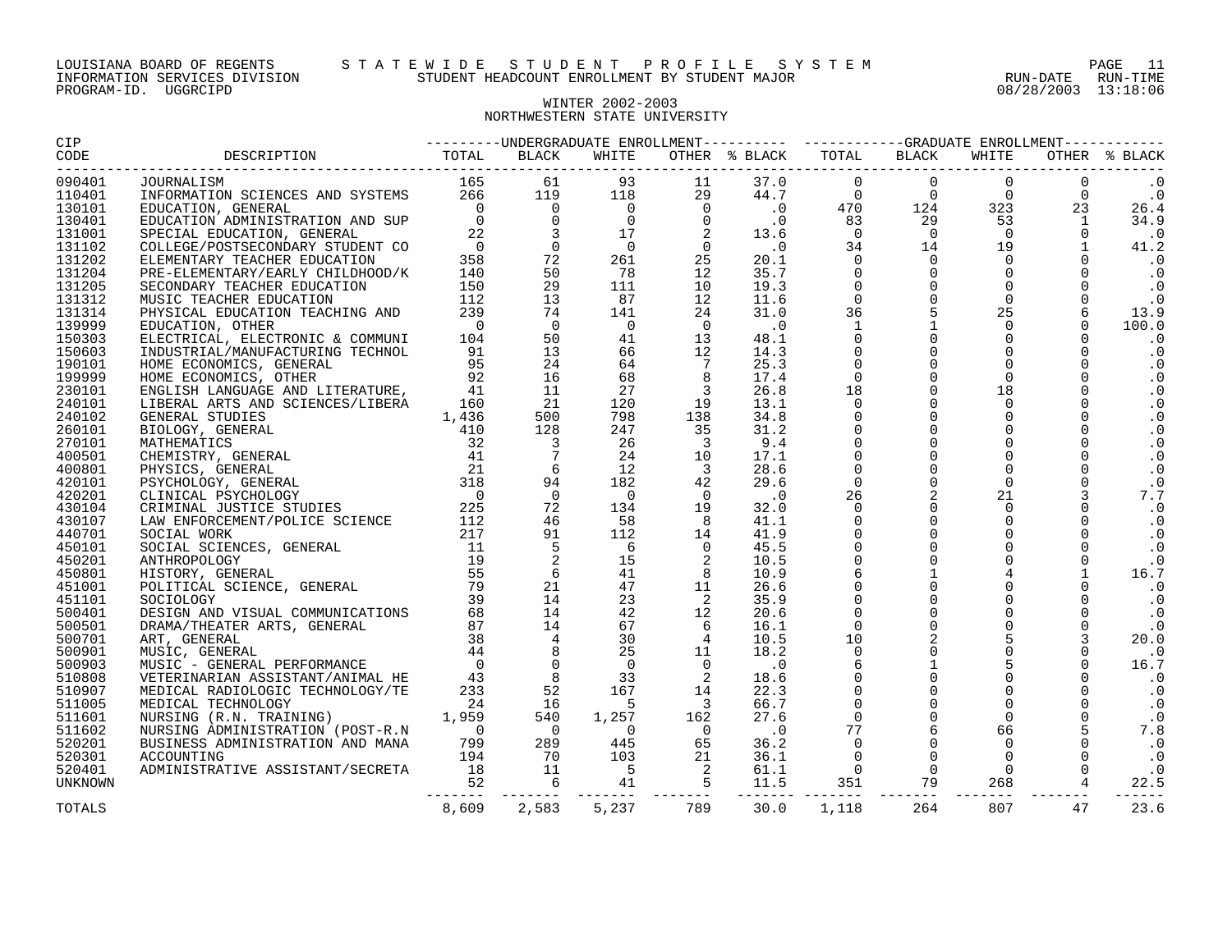LOUISIANA BOARD OF REGENTS — STATEWIDE STUDENT PROFILE SYSTEM
INFORMATION SERVICES DIVISION — STUDENT HEADCOUNT ENROLLMENT BY STUDENT MAJOR
PROGRAM-ID. UGGRCIPD — RUN-DATE 08/28/2003 RUN-TIME 13:18:06

## WINTER 2002-2003
## NORTHWESTERN STATE UNIVERSITY

| CIP CODE | DESCRIPTION | UNDERGRADUATE ENROLLMENT TOTAL | BLACK | WHITE | OTHER | % BLACK | GRADUATE ENROLLMENT TOTAL | BLACK | WHITE | OTHER | % BLACK |
|---|---|---|---|---|---|---|---|---|---|---|---|
| 090401 | JOURNALISM | 165 | 61 | 93 | 11 | 37.0 | 0 | 0 | 0 | 0 | .0 |
| 110401 | INFORMATION SCIENCES AND SYSTEMS | 266 | 119 | 118 | 29 | 44.7 | 0 | 0 | 0 | 0 | .0 |
| 130101 | EDUCATION, GENERAL | 0 | 0 | 0 | 0 | .0 | 470 | 124 | 323 | 23 | 26.4 |
| 130401 | EDUCATION ADMINISTRATION AND SUP | 0 | 0 | 0 | 0 | .0 | 83 | 29 | 53 | 1 | 34.9 |
| 131001 | SPECIAL EDUCATION, GENERAL | 22 | 3 | 17 | 2 | 13.6 | 0 | 0 | 0 | 0 | .0 |
| 131102 | COLLEGE/POSTSECONDARY STUDENT CO | 0 | 0 | 0 | 0 | .0 | 34 | 14 | 19 | 1 | 41.2 |
| 131202 | ELEMENTARY TEACHER EDUCATION | 358 | 72 | 261 | 25 | 20.1 | 0 | 0 | 0 | 0 | .0 |
| 131204 | PRE-ELEMENTARY/EARLY CHILDHOOD/K | 140 | 50 | 78 | 12 | 35.7 | 0 | 0 | 0 | 0 | .0 |
| 131205 | SECONDARY TEACHER EDUCATION | 150 | 29 | 111 | 10 | 19.3 | 0 | 0 | 0 | 0 | .0 |
| 131312 | MUSIC TEACHER EDUCATION | 112 | 13 | 87 | 12 | 11.6 | 0 | 0 | 0 | 0 | .0 |
| 131314 | PHYSICAL EDUCATION TEACHING AND | 239 | 74 | 141 | 24 | 31.0 | 36 | 5 | 25 | 6 | 13.9 |
| 139999 | EDUCATION, OTHER | 0 | 0 | 0 | 0 | .0 | 1 | 1 | 0 | 0 | 100.0 |
| 150303 | ELECTRICAL, ELECTRONIC & COMMUNI | 104 | 50 | 41 | 13 | 48.1 | 0 | 0 | 0 | 0 | .0 |
| 150603 | INDUSTRIAL/MANUFACTURING TECHNOL | 91 | 13 | 66 | 12 | 14.3 | 0 | 0 | 0 | 0 | .0 |
| 190101 | HOME ECONOMICS, GENERAL | 95 | 24 | 64 | 7 | 25.3 | 0 | 0 | 0 | 0 | .0 |
| 199999 | HOME ECONOMICS, OTHER | 92 | 16 | 68 | 8 | 17.4 | 0 | 0 | 0 | 0 | .0 |
| 230101 | ENGLISH LANGUAGE AND LITERATURE, | 41 | 11 | 27 | 3 | 26.8 | 18 | 0 | 18 | 0 | .0 |
| 240101 | LIBERAL ARTS AND SCIENCES/LIBERA | 160 | 21 | 120 | 19 | 13.1 | 0 | 0 | 0 | 0 | .0 |
| 240102 | GENERAL STUDIES | 1,436 | 500 | 798 | 138 | 34.8 | 0 | 0 | 0 | 0 | .0 |
| 260101 | BIOLOGY, GENERAL | 410 | 128 | 247 | 35 | 31.2 | 0 | 0 | 0 | 0 | .0 |
| 270101 | MATHEMATICS | 32 | 3 | 26 | 3 | 9.4 | 0 | 0 | 0 | 0 | .0 |
| 400501 | CHEMISTRY, GENERAL | 41 | 7 | 24 | 10 | 17.1 | 0 | 0 | 0 | 0 | .0 |
| 400801 | PHYSICS, GENERAL | 21 | 6 | 12 | 3 | 28.6 | 0 | 0 | 0 | 0 | .0 |
| 420101 | PSYCHOLOGY, GENERAL | 318 | 94 | 182 | 42 | 29.6 | 0 | 0 | 0 | 0 | .0 |
| 420201 | CLINICAL PSYCHOLOGY | 0 | 0 | 0 | 0 | .0 | 26 | 2 | 21 | 3 | 7.7 |
| 430104 | CRIMINAL JUSTICE STUDIES | 225 | 72 | 134 | 19 | 32.0 | 0 | 0 | 0 | 0 | .0 |
| 430107 | LAW ENFORCEMENT/POLICE SCIENCE | 112 | 46 | 58 | 8 | 41.1 | 0 | 0 | 0 | 0 | .0 |
| 440701 | SOCIAL WORK | 217 | 91 | 112 | 14 | 41.9 | 0 | 0 | 0 | 0 | .0 |
| 450101 | SOCIAL SCIENCES, GENERAL | 11 | 5 | 6 | 0 | 45.5 | 0 | 0 | 0 | 0 | .0 |
| 450201 | ANTHROPOLOGY | 19 | 2 | 15 | 2 | 10.5 | 0 | 0 | 0 | 0 | .0 |
| 450801 | HISTORY, GENERAL | 55 | 6 | 41 | 8 | 10.9 | 6 | 1 | 4 | 1 | 16.7 |
| 451001 | POLITICAL SCIENCE, GENERAL | 79 | 21 | 47 | 11 | 26.6 | 0 | 0 | 0 | 0 | .0 |
| 451101 | SOCIOLOGY | 39 | 14 | 23 | 2 | 35.9 | 0 | 0 | 0 | 0 | .0 |
| 500401 | DESIGN AND VISUAL COMMUNICATIONS | 68 | 14 | 42 | 12 | 20.6 | 0 | 0 | 0 | 0 | .0 |
| 500501 | DRAMA/THEATER ARTS, GENERAL | 87 | 14 | 67 | 6 | 16.1 | 0 | 0 | 0 | 0 | .0 |
| 500701 | ART, GENERAL | 38 | 4 | 30 | 4 | 10.5 | 10 | 2 | 5 | 3 | 20.0 |
| 500901 | MUSIC, GENERAL | 44 | 8 | 25 | 11 | 18.2 | 0 | 0 | 0 | 0 | .0 |
| 500903 | MUSIC - GENERAL PERFORMANCE | 0 | 0 | 0 | 0 | .0 | 6 | 1 | 5 | 0 | 16.7 |
| 510808 | VETERINARIAN ASSISTANT/ANIMAL HE | 43 | 8 | 33 | 2 | 18.6 | 0 | 0 | 0 | 0 | .0 |
| 510907 | MEDICAL RADIOLOGIC TECHNOLOGY/TE | 233 | 52 | 167 | 14 | 22.3 | 0 | 0 | 0 | 0 | .0 |
| 511005 | MEDICAL TECHNOLOGY | 24 | 16 | 5 | 3 | 66.7 | 0 | 0 | 0 | 0 | .0 |
| 511601 | NURSING (R.N. TRAINING) | 1,959 | 540 | 1,257 | 162 | 27.6 | 0 | 0 | 0 | 0 | .0 |
| 511602 | NURSING ADMINISTRATION (POST-R.N | 0 | 0 | 0 | 0 | .0 | 77 | 6 | 66 | 5 | 7.8 |
| 520201 | BUSINESS ADMINISTRATION AND MANA | 799 | 289 | 445 | 65 | 36.2 | 0 | 0 | 0 | 0 | .0 |
| 520301 | ACCOUNTING | 194 | 70 | 103 | 21 | 36.1 | 0 | 0 | 0 | 0 | .0 |
| 520401 | ADMINISTRATIVE ASSISTANT/SECRETA | 18 | 11 | 5 | 2 | 61.1 | 0 | 0 | 0 | 0 | .0 |
| UNKNOWN | | 52 | 6 | 41 | 5 | 11.5 | 351 | 79 | 268 | 4 | 22.5 |
| TOTALS | | 8,609 | 2,583 | 5,237 | 789 | 30.0 | 1,118 | 264 | 807 | 47 | 23.6 |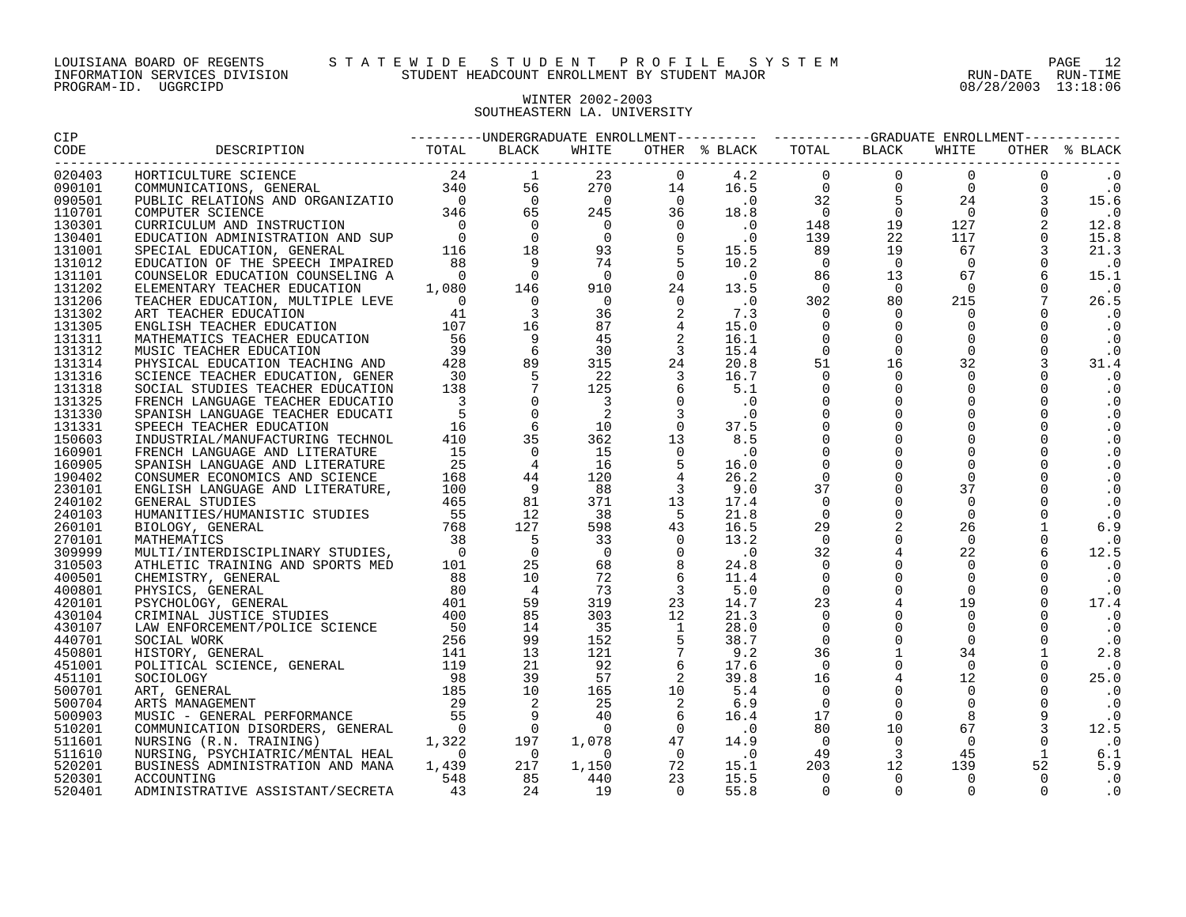LOUISIANA BOARD OF REGENTS — STATEWIDE STUDENT PROFILE SYSTEM
INFORMATION SERVICES DIVISION — STUDENT HEADCOUNT ENROLLMENT BY STUDENT MAJOR — RUN-DATE 08/28/2003 RUN-TIME 13:18:06
PROGRAM-ID. UGGRCIPD

## WINTER 2002-2003
## SOUTHEASTERN LA. UNIVERSITY

| CIP CODE | DESCRIPTION | UNDERGRADUATE ENROLLMENT TOTAL | BLACK | WHITE | OTHER | % BLACK | GRADUATE ENROLLMENT TOTAL | BLACK | WHITE | OTHER | % BLACK |
|---|---|---|---|---|---|---|---|---|---|---|---|
| 020403 | HORTICULTURE SCIENCE | 24 | 1 | 23 | 0 | 4.2 | 0 | 0 | 0 | 0 | .0 |
| 090101 | COMMUNICATIONS, GENERAL | 340 | 56 | 270 | 14 | 16.5 | 0 | 0 | 0 | 0 | .0 |
| 090501 | PUBLIC RELATIONS AND ORGANIZATIO | 0 | 0 | 0 | 0 | .0 | 32 | 5 | 24 | 3 | 15.6 |
| 110701 | COMPUTER SCIENCE | 346 | 65 | 245 | 36 | 18.8 | 0 | 0 | 0 | 0 | .0 |
| 130301 | CURRICULUM AND INSTRUCTION | 0 | 0 | 0 | 0 | .0 | 148 | 19 | 127 | 2 | 12.8 |
| 130401 | EDUCATION ADMINISTRATION AND SUP | 0 | 0 | 0 | 0 | .0 | 139 | 22 | 117 | 0 | 15.8 |
| 131001 | SPECIAL EDUCATION, GENERAL | 116 | 18 | 93 | 5 | 15.5 | 89 | 19 | 67 | 3 | 21.3 |
| 131012 | EDUCATION OF THE SPEECH IMPAIRED | 88 | 9 | 74 | 5 | 10.2 | 0 | 0 | 0 | 0 | .0 |
| 131101 | COUNSELOR EDUCATION COUNSELING A | 0 | 0 | 0 | 0 | .0 | 86 | 13 | 67 | 6 | 15.1 |
| 131202 | ELEMENTARY TEACHER EDUCATION | 1,080 | 146 | 910 | 24 | 13.5 | 0 | 0 | 0 | 0 | .0 |
| 131206 | TEACHER EDUCATION, MULTIPLE LEVE | 0 | 0 | 0 | 0 | .0 | 302 | 80 | 215 | 7 | 26.5 |
| 131302 | ART TEACHER EDUCATION | 41 | 3 | 36 | 2 | 7.3 | 0 | 0 | 0 | 0 | .0 |
| 131305 | ENGLISH TEACHER EDUCATION | 107 | 16 | 87 | 4 | 15.0 | 0 | 0 | 0 | 0 | .0 |
| 131311 | MATHEMATICS TEACHER EDUCATION | 56 | 9 | 45 | 2 | 16.1 | 0 | 0 | 0 | 0 | .0 |
| 131312 | MUSIC TEACHER EDUCATION | 39 | 6 | 30 | 3 | 15.4 | 0 | 0 | 0 | 0 | .0 |
| 131314 | PHYSICAL EDUCATION TEACHING AND | 428 | 89 | 315 | 24 | 20.8 | 51 | 16 | 32 | 3 | 31.4 |
| 131316 | SCIENCE TEACHER EDUCATION, GENER | 30 | 5 | 22 | 3 | 16.7 | 0 | 0 | 0 | 0 | .0 |
| 131318 | SOCIAL STUDIES TEACHER EDUCATION | 138 | 7 | 125 | 6 | 5.1 | 0 | 0 | 0 | 0 | .0 |
| 131325 | FRENCH LANGUAGE TEACHER EDUCATIO | 3 | 0 | 3 | 0 | .0 | 0 | 0 | 0 | 0 | .0 |
| 131330 | SPANISH LANGUAGE TEACHER EDUCATI | 5 | 0 | 2 | 3 | .0 | 0 | 0 | 0 | 0 | .0 |
| 131331 | SPEECH TEACHER EDUCATION | 16 | 6 | 10 | 0 | 37.5 | 0 | 0 | 0 | 0 | .0 |
| 150603 | INDUSTRIAL/MANUFACTURING TECHNOL | 410 | 35 | 362 | 13 | 8.5 | 0 | 0 | 0 | 0 | .0 |
| 160901 | FRENCH LANGUAGE AND LITERATURE | 15 | 0 | 15 | 0 | .0 | 0 | 0 | 0 | 0 | .0 |
| 160905 | SPANISH LANGUAGE AND LITERATURE | 25 | 4 | 16 | 5 | 16.0 | 0 | 0 | 0 | 0 | .0 |
| 190402 | CONSUMER ECONOMICS AND SCIENCE | 168 | 44 | 120 | 4 | 26.2 | 0 | 0 | 0 | 0 | .0 |
| 230101 | ENGLISH LANGUAGE AND LITERATURE, | 100 | 9 | 88 | 3 | 9.0 | 37 | 0 | 37 | 0 | .0 |
| 240102 | GENERAL STUDIES | 465 | 81 | 371 | 13 | 17.4 | 0 | 0 | 0 | 0 | .0 |
| 240103 | HUMANITIES/HUMANISTIC STUDIES | 55 | 12 | 38 | 5 | 21.8 | 0 | 0 | 0 | 0 | .0 |
| 260101 | BIOLOGY, GENERAL | 768 | 127 | 598 | 43 | 16.5 | 29 | 2 | 26 | 1 | 6.9 |
| 270101 | MATHEMATICS | 38 | 5 | 33 | 0 | 13.2 | 0 | 0 | 0 | 0 | .0 |
| 309999 | MULTI/INTERDISCIPLINARY STUDIES, | 0 | 0 | 0 | 0 | .0 | 32 | 4 | 22 | 6 | 12.5 |
| 310503 | ATHLETIC TRAINING AND SPORTS MED | 101 | 25 | 68 | 8 | 24.8 | 0 | 0 | 0 | 0 | .0 |
| 400501 | CHEMISTRY, GENERAL | 88 | 10 | 72 | 6 | 11.4 | 0 | 0 | 0 | 0 | .0 |
| 400801 | PHYSICS, GENERAL | 80 | 4 | 73 | 3 | 5.0 | 0 | 0 | 0 | 0 | .0 |
| 420101 | PSYCHOLOGY, GENERAL | 401 | 59 | 319 | 23 | 14.7 | 23 | 4 | 19 | 0 | 17.4 |
| 430104 | CRIMINAL JUSTICE STUDIES | 400 | 85 | 303 | 12 | 21.3 | 0 | 0 | 0 | 0 | .0 |
| 430107 | LAW ENFORCEMENT/POLICE SCIENCE | 50 | 14 | 35 | 1 | 28.0 | 0 | 0 | 0 | 0 | .0 |
| 440701 | SOCIAL WORK | 256 | 99 | 152 | 5 | 38.7 | 0 | 0 | 0 | 0 | .0 |
| 450801 | HISTORY, GENERAL | 141 | 13 | 121 | 7 | 9.2 | 36 | 1 | 34 | 1 | 2.8 |
| 451001 | POLITICAL SCIENCE, GENERAL | 119 | 21 | 92 | 6 | 17.6 | 0 | 0 | 0 | 0 | .0 |
| 451101 | SOCIOLOGY | 98 | 39 | 57 | 2 | 39.8 | 16 | 4 | 12 | 0 | 25.0 |
| 500701 | ART, GENERAL | 185 | 10 | 165 | 10 | 5.4 | 0 | 0 | 0 | 0 | .0 |
| 500704 | ARTS MANAGEMENT | 29 | 2 | 25 | 2 | 6.9 | 0 | 0 | 0 | 0 | .0 |
| 500903 | MUSIC - GENERAL PERFORMANCE | 55 | 9 | 40 | 6 | 16.4 | 17 | 0 | 8 | 9 | .0 |
| 510201 | COMMUNICATION DISORDERS, GENERAL | 0 | 0 | 0 | 0 | .0 | 80 | 10 | 67 | 3 | 12.5 |
| 511601 | NURSING (R.N. TRAINING) | 1,322 | 197 | 1,078 | 47 | 14.9 | 0 | 0 | 0 | 0 | .0 |
| 511610 | NURSING, PSYCHIATRIC/MENTAL HEAL | 0 | 0 | 0 | 0 | .0 | 49 | 3 | 45 | 1 | 6.1 |
| 520201 | BUSINESS ADMINISTRATION AND MANA | 1,439 | 217 | 1,150 | 72 | 15.1 | 203 | 12 | 139 | 52 | 5.9 |
| 520301 | ACCOUNTING | 548 | 85 | 440 | 23 | 15.5 | 0 | 0 | 0 | 0 | .0 |
| 520401 | ADMINISTRATIVE ASSISTANT/SECRETA | 43 | 24 | 19 | 0 | 55.8 | 0 | 0 | 0 | 0 | .0 |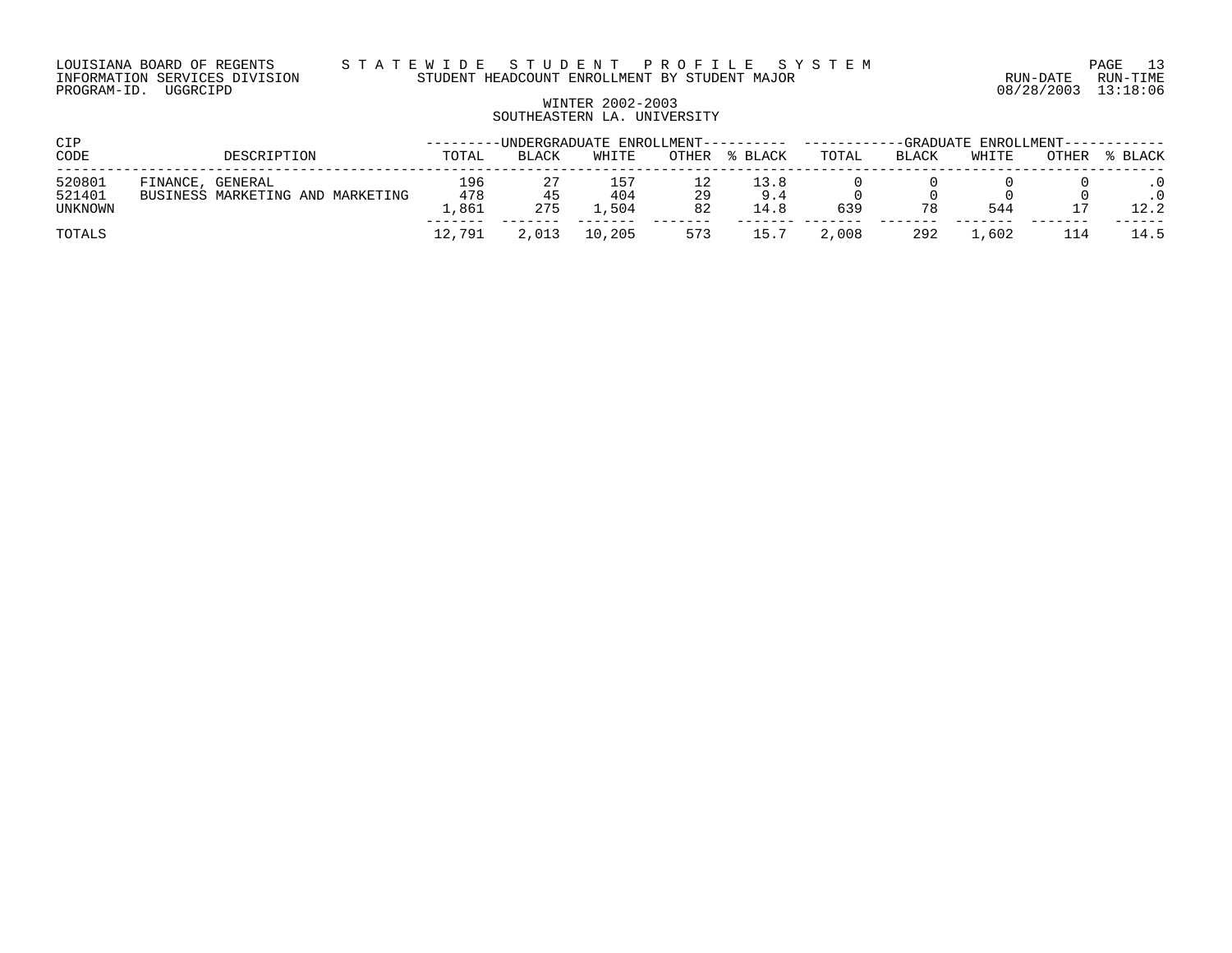LOUISIANA BOARD OF REGENTS — STATEWIDE STUDENT PROFILE SYSTEM
INFORMATION SERVICES DIVISION — STUDENT HEADCOUNT ENROLLMENT BY STUDENT MAJOR
PROGRAM-ID. UGGRCIPD — RUN-DATE 08/28/2003 RUN-TIME 13:18:06

## WINTER 2002-2003
## SOUTHEASTERN LA. UNIVERSITY

| CIP | | UNDERGRADUATE ENROLLMENT | | | | | GRADUATE ENROLLMENT | | | | |
|---|---|---|---|---|---|---|---|---|---|---|---|
| CODE | DESCRIPTION | TOTAL | BLACK | WHITE | OTHER | % BLACK | TOTAL | BLACK | WHITE | OTHER | % BLACK |
| 520801 | FINANCE, GENERAL | 196 | 27 | 157 | 12 | 13.8 | 0 | 0 | 0 | 0 | .0 |
| 521401 | BUSINESS MARKETING AND MARKETING | 478 | 45 | 404 | 29 | 9.4 | 0 | 0 | 0 | 0 | .0 |
| UNKNOWN | | 1,861 | 275 | 1,504 | 82 | 14.8 | 639 | 78 | 544 | 17 | 12.2 |
| TOTALS | | 12,791 | 2,013 | 10,205 | 573 | 15.7 | 2,008 | 292 | 1,602 | 114 | 14.5 |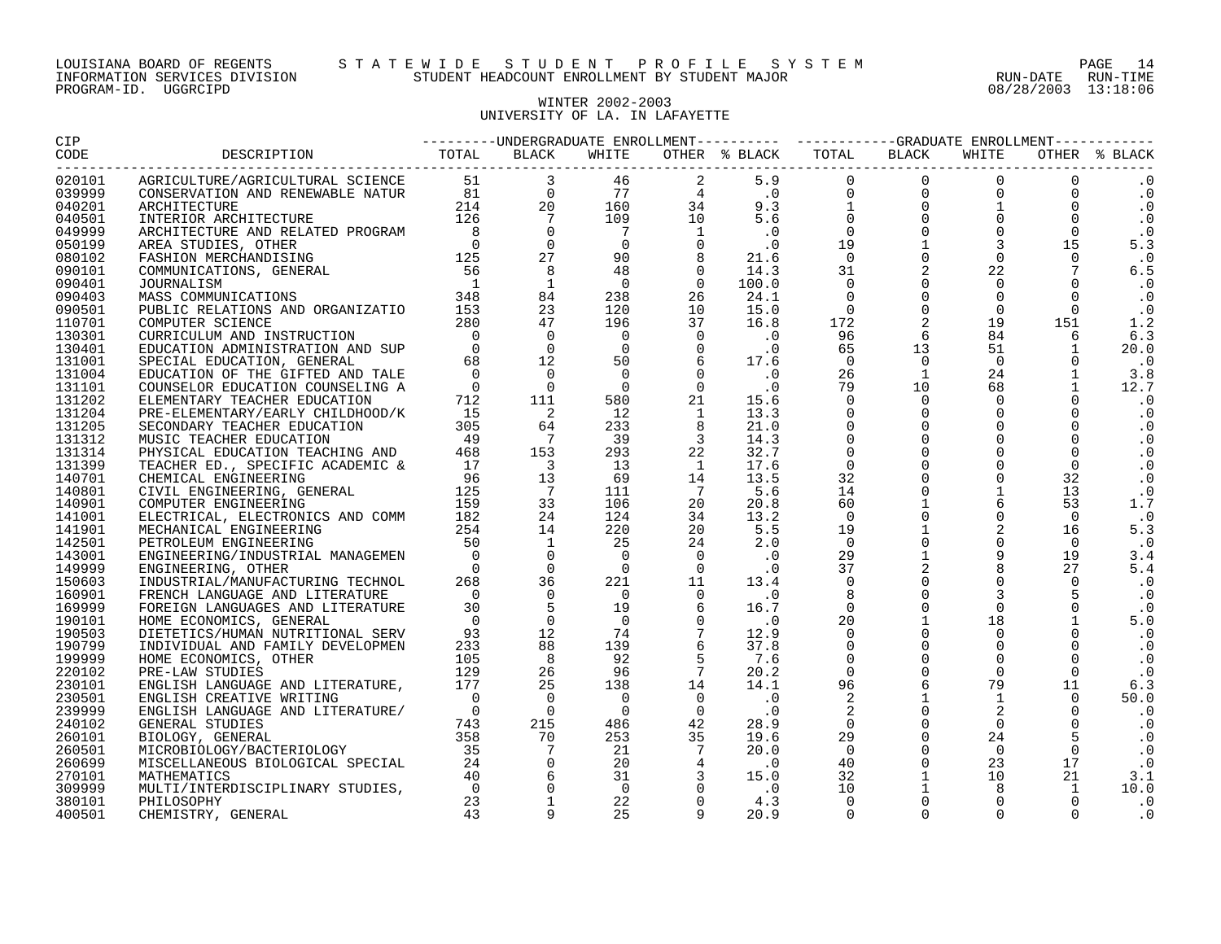LOUISIANA BOARD OF REGENTS — STATEWIDE STUDENT PROFILE SYSTEM
INFORMATION SERVICES DIVISION — STUDENT HEADCOUNT ENROLLMENT BY STUDENT MAJOR — RUN-DATE 08/28/2003 RUN-TIME 13:18:06
PROGRAM-ID. UGGRCIPD

## WINTER 2002-2003
## UNIVERSITY OF LA. IN LAFAYETTE

| CIP CODE | DESCRIPTION | UNDERGRADUATE ENROLLMENT TOTAL | BLACK | WHITE | OTHER | % BLACK | GRADUATE ENROLLMENT TOTAL | BLACK | WHITE | OTHER | % BLACK |
|---|---|---|---|---|---|---|---|---|---|---|---|
| 020101 | AGRICULTURE/AGRICULTURAL SCIENCE | 51 | 3 | 46 | 2 | 5.9 | 0 | 0 | 0 | 0 | .0 |
| 039999 | CONSERVATION AND RENEWABLE NATUR | 81 | 0 | 77 | 4 | .0 | 0 | 0 | 0 | 0 | .0 |
| 040201 | ARCHITECTURE | 214 | 20 | 160 | 34 | 9.3 | 1 | 0 | 1 | 0 | .0 |
| 040501 | INTERIOR ARCHITECTURE | 126 | 7 | 109 | 10 | 5.6 | 0 | 0 | 0 | 0 | .0 |
| 049999 | ARCHITECTURE AND RELATED PROGRAM | 8 | 0 | 7 | 1 | .0 | 0 | 0 | 0 | 0 | .0 |
| 050199 | AREA STUDIES, OTHER | 0 | 0 | 0 | 0 | .0 | 19 | 1 | 3 | 15 | 5.3 |
| 080102 | FASHION MERCHANDISING | 125 | 27 | 90 | 8 | 21.6 | 0 | 0 | 0 | 0 | .0 |
| 090101 | COMMUNICATIONS, GENERAL | 56 | 8 | 48 | 0 | 14.3 | 31 | 2 | 22 | 7 | 6.5 |
| 090401 | JOURNALISM | 1 | 1 | 0 | 0 | 100.0 | 0 | 0 | 0 | 0 | .0 |
| 090403 | MASS COMMUNICATIONS | 348 | 84 | 238 | 26 | 24.1 | 0 | 0 | 0 | 0 | .0 |
| 090501 | PUBLIC RELATIONS AND ORGANIZATIO | 153 | 23 | 120 | 10 | 15.0 | 0 | 0 | 0 | 0 | .0 |
| 110701 | COMPUTER SCIENCE | 280 | 47 | 196 | 37 | 16.8 | 172 | 2 | 19 | 151 | 1.2 |
| 130301 | CURRICULUM AND INSTRUCTION | 0 | 0 | 0 | 0 | .0 | 96 | 6 | 84 | 6 | 6.3 |
| 130401 | EDUCATION ADMINISTRATION AND SUP | 0 | 0 | 0 | 0 | .0 | 65 | 13 | 51 | 1 | 20.0 |
| 131001 | SPECIAL EDUCATION, GENERAL | 68 | 12 | 50 | 6 | 17.6 | 0 | 0 | 0 | 0 | .0 |
| 131004 | EDUCATION OF THE GIFTED AND TALE | 0 | 0 | 0 | 0 | .0 | 26 | 1 | 24 | 1 | 3.8 |
| 131101 | COUNSELOR EDUCATION COUNSELING A | 0 | 0 | 0 | 0 | .0 | 79 | 10 | 68 | 1 | 12.7 |
| 131202 | ELEMENTARY TEACHER EDUCATION | 712 | 111 | 580 | 21 | 15.6 | 0 | 0 | 0 | 0 | .0 |
| 131204 | PRE-ELEMENTARY/EARLY CHILDHOOD/K | 15 | 2 | 12 | 1 | 13.3 | 0 | 0 | 0 | 0 | .0 |
| 131205 | SECONDARY TEACHER EDUCATION | 305 | 64 | 233 | 8 | 21.0 | 0 | 0 | 0 | 0 | .0 |
| 131312 | MUSIC TEACHER EDUCATION | 49 | 7 | 39 | 3 | 14.3 | 0 | 0 | 0 | 0 | .0 |
| 131314 | PHYSICAL EDUCATION TEACHING AND | 468 | 153 | 293 | 22 | 32.7 | 0 | 0 | 0 | 0 | .0 |
| 131399 | TEACHER ED., SPECIFIC ACADEMIC & | 17 | 3 | 13 | 1 | 17.6 | 0 | 0 | 0 | 0 | .0 |
| 140701 | CHEMICAL ENGINEERING | 96 | 13 | 69 | 14 | 13.5 | 32 | 0 | 0 | 32 | .0 |
| 140801 | CIVIL ENGINEERING, GENERAL | 125 | 7 | 111 | 7 | 5.6 | 14 | 0 | 1 | 13 | .0 |
| 140901 | COMPUTER ENGINEERING | 159 | 33 | 106 | 20 | 20.8 | 60 | 1 | 6 | 53 | 1.7 |
| 141001 | ELECTRICAL, ELECTRONICS AND COMM | 182 | 24 | 124 | 34 | 13.2 | 0 | 0 | 0 | 0 | .0 |
| 141901 | MECHANICAL ENGINEERING | 254 | 14 | 220 | 20 | 5.5 | 19 | 1 | 2 | 16 | 5.3 |
| 142501 | PETROLEUM ENGINEERING | 50 | 1 | 25 | 24 | 2.0 | 0 | 0 | 0 | 0 | .0 |
| 143001 | ENGINEERING/INDUSTRIAL MANAGEMEN | 0 | 0 | 0 | 0 | .0 | 29 | 1 | 9 | 19 | 3.4 |
| 149999 | ENGINEERING, OTHER | 0 | 0 | 0 | 0 | .0 | 37 | 2 | 8 | 27 | 5.4 |
| 150603 | INDUSTRIAL/MANUFACTURING TECHNOL | 268 | 36 | 221 | 11 | 13.4 | 0 | 0 | 0 | 0 | .0 |
| 160901 | FRENCH LANGUAGE AND LITERATURE | 0 | 0 | 0 | 0 | .0 | 8 | 0 | 3 | 5 | .0 |
| 169999 | FOREIGN LANGUAGES AND LITERATURE | 30 | 5 | 19 | 6 | 16.7 | 0 | 0 | 0 | 0 | .0 |
| 190101 | HOME ECONOMICS, GENERAL | 0 | 0 | 0 | 0 | .0 | 20 | 1 | 18 | 1 | 5.0 |
| 190503 | DIETETICS/HUMAN NUTRITIONAL SERV | 93 | 12 | 74 | 7 | 12.9 | 0 | 0 | 0 | 0 | .0 |
| 190799 | INDIVIDUAL AND FAMILY DEVELOPMEN | 233 | 88 | 139 | 6 | 37.8 | 0 | 0 | 0 | 0 | .0 |
| 199999 | HOME ECONOMICS, OTHER | 105 | 8 | 92 | 5 | 7.6 | 0 | 0 | 0 | 0 | .0 |
| 220102 | PRE-LAW STUDIES | 129 | 26 | 96 | 7 | 20.2 | 0 | 0 | 0 | 0 | .0 |
| 230101 | ENGLISH LANGUAGE AND LITERATURE, | 177 | 25 | 138 | 14 | 14.1 | 96 | 6 | 79 | 11 | 6.3 |
| 230501 | ENGLISH CREATIVE WRITING | 0 | 0 | 0 | 0 | .0 | 2 | 1 | 1 | 0 | 50.0 |
| 239999 | ENGLISH LANGUAGE AND LITERATURE/ | 0 | 0 | 0 | 0 | .0 | 2 | 0 | 2 | 0 | .0 |
| 240102 | GENERAL STUDIES | 743 | 215 | 486 | 42 | 28.9 | 0 | 0 | 0 | 0 | .0 |
| 260101 | BIOLOGY, GENERAL | 358 | 70 | 253 | 35 | 19.6 | 29 | 0 | 24 | 5 | .0 |
| 260501 | MICROBIOLOGY/BACTERIOLOGY | 35 | 7 | 21 | 7 | 20.0 | 0 | 0 | 0 | 0 | .0 |
| 260699 | MISCELLANEOUS BIOLOGICAL SPECIAL | 24 | 0 | 20 | 4 | .0 | 40 | 0 | 23 | 17 | .0 |
| 270101 | MATHEMATICS | 40 | 6 | 31 | 3 | 15.0 | 32 | 1 | 10 | 21 | 3.1 |
| 309999 | MULTI/INTERDISCIPLINARY STUDIES, | 0 | 0 | 0 | 0 | .0 | 10 | 1 | 8 | 1 | 10.0 |
| 380101 | PHILOSOPHY | 23 | 1 | 22 | 0 | 4.3 | 0 | 0 | 0 | 0 | .0 |
| 400501 | CHEMISTRY, GENERAL | 43 | 9 | 25 | 9 | 20.9 | 0 | 0 | 0 | 0 | .0 |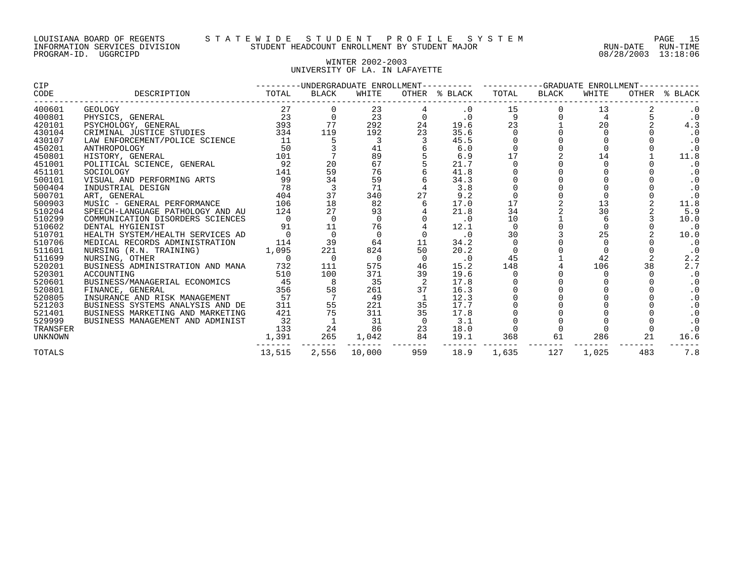LOUISIANA BOARD OF REGENTS — STATEWIDE STUDENT PROFILE SYSTEM
INFORMATION SERVICES DIVISION — STUDENT HEADCOUNT ENROLLMENT BY STUDENT MAJOR
PROGRAM-ID. UGGRCIPD

RUN-DATE 08/28/2003 RUN-TIME 13:18:06

## WINTER 2002-2003
## UNIVERSITY OF LA. IN LAFAYETTE

| CIP CODE | DESCRIPTION | UNDERGRADUATE ENROLLMENT TOTAL | BLACK | WHITE | OTHER | % BLACK | GRADUATE ENROLLMENT TOTAL | BLACK | WHITE | OTHER | % BLACK |
|---|---|---|---|---|---|---|---|---|---|---|---|
| 400601 | GEOLOGY | 27 | 0 | 23 | 4 | .0 | 15 | 0 | 13 | 2 | .0 |
| 400801 | PHYSICS, GENERAL | 23 | 0 | 23 | 0 | .0 | 9 | 0 | 4 | 5 | .0 |
| 420101 | PSYCHOLOGY, GENERAL | 393 | 77 | 292 | 24 | 19.6 | 23 | 1 | 20 | 2 | 4.3 |
| 430104 | CRIMINAL JUSTICE STUDIES | 334 | 119 | 192 | 23 | 35.6 | 0 | 0 | 0 | 0 | .0 |
| 430107 | LAW ENFORCEMENT/POLICE SCIENCE | 11 | 5 | 3 | 3 | 45.5 | 0 | 0 | 0 | 0 | .0 |
| 450201 | ANTHROPOLOGY | 50 | 3 | 41 | 6 | 6.0 | 0 | 0 | 0 | 0 | .0 |
| 450801 | HISTORY, GENERAL | 101 | 7 | 89 | 5 | 6.9 | 17 | 2 | 14 | 1 | 11.8 |
| 451001 | POLITICAL SCIENCE, GENERAL | 92 | 20 | 67 | 5 | 21.7 | 0 | 0 | 0 | 0 | .0 |
| 451101 | SOCIOLOGY | 141 | 59 | 76 | 6 | 41.8 | 0 | 0 | 0 | 0 | .0 |
| 500101 | VISUAL AND PERFORMING ARTS | 99 | 34 | 59 | 6 | 34.3 | 0 | 0 | 0 | 0 | .0 |
| 500404 | INDUSTRIAL DESIGN | 78 | 3 | 71 | 4 | 3.8 | 0 | 0 | 0 | 0 | .0 |
| 500701 | ART, GENERAL | 404 | 37 | 340 | 27 | 9.2 | 0 | 0 | 0 | 0 | .0 |
| 500903 | MUSIC - GENERAL PERFORMANCE | 106 | 18 | 82 | 6 | 17.0 | 17 | 2 | 13 | 2 | 11.8 |
| 510204 | SPEECH-LANGUAGE PATHOLOGY AND AU | 124 | 27 | 93 | 4 | 21.8 | 34 | 2 | 30 | 2 | 5.9 |
| 510299 | COMMUNICATION DISORDERS SCIENCES | 0 | 0 | 0 | 0 | .0 | 10 | 1 | 6 | 3 | 10.0 |
| 510602 | DENTAL HYGIENIST | 91 | 11 | 76 | 4 | 12.1 | 0 | 0 | 0 | 0 | .0 |
| 510701 | HEALTH SYSTEM/HEALTH SERVICES AD | 0 | 0 | 0 | 0 | .0 | 30 | 3 | 25 | 2 | 10.0 |
| 510706 | MEDICAL RECORDS ADMINISTRATION | 114 | 39 | 64 | 11 | 34.2 | 0 | 0 | 0 | 0 | .0 |
| 511601 | NURSING (R.N. TRAINING) | 1,095 | 221 | 824 | 50 | 20.2 | 0 | 0 | 0 | 0 | .0 |
| 511699 | NURSING, OTHER | 0 | 0 | 0 | 0 | .0 | 45 | 1 | 42 | 2 | 2.2 |
| 520201 | BUSINESS ADMINISTRATION AND MANA | 732 | 111 | 575 | 46 | 15.2 | 148 | 4 | 106 | 38 | 2.7 |
| 520301 | ACCOUNTING | 510 | 100 | 371 | 39 | 19.6 | 0 | 0 | 0 | 0 | .0 |
| 520601 | BUSINESS/MANAGERIAL ECONOMICS | 45 | 8 | 35 | 2 | 17.8 | 0 | 0 | 0 | 0 | .0 |
| 520801 | FINANCE, GENERAL | 356 | 58 | 261 | 37 | 16.3 | 0 | 0 | 0 | 0 | .0 |
| 520805 | INSURANCE AND RISK MANAGEMENT | 57 | 7 | 49 | 1 | 12.3 | 0 | 0 | 0 | 0 | .0 |
| 521203 | BUSINESS SYSTEMS ANALYSIS AND DE | 311 | 55 | 221 | 35 | 17.7 | 0 | 0 | 0 | 0 | .0 |
| 521401 | BUSINESS MARKETING AND MARKETING | 421 | 75 | 311 | 35 | 17.8 | 0 | 0 | 0 | 0 | .0 |
| 529999 | BUSINESS MANAGEMENT AND ADMINIST | 32 | 1 | 31 | 0 | 3.1 | 0 | 0 | 0 | 0 | .0 |
| TRANSFER | | 133 | 24 | 86 | 23 | 18.0 | 0 | 0 | 0 | 0 | .0 |
| UNKNOWN | | 1,391 | 265 | 1,042 | 84 | 19.1 | 368 | 61 | 286 | 21 | 16.6 |
| TOTALS | | 13,515 | 2,556 | 10,000 | 959 | 18.9 | 1,635 | 127 | 1,025 | 483 | 7.8 |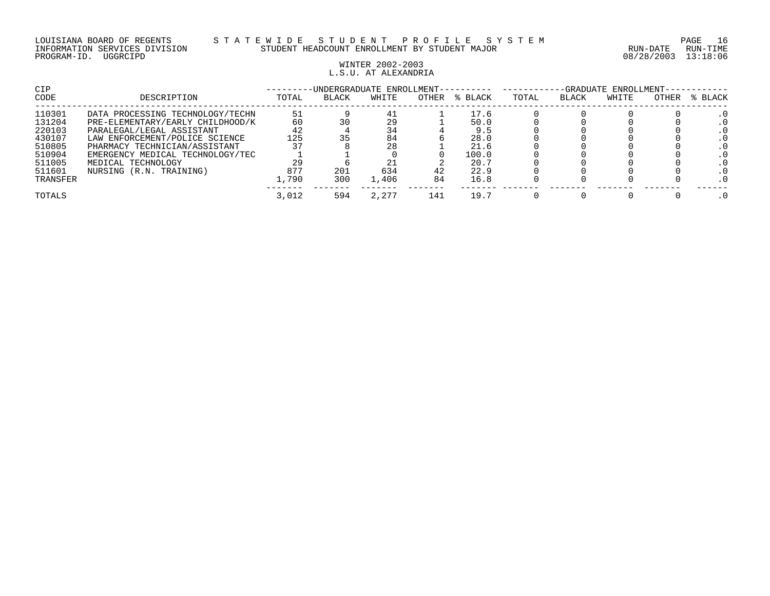LOUISIANA BOARD OF REGENTS — STATEWIDE STUDENT PROFILE SYSTEM
INFORMATION SERVICES DIVISION — STUDENT HEADCOUNT ENROLLMENT BY STUDENT MAJOR — RUN-DATE 08/28/2003 RUN-TIME 13:18:06
PROGRAM-ID. UGGRCIPD

WINTER 2002-2003
L.S.U. AT ALEXANDRIA

| CIP CODE | DESCRIPTION | UNDERGRADUATE ENROLLMENT TOTAL | BLACK | WHITE | OTHER | % BLACK | GRADUATE ENROLLMENT TOTAL | BLACK | WHITE | OTHER | % BLACK |
|---|---|---|---|---|---|---|---|---|---|---|---|
| 110301 | DATA PROCESSING TECHNOLOGY/TECHN | 51 | 9 | 41 | 1 | 17.6 | 0 | 0 | 0 | 0 | .0 |
| 131204 | PRE-ELEMENTARY/EARLY CHILDHOOD/K | 60 | 30 | 29 | 1 | 50.0 | 0 | 0 | 0 | 0 | .0 |
| 220103 | PARALEGAL/LEGAL ASSISTANT | 42 | 4 | 34 | 4 | 9.5 | 0 | 0 | 0 | 0 | .0 |
| 430107 | LAW ENFORCEMENT/POLICE SCIENCE | 125 | 35 | 84 | 6 | 28.0 | 0 | 0 | 0 | 0 | .0 |
| 510805 | PHARMACY TECHNICIAN/ASSISTANT | 37 | 8 | 28 | 1 | 21.6 | 0 | 0 | 0 | 0 | .0 |
| 510904 | EMERGENCY MEDICAL TECHNOLOGY/TEC | 1 | 1 | 0 | 0 | 100.0 | 0 | 0 | 0 | 0 | .0 |
| 511005 | MEDICAL TECHNOLOGY | 29 | 6 | 21 | 2 | 20.7 | 0 | 0 | 0 | 0 | .0 |
| 511601 | NURSING (R.N. TRAINING) | 877 | 201 | 634 | 42 | 22.9 | 0 | 0 | 0 | 0 | .0 |
| TRANSFER | | 1,790 | 300 | 1,406 | 84 | 16.8 | 0 | 0 | 0 | 0 | .0 |
| TOTALS | | 3,012 | 594 | 2,277 | 141 | 19.7 | 0 | 0 | 0 | 0 | .0 |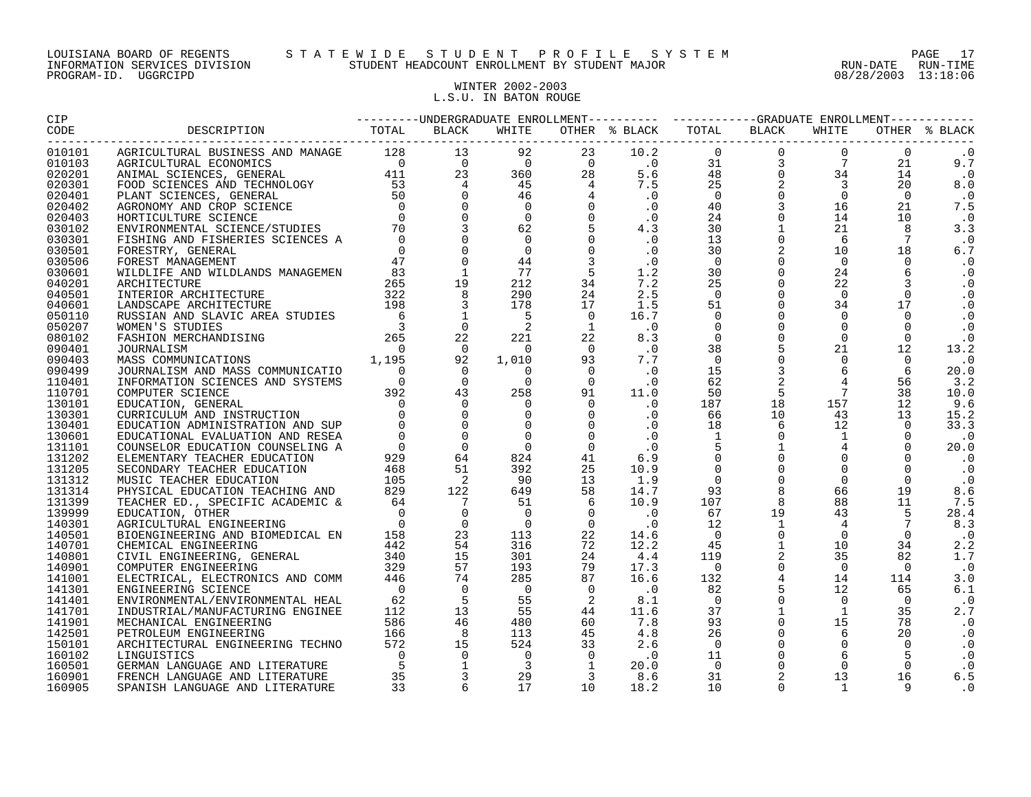LOUISIANA BOARD OF REGENTS — STATEWIDE STUDENT PROFILE SYSTEM
INFORMATION SERVICES DIVISION — STUDENT HEADCOUNT ENROLLMENT BY STUDENT MAJOR — RUN-DATE 08/28/2003 RUN-TIME 13:18:06
PROGRAM-ID. UGGRCIPD

## WINTER 2002-2003
## L.S.U. IN BATON ROUGE

| CIP CODE | DESCRIPTION | UNDERGRADUATE ENROLLMENT TOTAL | BLACK | WHITE | OTHER | % BLACK | GRADUATE ENROLLMENT TOTAL | BLACK | WHITE | OTHER | % BLACK |
|---|---|---|---|---|---|---|---|---|---|---|---|
| 010101 | AGRICULTURAL BUSINESS AND MANAGE | 128 | 13 | 92 | 23 | 10.2 | 0 | 0 | 0 | 0 | .0 |
| 010103 | AGRICULTURAL ECONOMICS | 0 | 0 | 0 | 0 | .0 | 31 | 3 | 7 | 21 | 9.7 |
| 020201 | ANIMAL SCIENCES, GENERAL | 411 | 23 | 360 | 28 | 5.6 | 48 | 0 | 34 | 14 | .0 |
| 020301 | FOOD SCIENCES AND TECHNOLOGY | 53 | 4 | 45 | 4 | 7.5 | 25 | 2 | 3 | 20 | 8.0 |
| 020401 | PLANT SCIENCES, GENERAL | 50 | 0 | 46 | 4 | .0 | 0 | 0 | 0 | 0 | .0 |
| 020402 | AGRONOMY AND CROP SCIENCE | 0 | 0 | 0 | 0 | .0 | 40 | 3 | 16 | 21 | 7.5 |
| 020403 | HORTICULTURE SCIENCE | 0 | 0 | 0 | 0 | .0 | 24 | 0 | 14 | 10 | .0 |
| 030102 | ENVIRONMENTAL SCIENCE/STUDIES | 70 | 3 | 62 | 5 | 4.3 | 30 | 1 | 21 | 8 | 3.3 |
| 030301 | FISHING AND FISHERIES SCIENCES A | 0 | 0 | 0 | 0 | .0 | 13 | 0 | 6 | 7 | .0 |
| 030501 | FORESTRY, GENERAL | 0 | 0 | 0 | 0 | .0 | 30 | 2 | 10 | 18 | 6.7 |
| 030506 | FOREST MANAGEMENT | 47 | 0 | 44 | 3 | .0 | 0 | 0 | 0 | 0 | .0 |
| 030601 | WILDLIFE AND WILDLANDS MANAGEMEN | 83 | 1 | 77 | 5 | 1.2 | 30 | 0 | 24 | 6 | .0 |
| 040201 | ARCHITECTURE | 265 | 19 | 212 | 34 | 7.2 | 25 | 0 | 22 | 3 | .0 |
| 040501 | INTERIOR ARCHITECTURE | 322 | 8 | 290 | 24 | 2.5 | 0 | 0 | 0 | 0 | .0 |
| 040601 | LANDSCAPE ARCHITECTURE | 198 | 3 | 178 | 17 | 1.5 | 51 | 0 | 34 | 17 | .0 |
| 050110 | RUSSIAN AND SLAVIC AREA STUDIES | 6 | 1 | 5 | 0 | 16.7 | 0 | 0 | 0 | 0 | .0 |
| 050207 | WOMEN'S STUDIES | 3 | 0 | 2 | 1 | .0 | 0 | 0 | 0 | 0 | .0 |
| 080102 | FASHION MERCHANDISING | 265 | 22 | 221 | 22 | 8.3 | 0 | 0 | 0 | 0 | .0 |
| 090401 | JOURNALISM | 0 | 0 | 0 | 0 | .0 | 38 | 5 | 21 | 12 | 13.2 |
| 090403 | MASS COMMUNICATIONS | 1,195 | 92 | 1,010 | 93 | 7.7 | 0 | 0 | 0 | 0 | .0 |
| 090499 | JOURNALISM AND MASS COMMUNICATIO | 0 | 0 | 0 | 0 | .0 | 15 | 3 | 6 | 6 | 20.0 |
| 110401 | INFORMATION SCIENCES AND SYSTEMS | 0 | 0 | 0 | 0 | .0 | 62 | 2 | 4 | 56 | 3.2 |
| 110701 | COMPUTER SCIENCE | 392 | 43 | 258 | 91 | 11.0 | 50 | 5 | 7 | 38 | 10.0 |
| 130101 | EDUCATION, GENERAL | 0 | 0 | 0 | 0 | .0 | 187 | 18 | 157 | 12 | 9.6 |
| 130301 | CURRICULUM AND INSTRUCTION | 0 | 0 | 0 | 0 | .0 | 66 | 10 | 43 | 13 | 15.2 |
| 130401 | EDUCATION ADMINISTRATION AND SUP | 0 | 0 | 0 | 0 | .0 | 18 | 6 | 12 | 0 | 33.3 |
| 130601 | EDUCATIONAL EVALUATION AND RESEA | 0 | 0 | 0 | 0 | .0 | 1 | 0 | 1 | 0 | .0 |
| 131101 | COUNSELOR EDUCATION COUNSELING A | 0 | 0 | 0 | 0 | .0 | 5 | 1 | 4 | 0 | 20.0 |
| 131202 | ELEMENTARY TEACHER EDUCATION | 929 | 64 | 824 | 41 | 6.9 | 0 | 0 | 0 | 0 | .0 |
| 131205 | SECONDARY TEACHER EDUCATION | 468 | 51 | 392 | 25 | 10.9 | 0 | 0 | 0 | 0 | .0 |
| 131312 | MUSIC TEACHER EDUCATION | 105 | 2 | 90 | 13 | 1.9 | 0 | 0 | 0 | 0 | .0 |
| 131314 | PHYSICAL EDUCATION TEACHING AND | 829 | 122 | 649 | 58 | 14.7 | 93 | 8 | 66 | 19 | 8.6 |
| 131399 | TEACHER ED., SPECIFIC ACADEMIC & | 64 | 7 | 51 | 6 | 10.9 | 107 | 8 | 88 | 11 | 7.5 |
| 139999 | EDUCATION, OTHER | 0 | 0 | 0 | 0 | .0 | 67 | 19 | 43 | 5 | 28.4 |
| 140301 | AGRICULTURAL ENGINEERING | 0 | 0 | 0 | 0 | .0 | 12 | 1 | 4 | 7 | 8.3 |
| 140501 | BIOENGINEERING AND BIOMEDICAL EN | 158 | 23 | 113 | 22 | 14.6 | 0 | 0 | 0 | 0 | .0 |
| 140701 | CHEMICAL ENGINEERING | 442 | 54 | 316 | 72 | 12.2 | 45 | 1 | 10 | 34 | 2.2 |
| 140801 | CIVIL ENGINEERING, GENERAL | 340 | 15 | 301 | 24 | 4.4 | 119 | 2 | 35 | 82 | 1.7 |
| 140901 | COMPUTER ENGINEERING | 329 | 57 | 193 | 79 | 17.3 | 0 | 0 | 0 | 0 | .0 |
| 141001 | ELECTRICAL, ELECTRONICS AND COMM | 446 | 74 | 285 | 87 | 16.6 | 132 | 4 | 14 | 114 | 3.0 |
| 141301 | ENGINEERING SCIENCE | 0 | 0 | 0 | 0 | .0 | 82 | 5 | 12 | 65 | 6.1 |
| 141401 | ENVIRONMENTAL/ENVIRONMENTAL HEAL | 62 | 5 | 55 | 2 | 8.1 | 0 | 0 | 0 | 0 | .0 |
| 141701 | INDUSTRIAL/MANUFACTURING ENGINEE | 112 | 13 | 55 | 44 | 11.6 | 37 | 1 | 1 | 35 | 2.7 |
| 141901 | MECHANICAL ENGINEERING | 586 | 46 | 480 | 60 | 7.8 | 93 | 0 | 15 | 78 | .0 |
| 142501 | PETROLEUM ENGINEERING | 166 | 8 | 113 | 45 | 4.8 | 26 | 0 | 6 | 20 | .0 |
| 150101 | ARCHITECTURAL ENGINEERING TECHNO | 572 | 15 | 524 | 33 | 2.6 | 0 | 0 | 0 | 0 | .0 |
| 160102 | LINGUISTICS | 0 | 0 | 0 | 0 | .0 | 11 | 0 | 6 | 5 | .0 |
| 160501 | GERMAN LANGUAGE AND LITERATURE | 5 | 1 | 3 | 1 | 20.0 | 0 | 0 | 0 | 0 | .0 |
| 160901 | FRENCH LANGUAGE AND LITERATURE | 35 | 3 | 29 | 3 | 8.6 | 31 | 2 | 13 | 16 | 6.5 |
| 160905 | SPANISH LANGUAGE AND LITERATURE | 33 | 6 | 17 | 10 | 18.2 | 10 | 0 | 1 | 9 | .0 |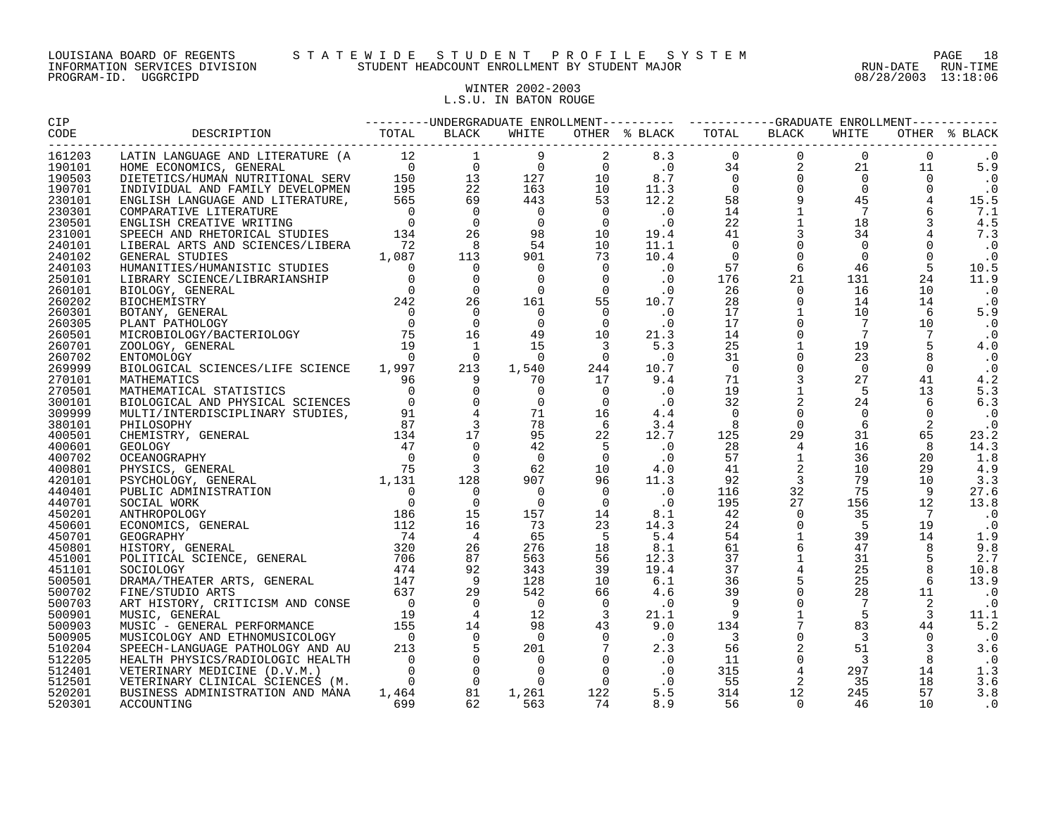LOUISIANA BOARD OF REGENTS — INFORMATION SERVICES DIVISION — PROGRAM-ID. UGGRCIPD

# STATEWIDE STUDENT PROFILE SYSTEM
## STUDENT HEADCOUNT ENROLLMENT BY STUDENT MAJOR

RUN-DATE 08/28/2003 RUN-TIME 13:18:06

### WINTER 2002-2003
### L.S.U. IN BATON ROUGE

| CIP CODE | DESCRIPTION | UNDERGRADUATE ENROLLMENT TOTAL | BLACK | WHITE | OTHER | % BLACK | GRADUATE ENROLLMENT TOTAL | BLACK | WHITE | OTHER | % BLACK |
|---|---|---|---|---|---|---|---|---|---|---|---|
| 161203 | LATIN LANGUAGE AND LITERATURE (A | 12 | 1 | 9 | 2 | 8.3 | 0 | 0 | 0 | 0 | .0 |
| 190101 | HOME ECONOMICS, GENERAL | 0 | 0 | 0 | 0 | .0 | 34 | 2 | 21 | 11 | 5.9 |
| 190503 | DIETETICS/HUMAN NUTRITIONAL SERV | 150 | 13 | 127 | 10 | 8.7 | 0 | 0 | 0 | 0 | .0 |
| 190701 | INDIVIDUAL AND FAMILY DEVELOPMEN | 195 | 22 | 163 | 10 | 11.3 | 0 | 0 | 0 | 0 | .0 |
| 230101 | ENGLISH LANGUAGE AND LITERATURE, | 565 | 69 | 443 | 53 | 12.2 | 58 | 9 | 45 | 4 | 15.5 |
| 230301 | COMPARATIVE LITERATURE | 0 | 0 | 0 | 0 | .0 | 14 | 1 | 7 | 6 | 7.1 |
| 230501 | ENGLISH CREATIVE WRITING | 0 | 0 | 0 | 0 | .0 | 22 | 1 | 18 | 3 | 4.5 |
| 231001 | SPEECH AND RHETORICAL STUDIES | 134 | 26 | 98 | 10 | 19.4 | 41 | 3 | 34 | 4 | 7.3 |
| 240101 | LIBERAL ARTS AND SCIENCES/LIBERA | 72 | 8 | 54 | 10 | 11.1 | 0 | 0 | 0 | 0 | .0 |
| 240102 | GENERAL STUDIES | 1,087 | 113 | 901 | 73 | 10.4 | 0 | 0 | 0 | 0 | .0 |
| 240103 | HUMANITIES/HUMANISTIC STUDIES | 0 | 0 | 0 | 0 | .0 | 57 | 6 | 46 | 5 | 10.5 |
| 250101 | LIBRARY SCIENCE/LIBRARIANSHIP | 0 | 0 | 0 | 0 | .0 | 176 | 21 | 131 | 24 | 11.9 |
| 260101 | BIOLOGY, GENERAL | 0 | 0 | 0 | 0 | .0 | 26 | 0 | 16 | 10 | .0 |
| 260202 | BIOCHEMISTRY | 242 | 26 | 161 | 55 | 10.7 | 28 | 0 | 14 | 14 | .0 |
| 260301 | BOTANY, GENERAL | 0 | 0 | 0 | 0 | .0 | 17 | 1 | 10 | 6 | 5.9 |
| 260305 | PLANT PATHOLOGY | 0 | 0 | 0 | 0 | .0 | 17 | 0 | 7 | 10 | .0 |
| 260501 | MICROBIOLOGY/BACTERIOLOGY | 75 | 16 | 49 | 10 | 21.3 | 14 | 0 | 7 | 7 | .0 |
| 260701 | ZOOLOGY, GENERAL | 19 | 1 | 15 | 3 | 5.3 | 25 | 1 | 19 | 5 | 4.0 |
| 260702 | ENTOMOLOGY | 0 | 0 | 0 | 0 | .0 | 31 | 0 | 23 | 8 | .0 |
| 269999 | BIOLOGICAL SCIENCES/LIFE SCIENCE | 1,997 | 213 | 1,540 | 244 | 10.7 | 0 | 0 | 0 | 0 | .0 |
| 270101 | MATHEMATICS | 96 | 9 | 70 | 17 | 9.4 | 71 | 3 | 27 | 41 | 4.2 |
| 270501 | MATHEMATICAL STATISTICS | 0 | 0 | 0 | 0 | .0 | 19 | 1 | 5 | 13 | 5.3 |
| 300101 | BIOLOGICAL AND PHYSICAL SCIENCES | 0 | 0 | 0 | 0 | .0 | 32 | 2 | 24 | 6 | 6.3 |
| 309999 | MULTI/INTERDISCIPLINARY STUDIES, | 91 | 4 | 71 | 16 | 4.4 | 0 | 0 | 0 | 0 | .0 |
| 380101 | PHILOSOPHY | 87 | 3 | 78 | 6 | 3.4 | 8 | 0 | 6 | 2 | .0 |
| 400501 | CHEMISTRY, GENERAL | 134 | 17 | 95 | 22 | 12.7 | 125 | 29 | 31 | 65 | 23.2 |
| 400601 | GEOLOGY | 47 | 0 | 42 | 5 | .0 | 28 | 4 | 16 | 8 | 14.3 |
| 400702 | OCEANOGRAPHY | 0 | 0 | 0 | 0 | .0 | 57 | 1 | 36 | 20 | 1.8 |
| 400801 | PHYSICS, GENERAL | 75 | 3 | 62 | 10 | 4.0 | 41 | 2 | 10 | 29 | 4.9 |
| 420101 | PSYCHOLOGY, GENERAL | 1,131 | 128 | 907 | 96 | 11.3 | 92 | 3 | 79 | 10 | 3.3 |
| 440401 | PUBLIC ADMINISTRATION | 0 | 0 | 0 | 0 | .0 | 116 | 32 | 75 | 9 | 27.6 |
| 440701 | SOCIAL WORK | 0 | 0 | 0 | 0 | .0 | 195 | 27 | 156 | 12 | 13.8 |
| 450201 | ANTHROPOLOGY | 186 | 15 | 157 | 14 | 8.1 | 42 | 0 | 35 | 7 | .0 |
| 450601 | ECONOMICS, GENERAL | 112 | 16 | 73 | 23 | 14.3 | 24 | 0 | 5 | 19 | .0 |
| 450701 | GEOGRAPHY | 74 | 4 | 65 | 5 | 5.4 | 54 | 1 | 39 | 14 | 1.9 |
| 450801 | HISTORY, GENERAL | 320 | 26 | 276 | 18 | 8.1 | 61 | 6 | 47 | 8 | 9.8 |
| 451001 | POLITICAL SCIENCE, GENERAL | 706 | 87 | 563 | 56 | 12.3 | 37 | 1 | 31 | 5 | 2.7 |
| 451101 | SOCIOLOGY | 474 | 92 | 343 | 39 | 19.4 | 37 | 4 | 25 | 8 | 10.8 |
| 500501 | DRAMA/THEATER ARTS, GENERAL | 147 | 9 | 128 | 10 | 6.1 | 36 | 5 | 25 | 6 | 13.9 |
| 500702 | FINE/STUDIO ARTS | 637 | 29 | 542 | 66 | 4.6 | 39 | 0 | 28 | 11 | .0 |
| 500703 | ART HISTORY, CRITICISM AND CONSE | 0 | 0 | 0 | 0 | .0 | 9 | 0 | 7 | 2 | .0 |
| 500901 | MUSIC, GENERAL | 19 | 4 | 12 | 3 | 21.1 | 9 | 1 | 5 | 3 | 11.1 |
| 500903 | MUSIC - GENERAL PERFORMANCE | 155 | 14 | 98 | 43 | 9.0 | 134 | 7 | 83 | 44 | 5.2 |
| 500905 | MUSICOLOGY AND ETHNOMUSICOLOGY | 0 | 0 | 0 | 0 | .0 | 3 | 0 | 3 | 0 | .0 |
| 510204 | SPEECH-LANGUAGE PATHOLOGY AND AU | 213 | 5 | 201 | 7 | 2.3 | 56 | 2 | 51 | 3 | 3.6 |
| 512205 | HEALTH PHYSICS/RADIOLOGIC HEALTH | 0 | 0 | 0 | 0 | .0 | 11 | 0 | 3 | 8 | .0 |
| 512401 | VETERINARY MEDICINE (D.V.M.) | 0 | 0 | 0 | 0 | .0 | 315 | 4 | 297 | 14 | 1.3 |
| 512501 | VETERINARY CLINICAL SCIENCES (M. | 0 | 0 | 0 | 0 | .0 | 55 | 2 | 35 | 18 | 3.6 |
| 520201 | BUSINESS ADMINISTRATION AND MANA | 1,464 | 81 | 1,261 | 122 | 5.5 | 314 | 12 | 245 | 57 | 3.8 |
| 520301 | ACCOUNTING | 699 | 62 | 563 | 74 | 8.9 | 56 | 0 | 46 | 10 | .0 |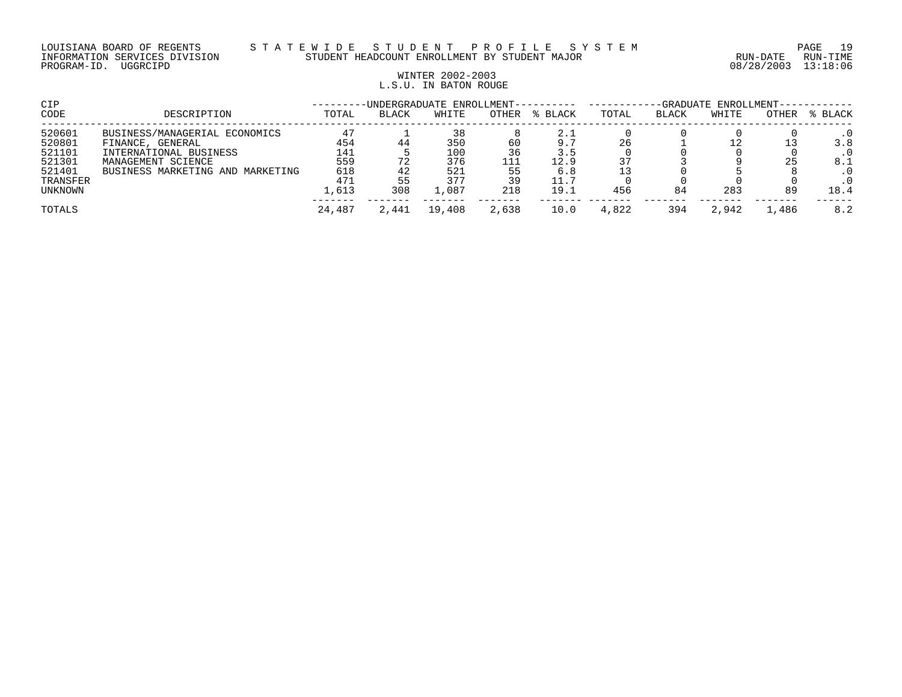LOUISIANA BOARD OF REGENTS — STATEWIDE STUDENT PROFILE SYSTEM
INFORMATION SERVICES DIVISION — STUDENT HEADCOUNT ENROLLMENT BY STUDENT MAJOR
PROGRAM-ID. UGGRCIPD — RUN-DATE 08/28/2003 RUN-TIME 13:18:06

WINTER 2002-2003
L.S.U. IN BATON ROUGE

| CIP CODE | DESCRIPTION | UNDERGRADUATE ENROLLMENT TOTAL | BLACK | WHITE | OTHER | % BLACK | GRADUATE ENROLLMENT TOTAL | BLACK | WHITE | OTHER | % BLACK |
|---|---|---|---|---|---|---|---|---|---|---|---|
| 520601 | BUSINESS/MANAGERIAL ECONOMICS | 47 | 1 | 38 | 8 | 2.1 | 0 | 0 | 0 | 0 | .0 |
| 520801 | FINANCE, GENERAL | 454 | 44 | 350 | 60 | 9.7 | 26 | 1 | 12 | 13 | 3.8 |
| 521101 | INTERNATIONAL BUSINESS | 141 | 5 | 100 | 36 | 3.5 | 0 | 0 | 0 | 0 | .0 |
| 521301 | MANAGEMENT SCIENCE | 559 | 72 | 376 | 111 | 12.9 | 37 | 3 | 9 | 25 | 8.1 |
| 521401 | BUSINESS MARKETING AND MARKETING | 618 | 42 | 521 | 55 | 6.8 | 13 | 0 | 5 | 8 | .0 |
| TRANSFER | | 471 | 55 | 377 | 39 | 11.7 | 0 | 0 | 0 | 0 | .0 |
| UNKNOWN | | 1,613 | 308 | 1,087 | 218 | 19.1 | 456 | 84 | 283 | 89 | 18.4 |
| TOTALS | | 24,487 | 2,441 | 19,408 | 2,638 | 10.0 | 4,822 | 394 | 2,942 | 1,486 | 8.2 |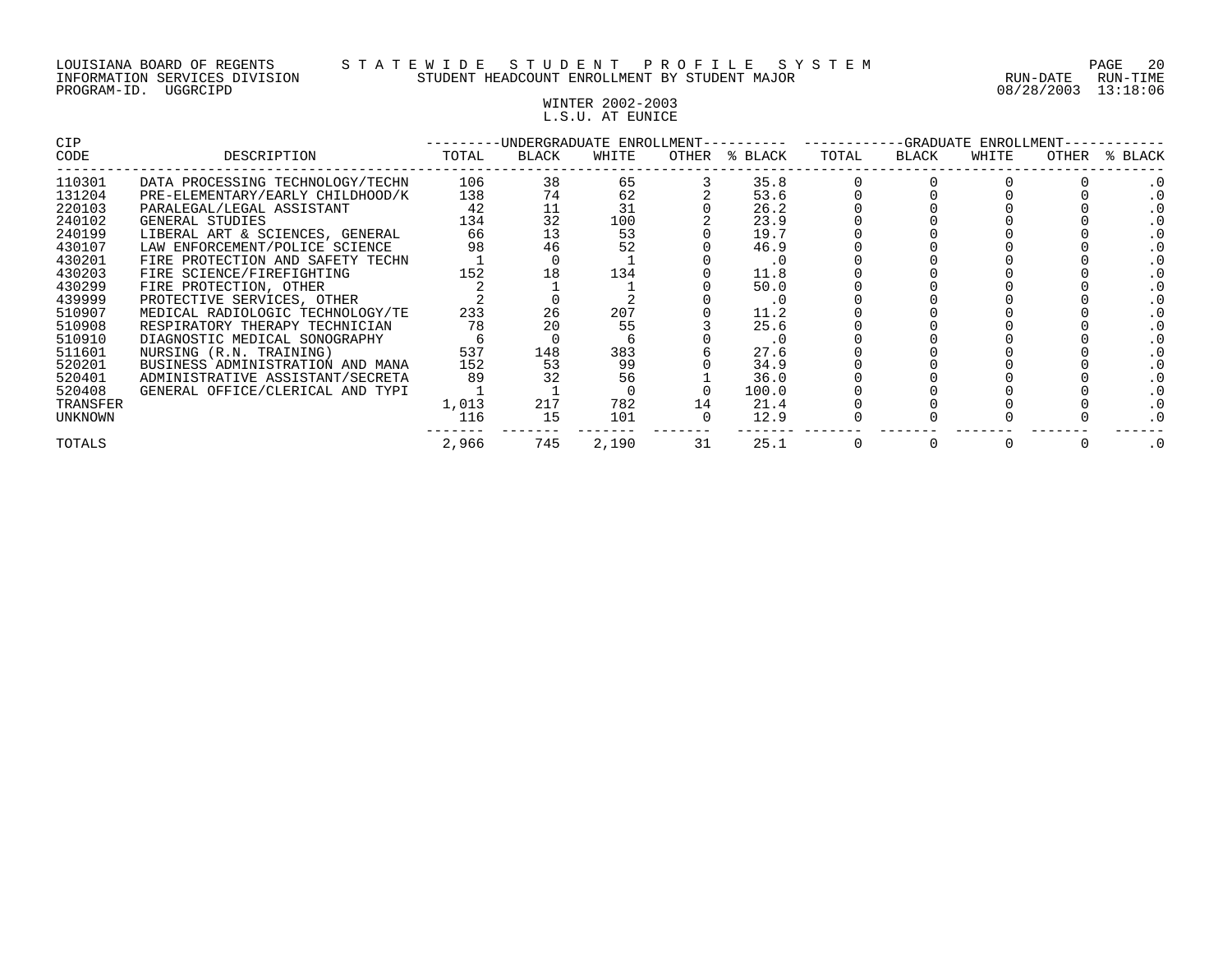LOUISIANA BOARD OF REGENTS — STATEWIDE STUDENT PROFILE SYSTEM
INFORMATION SERVICES DIVISION — STUDENT HEADCOUNT ENROLLMENT BY STUDENT MAJOR
PROGRAM-ID. UGGRCIPD — RUN-DATE 08/28/2003 RUN-TIME 13:18:06

WINTER 2002-2003
L.S.U. AT EUNICE

| CIP CODE | DESCRIPTION | UNDERGRADUATE ENROLLMENT | | | | | GRADUATE ENROLLMENT | | | | |
|---|---|---|---|---|---|---|---|---|---|---|---|
| | | TOTAL | BLACK | WHITE | OTHER | % BLACK | TOTAL | BLACK | WHITE | OTHER | % BLACK |
| 110301 | DATA PROCESSING TECHNOLOGY/TECHN | 106 | 38 | 65 | 3 | 35.8 | 0 | 0 | 0 | 0 | .0 |
| 131204 | PRE-ELEMENTARY/EARLY CHILDHOOD/K | 138 | 74 | 62 | 2 | 53.6 | 0 | 0 | 0 | 0 | .0 |
| 220103 | PARALEGAL/LEGAL ASSISTANT | 42 | 11 | 31 | 0 | 26.2 | 0 | 0 | 0 | 0 | .0 |
| 240102 | GENERAL STUDIES | 134 | 32 | 100 | 2 | 23.9 | 0 | 0 | 0 | 0 | .0 |
| 240199 | LIBERAL ART & SCIENCES, GENERAL | 66 | 13 | 53 | 0 | 19.7 | 0 | 0 | 0 | 0 | .0 |
| 430107 | LAW ENFORCEMENT/POLICE SCIENCE | 98 | 46 | 52 | 0 | 46.9 | 0 | 0 | 0 | 0 | .0 |
| 430201 | FIRE PROTECTION AND SAFETY TECHN | 1 | 0 | 1 | 0 | .0 | 0 | 0 | 0 | 0 | .0 |
| 430203 | FIRE SCIENCE/FIREFIGHTING | 152 | 18 | 134 | 0 | 11.8 | 0 | 0 | 0 | 0 | .0 |
| 430299 | FIRE PROTECTION, OTHER | 2 | 1 | 1 | 0 | 50.0 | 0 | 0 | 0 | 0 | .0 |
| 439999 | PROTECTIVE SERVICES, OTHER | 2 | 0 | 2 | 0 | .0 | 0 | 0 | 0 | 0 | .0 |
| 510907 | MEDICAL RADIOLOGIC TECHNOLOGY/TE | 233 | 26 | 207 | 0 | 11.2 | 0 | 0 | 0 | 0 | .0 |
| 510908 | RESPIRATORY THERAPY TECHNICIAN | 78 | 20 | 55 | 3 | 25.6 | 0 | 0 | 0 | 0 | .0 |
| 510910 | DIAGNOSTIC MEDICAL SONOGRAPHY | 6 | 0 | 6 | 0 | .0 | 0 | 0 | 0 | 0 | .0 |
| 511601 | NURSING (R.N. TRAINING) | 537 | 148 | 383 | 6 | 27.6 | 0 | 0 | 0 | 0 | .0 |
| 520201 | BUSINESS ADMINISTRATION AND MANA | 152 | 53 | 99 | 0 | 34.9 | 0 | 0 | 0 | 0 | .0 |
| 520401 | ADMINISTRATIVE ASSISTANT/SECRETA | 89 | 32 | 56 | 1 | 36.0 | 0 | 0 | 0 | 0 | .0 |
| 520408 | GENERAL OFFICE/CLERICAL AND TYPI | 1 | 1 | 0 | 0 | 100.0 | 0 | 0 | 0 | 0 | .0 |
| TRANSFER | | 1,013 | 217 | 782 | 14 | 21.4 | 0 | 0 | 0 | 0 | .0 |
| UNKNOWN | | 116 | 15 | 101 | 0 | 12.9 | 0 | 0 | 0 | 0 | .0 |
| TOTALS | | 2,966 | 745 | 2,190 | 31 | 25.1 | 0 | 0 | 0 | 0 | .0 |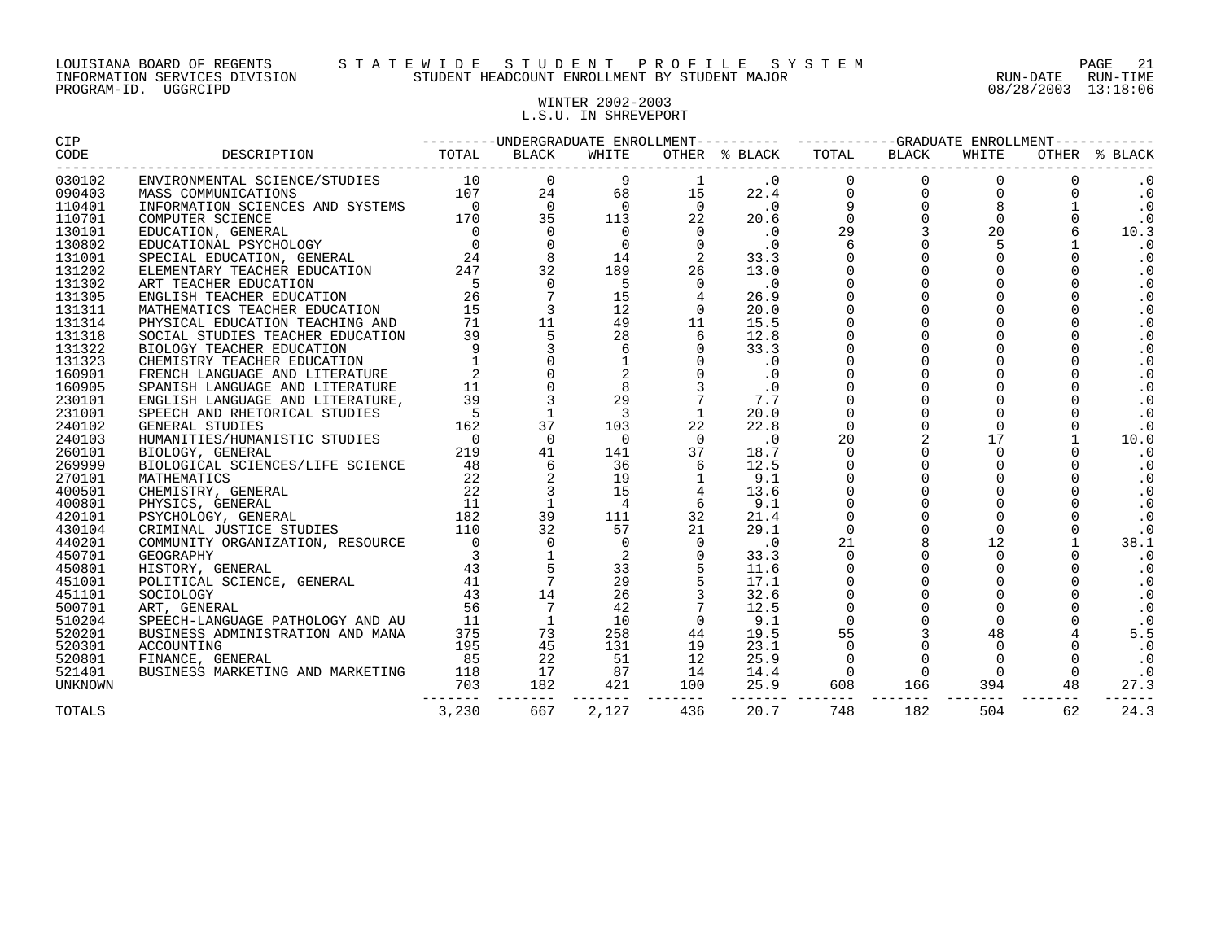LOUISIANA BOARD OF REGENTS — STATEWIDE STUDENT PROFILE SYSTEM
INFORMATION SERVICES DIVISION — STUDENT HEADCOUNT ENROLLMENT BY STUDENT MAJOR
PROGRAM-ID. UGGRCIPD — RUN-DATE 08/28/2003 RUN-TIME 13:18:06

## WINTER 2002-2003
## L.S.U. IN SHREVEPORT

| CIP CODE | DESCRIPTION | UNDERGRADUATE ENROLLMENT TOTAL | BLACK | WHITE | OTHER | % BLACK | GRADUATE ENROLLMENT TOTAL | BLACK | WHITE | OTHER | % BLACK |
|---|---|---|---|---|---|---|---|---|---|---|---|
| 030102 | ENVIRONMENTAL SCIENCE/STUDIES | 10 | 0 | 9 | 1 | .0 | 0 | 0 | 0 | 0 | .0 |
| 090403 | MASS COMMUNICATIONS | 107 | 24 | 68 | 15 | 22.4 | 0 | 0 | 0 | 0 | .0 |
| 110401 | INFORMATION SCIENCES AND SYSTEMS | 0 | 0 | 0 | 0 | .0 | 9 | 0 | 8 | 1 | .0 |
| 110701 | COMPUTER SCIENCE | 170 | 35 | 113 | 22 | 20.6 | 0 | 0 | 0 | 0 | .0 |
| 130101 | EDUCATION, GENERAL | 0 | 0 | 0 | 0 | .0 | 29 | 3 | 20 | 6 | 10.3 |
| 130802 | EDUCATIONAL PSYCHOLOGY | 0 | 0 | 0 | 0 | .0 | 6 | 0 | 5 | 1 | .0 |
| 131001 | SPECIAL EDUCATION, GENERAL | 24 | 8 | 14 | 2 | 33.3 | 0 | 0 | 0 | 0 | .0 |
| 131202 | ELEMENTARY TEACHER EDUCATION | 247 | 32 | 189 | 26 | 13.0 | 0 | 0 | 0 | 0 | .0 |
| 131302 | ART TEACHER EDUCATION | 5 | 0 | 5 | 0 | .0 | 0 | 0 | 0 | 0 | .0 |
| 131305 | ENGLISH TEACHER EDUCATION | 26 | 7 | 15 | 4 | 26.9 | 0 | 0 | 0 | 0 | .0 |
| 131311 | MATHEMATICS TEACHER EDUCATION | 15 | 3 | 12 | 0 | 20.0 | 0 | 0 | 0 | 0 | .0 |
| 131314 | PHYSICAL EDUCATION TEACHING AND | 71 | 11 | 49 | 11 | 15.5 | 0 | 0 | 0 | 0 | .0 |
| 131318 | SOCIAL STUDIES TEACHER EDUCATION | 39 | 5 | 28 | 6 | 12.8 | 0 | 0 | 0 | 0 | .0 |
| 131322 | BIOLOGY TEACHER EDUCATION | 9 | 3 | 6 | 0 | 33.3 | 0 | 0 | 0 | 0 | .0 |
| 131323 | CHEMISTRY TEACHER EDUCATION | 1 | 0 | 1 | 0 | .0 | 0 | 0 | 0 | 0 | .0 |
| 160901 | FRENCH LANGUAGE AND LITERATURE | 2 | 0 | 2 | 0 | .0 | 0 | 0 | 0 | 0 | .0 |
| 160905 | SPANISH LANGUAGE AND LITERATURE | 11 | 0 | 8 | 3 | .0 | 0 | 0 | 0 | 0 | .0 |
| 230101 | ENGLISH LANGUAGE AND LITERATURE, | 39 | 3 | 29 | 7 | 7.7 | 0 | 0 | 0 | 0 | .0 |
| 231001 | SPEECH AND RHETORICAL STUDIES | 5 | 1 | 3 | 1 | 20.0 | 0 | 0 | 0 | 0 | .0 |
| 240102 | GENERAL STUDIES | 162 | 37 | 103 | 22 | 22.8 | 0 | 0 | 0 | 0 | .0 |
| 240103 | HUMANITIES/HUMANISTIC STUDIES | 0 | 0 | 0 | 0 | .0 | 20 | 2 | 17 | 1 | 10.0 |
| 260101 | BIOLOGY, GENERAL | 219 | 41 | 141 | 37 | 18.7 | 0 | 0 | 0 | 0 | .0 |
| 269999 | BIOLOGICAL SCIENCES/LIFE SCIENCE | 48 | 6 | 36 | 6 | 12.5 | 0 | 0 | 0 | 0 | .0 |
| 270101 | MATHEMATICS | 22 | 2 | 19 | 1 | 9.1 | 0 | 0 | 0 | 0 | .0 |
| 400501 | CHEMISTRY, GENERAL | 22 | 3 | 15 | 4 | 13.6 | 0 | 0 | 0 | 0 | .0 |
| 400801 | PHYSICS, GENERAL | 11 | 1 | 4 | 6 | 9.1 | 0 | 0 | 0 | 0 | .0 |
| 420101 | PSYCHOLOGY, GENERAL | 182 | 39 | 111 | 32 | 21.4 | 0 | 0 | 0 | 0 | .0 |
| 430104 | CRIMINAL JUSTICE STUDIES | 110 | 32 | 57 | 21 | 29.1 | 0 | 0 | 0 | 0 | .0 |
| 440201 | COMMUNITY ORGANIZATION, RESOURCE | 0 | 0 | 0 | 0 | .0 | 21 | 8 | 12 | 1 | 38.1 |
| 450701 | GEOGRAPHY | 3 | 1 | 2 | 0 | 33.3 | 0 | 0 | 0 | 0 | .0 |
| 450801 | HISTORY, GENERAL | 43 | 5 | 33 | 5 | 11.6 | 0 | 0 | 0 | 0 | .0 |
| 451001 | POLITICAL SCIENCE, GENERAL | 41 | 7 | 29 | 5 | 17.1 | 0 | 0 | 0 | 0 | .0 |
| 451101 | SOCIOLOGY | 43 | 14 | 26 | 3 | 32.6 | 0 | 0 | 0 | 0 | .0 |
| 500701 | ART, GENERAL | 56 | 7 | 42 | 7 | 12.5 | 0 | 0 | 0 | 0 | .0 |
| 510204 | SPEECH-LANGUAGE PATHOLOGY AND AU | 11 | 1 | 10 | 0 | 9.1 | 0 | 0 | 0 | 0 | .0 |
| 520201 | BUSINESS ADMINISTRATION AND MANA | 375 | 73 | 258 | 44 | 19.5 | 55 | 3 | 48 | 4 | 5.5 |
| 520301 | ACCOUNTING | 195 | 45 | 131 | 19 | 23.1 | 0 | 0 | 0 | 0 | .0 |
| 520801 | FINANCE, GENERAL | 85 | 22 | 51 | 12 | 25.9 | 0 | 0 | 0 | 0 | .0 |
| 521401 | BUSINESS MARKETING AND MARKETING | 118 | 17 | 87 | 14 | 14.4 | 0 | 0 | 0 | 0 | .0 |
| UNKNOWN | | 703 | 182 | 421 | 100 | 25.9 | 608 | 166 | 394 | 48 | 27.3 |
| TOTALS | | 3,230 | 667 | 2,127 | 436 | 20.7 | 748 | 182 | 504 | 62 | 24.3 |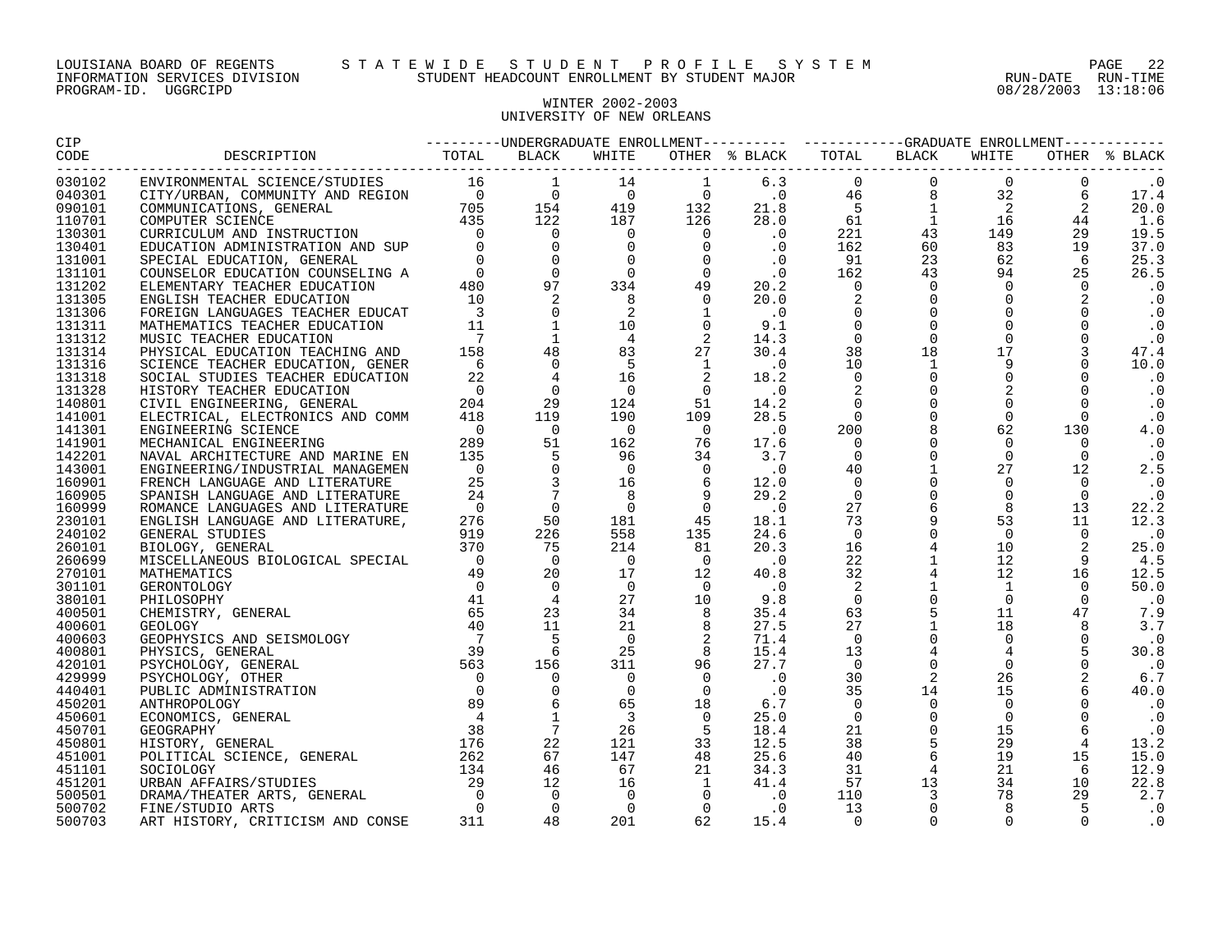LOUISIANA BOARD OF REGENTS — STATEWIDE STUDENT PROFILE SYSTEM
INFORMATION SERVICES DIVISION — STUDENT HEADCOUNT ENROLLMENT BY STUDENT MAJOR
PROGRAM-ID. UGGRCIPD — RUN-DATE 08/28/2003 RUN-TIME 13:18:06

## WINTER 2002-2003
## UNIVERSITY OF NEW ORLEANS

| CIP CODE | DESCRIPTION | UNDERGRADUATE ENROLLMENT | | | | | GRADUATE ENROLLMENT | | | | |
|---|---|---|---|---|---|---|---|---|---|---|---|
| | | TOTAL | BLACK | WHITE | OTHER | % BLACK | TOTAL | BLACK | WHITE | OTHER | % BLACK |
| 030102 | ENVIRONMENTAL SCIENCE/STUDIES | 16 | 1 | 14 | 1 | 6.3 | 0 | 0 | 0 | 0 | .0 |
| 040301 | CITY/URBAN, COMMUNITY AND REGION | 0 | 0 | 0 | 0 | .0 | 46 | 8 | 32 | 6 | 17.4 |
| 090101 | COMMUNICATIONS, GENERAL | 705 | 154 | 419 | 132 | 21.8 | 5 | 1 | 2 | 2 | 20.0 |
| 110701 | COMPUTER SCIENCE | 435 | 122 | 187 | 126 | 28.0 | 61 | 1 | 16 | 44 | 1.6 |
| 130301 | CURRICULUM AND INSTRUCTION | 0 | 0 | 0 | 0 | .0 | 221 | 43 | 149 | 29 | 19.5 |
| 130401 | EDUCATION ADMINISTRATION AND SUP | 0 | 0 | 0 | 0 | .0 | 162 | 60 | 83 | 19 | 37.0 |
| 131001 | SPECIAL EDUCATION, GENERAL | 0 | 0 | 0 | 0 | .0 | 91 | 23 | 62 | 6 | 25.3 |
| 131101 | COUNSELOR EDUCATION COUNSELING A | 0 | 0 | 0 | 0 | .0 | 162 | 43 | 94 | 25 | 26.5 |
| 131202 | ELEMENTARY TEACHER EDUCATION | 480 | 97 | 334 | 49 | 20.2 | 0 | 0 | 0 | 0 | .0 |
| 131305 | ENGLISH TEACHER EDUCATION | 10 | 2 | 8 | 0 | 20.0 | 2 | 0 | 0 | 2 | .0 |
| 131306 | FOREIGN LANGUAGES TEACHER EDUCAT | 3 | 0 | 2 | 1 | .0 | 0 | 0 | 0 | 0 | .0 |
| 131311 | MATHEMATICS TEACHER EDUCATION | 11 | 1 | 10 | 0 | 9.1 | 0 | 0 | 0 | 0 | .0 |
| 131312 | MUSIC TEACHER EDUCATION | 7 | 1 | 4 | 2 | 14.3 | 0 | 0 | 0 | 0 | .0 |
| 131314 | PHYSICAL EDUCATION TEACHING AND | 158 | 48 | 83 | 27 | 30.4 | 38 | 18 | 17 | 3 | 47.4 |
| 131316 | SCIENCE TEACHER EDUCATION, GENER | 6 | 0 | 5 | 1 | .0 | 10 | 1 | 9 | 0 | 10.0 |
| 131318 | SOCIAL STUDIES TEACHER EDUCATION | 22 | 4 | 16 | 2 | 18.2 | 0 | 0 | 0 | 0 | .0 |
| 131328 | HISTORY TEACHER EDUCATION | 0 | 0 | 0 | 0 | .0 | 2 | 0 | 2 | 0 | .0 |
| 140801 | CIVIL ENGINEERING, GENERAL | 204 | 29 | 124 | 51 | 14.2 | 0 | 0 | 0 | 0 | .0 |
| 141001 | ELECTRICAL, ELECTRONICS AND COMM | 418 | 119 | 190 | 109 | 28.5 | 0 | 0 | 0 | 0 | .0 |
| 141301 | ENGINEERING SCIENCE | 0 | 0 | 0 | 0 | .0 | 200 | 8 | 62 | 130 | 4.0 |
| 141901 | MECHANICAL ENGINEERING | 289 | 51 | 162 | 76 | 17.6 | 0 | 0 | 0 | 0 | .0 |
| 142201 | NAVAL ARCHITECTURE AND MARINE EN | 135 | 5 | 96 | 34 | 3.7 | 0 | 0 | 0 | 0 | .0 |
| 143001 | ENGINEERING/INDUSTRIAL MANAGEMEN | 0 | 0 | 0 | 0 | .0 | 40 | 1 | 27 | 12 | 2.5 |
| 160901 | FRENCH LANGUAGE AND LITERATURE | 25 | 3 | 16 | 6 | 12.0 | 0 | 0 | 0 | 0 | .0 |
| 160905 | SPANISH LANGUAGE AND LITERATURE | 24 | 7 | 8 | 9 | 29.2 | 0 | 0 | 0 | 0 | .0 |
| 160999 | ROMANCE LANGUAGES AND LITERATURE | 0 | 0 | 0 | 0 | .0 | 27 | 6 | 8 | 13 | 22.2 |
| 230101 | ENGLISH LANGUAGE AND LITERATURE, | 276 | 50 | 181 | 45 | 18.1 | 73 | 9 | 53 | 11 | 12.3 |
| 240102 | GENERAL STUDIES | 919 | 226 | 558 | 135 | 24.6 | 0 | 0 | 0 | 0 | .0 |
| 260101 | BIOLOGY, GENERAL | 370 | 75 | 214 | 81 | 20.3 | 16 | 4 | 10 | 2 | 25.0 |
| 260699 | MISCELLANEOUS BIOLOGICAL SPECIAL | 0 | 0 | 0 | 0 | .0 | 22 | 1 | 12 | 9 | 4.5 |
| 270101 | MATHEMATICS | 49 | 20 | 17 | 12 | 40.8 | 32 | 4 | 12 | 16 | 12.5 |
| 301101 | GERONTOLOGY | 0 | 0 | 0 | 0 | .0 | 2 | 1 | 1 | 0 | 50.0 |
| 380101 | PHILOSOPHY | 41 | 4 | 27 | 10 | 9.8 | 0 | 0 | 0 | 0 | .0 |
| 400501 | CHEMISTRY, GENERAL | 65 | 23 | 34 | 8 | 35.4 | 63 | 5 | 11 | 47 | 7.9 |
| 400601 | GEOLOGY | 40 | 11 | 21 | 8 | 27.5 | 27 | 1 | 18 | 8 | 3.7 |
| 400603 | GEOPHYSICS AND SEISMOLOGY | 7 | 5 | 0 | 2 | 71.4 | 0 | 0 | 0 | 0 | .0 |
| 400801 | PHYSICS, GENERAL | 39 | 6 | 25 | 8 | 15.4 | 13 | 4 | 4 | 5 | 30.8 |
| 420101 | PSYCHOLOGY, GENERAL | 563 | 156 | 311 | 96 | 27.7 | 0 | 0 | 0 | 0 | .0 |
| 429999 | PSYCHOLOGY, OTHER | 0 | 0 | 0 | 0 | .0 | 30 | 2 | 26 | 2 | 6.7 |
| 440401 | PUBLIC ADMINISTRATION | 0 | 0 | 0 | 0 | .0 | 35 | 14 | 15 | 6 | 40.0 |
| 450201 | ANTHROPOLOGY | 89 | 6 | 65 | 18 | 6.7 | 0 | 0 | 0 | 0 | .0 |
| 450601 | ECONOMICS, GENERAL | 4 | 1 | 3 | 0 | 25.0 | 0 | 0 | 0 | 0 | .0 |
| 450701 | GEOGRAPHY | 38 | 7 | 26 | 5 | 18.4 | 21 | 0 | 15 | 6 | .0 |
| 450801 | HISTORY, GENERAL | 176 | 22 | 121 | 33 | 12.5 | 38 | 5 | 29 | 4 | 13.2 |
| 451001 | POLITICAL SCIENCE, GENERAL | 262 | 67 | 147 | 48 | 25.6 | 40 | 6 | 19 | 15 | 15.0 |
| 451101 | SOCIOLOGY | 134 | 46 | 67 | 21 | 34.3 | 31 | 4 | 21 | 6 | 12.9 |
| 451201 | URBAN AFFAIRS/STUDIES | 29 | 12 | 16 | 1 | 41.4 | 57 | 13 | 34 | 10 | 22.8 |
| 500501 | DRAMA/THEATER ARTS, GENERAL | 0 | 0 | 0 | 0 | .0 | 110 | 3 | 78 | 29 | 2.7 |
| 500702 | FINE/STUDIO ARTS | 0 | 0 | 0 | 0 | .0 | 13 | 0 | 8 | 5 | .0 |
| 500703 | ART HISTORY, CRITICISM AND CONSE | 311 | 48 | 201 | 62 | 15.4 | 0 | 0 | 0 | 0 | .0 |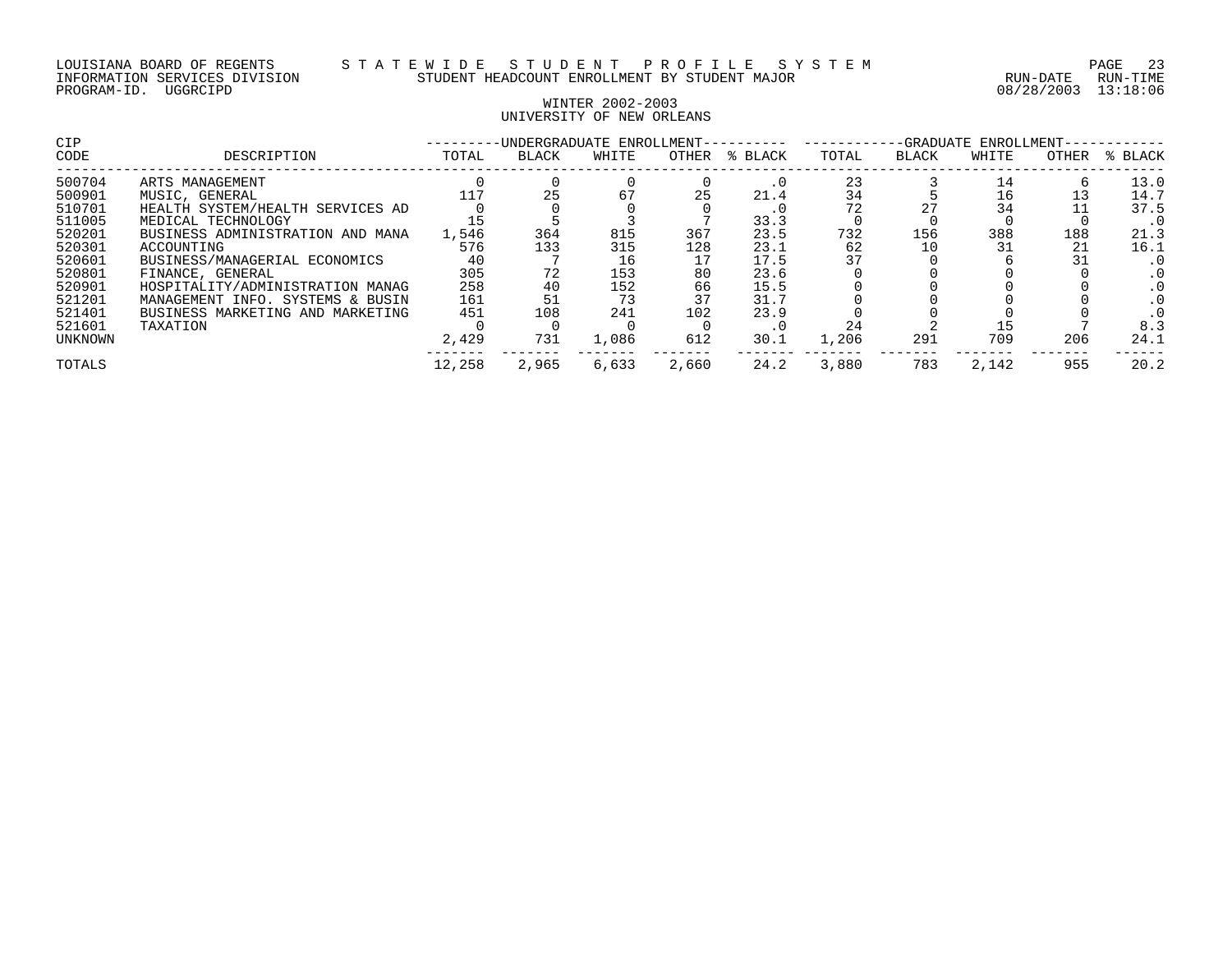LOUISIANA BOARD OF REGENTS — STATEWIDE STUDENT PROFILE SYSTEM
INFORMATION SERVICES DIVISION — STUDENT HEADCOUNT ENROLLMENT BY STUDENT MAJOR — RUN-DATE 08/28/2003 RUN-TIME 13:18:06
PROGRAM-ID. UGGRCIPD

## WINTER 2002-2003
## UNIVERSITY OF NEW ORLEANS

| CIP CODE | DESCRIPTION | UNDERGRADUATE ENROLLMENT | | | | | GRADUATE ENROLLMENT | | | | |
|---|---|---|---|---|---|---|---|---|---|---|---|
| | | TOTAL | BLACK | WHITE | OTHER | % BLACK | TOTAL | BLACK | WHITE | OTHER | % BLACK |
| 500704 | ARTS MANAGEMENT | 0 | 0 | 0 | 0 | .0 | 23 | 3 | 14 | 6 | 13.0 |
| 500901 | MUSIC, GENERAL | 117 | 25 | 67 | 25 | 21.4 | 34 | 5 | 16 | 13 | 14.7 |
| 510701 | HEALTH SYSTEM/HEALTH SERVICES AD | 0 | 0 | 0 | 0 | .0 | 72 | 27 | 34 | 11 | 37.5 |
| 511005 | MEDICAL TECHNOLOGY | 15 | 5 | 3 | 7 | 33.3 | 0 | 0 | 0 | 0 | .0 |
| 520201 | BUSINESS ADMINISTRATION AND MANA | 1,546 | 364 | 815 | 367 | 23.5 | 732 | 156 | 388 | 188 | 21.3 |
| 520301 | ACCOUNTING | 576 | 133 | 315 | 128 | 23.1 | 62 | 10 | 31 | 21 | 16.1 |
| 520601 | BUSINESS/MANAGERIAL ECONOMICS | 40 | 7 | 16 | 17 | 17.5 | 37 | 0 | 6 | 31 | .0 |
| 520801 | FINANCE, GENERAL | 305 | 72 | 153 | 80 | 23.6 | 0 | 0 | 0 | 0 | .0 |
| 520901 | HOSPITALITY/ADMINISTRATION MANAG | 258 | 40 | 152 | 66 | 15.5 | 0 | 0 | 0 | 0 | .0 |
| 521201 | MANAGEMENT INFO. SYSTEMS & BUSIN | 161 | 51 | 73 | 37 | 31.7 | 0 | 0 | 0 | 0 | .0 |
| 521401 | BUSINESS MARKETING AND MARKETING | 451 | 108 | 241 | 102 | 23.9 | 0 | 0 | 0 | 0 | .0 |
| 521601 | TAXATION | 0 | 0 | 0 | 0 | .0 | 24 | 2 | 15 | 7 | 8.3 |
| UNKNOWN | | 2,429 | 731 | 1,086 | 612 | 30.1 | 1,206 | 291 | 709 | 206 | 24.1 |
| TOTALS | | 12,258 | 2,965 | 6,633 | 2,660 | 24.2 | 3,880 | 783 | 2,142 | 955 | 20.2 |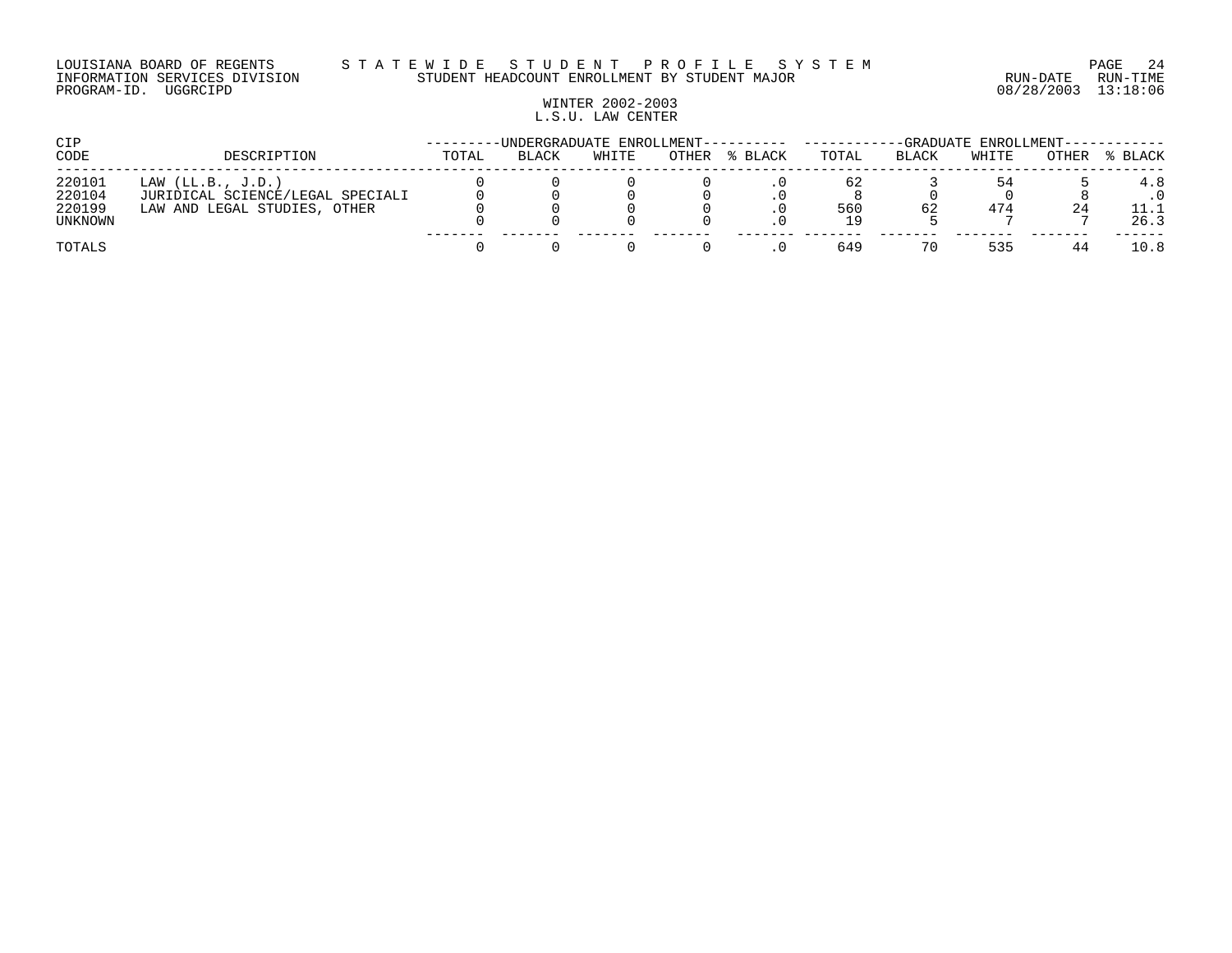LOUISIANA BOARD OF REGENTS — STATEWIDE STUDENT PROFILE SYSTEM
INFORMATION SERVICES DIVISION — STUDENT HEADCOUNT ENROLLMENT BY STUDENT MAJOR
PROGRAM-ID. UGGRCIPD — RUN-DATE 08/28/2003 RUN-TIME 13:18:06

WINTER 2002-2003
L.S.U. LAW CENTER

| CIP CODE | DESCRIPTION | UNDERGRADUATE ENROLLMENT | | | | | GRADUATE ENROLLMENT | | | | |
|---|---|---|---|---|---|---|---|---|---|---|---|
| | | TOTAL | BLACK | WHITE | OTHER | % BLACK | TOTAL | BLACK | WHITE | OTHER | % BLACK |
| 220101 | LAW (LL.B., J.D.) | 0 | 0 | 0 | 0 | .0 | 62 | 3 | 54 | 5 | 4.8 |
| 220104 | JURIDICAL SCIENCE/LEGAL SPECIALI | 0 | 0 | 0 | 0 | .0 | 8 | 0 | 0 | 8 | .0 |
| 220199 | LAW AND LEGAL STUDIES, OTHER | 0 | 0 | 0 | 0 | .0 | 560 | 62 | 474 | 24 | 11.1 |
| UNKNOWN | | 0 | 0 | 0 | 0 | .0 | 19 | 5 | 7 | 7 | 26.3 |
| TOTALS | | 0 | 0 | 0 | 0 | .0 | 649 | 70 | 535 | 44 | 10.8 |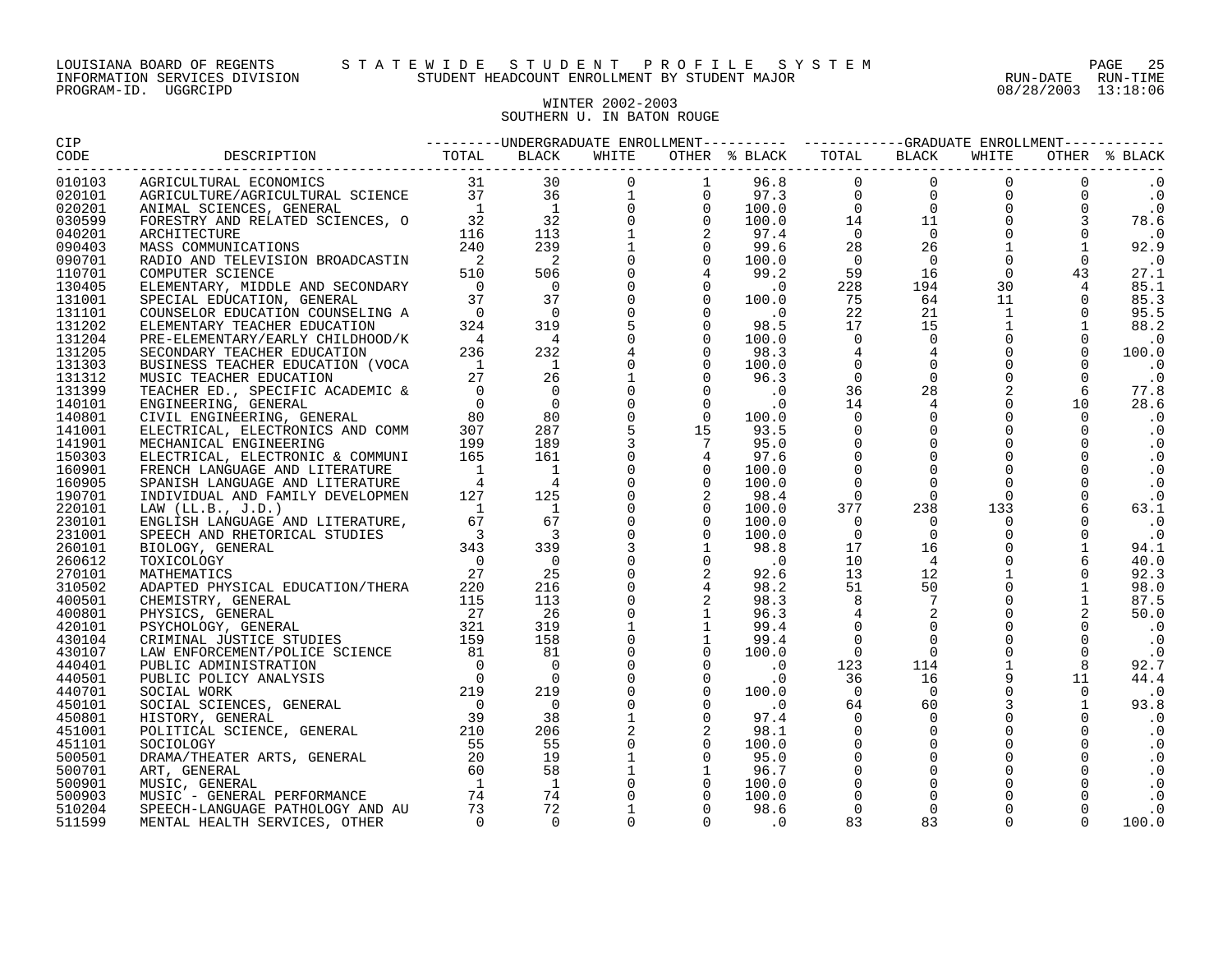LOUISIANA BOARD OF REGENTS — STATEWIDE STUDENT PROFILE SYSTEM
INFORMATION SERVICES DIVISION — STUDENT HEADCOUNT ENROLLMENT BY STUDENT MAJOR — RUN-DATE 08/28/2003 RUN-TIME 13:18:06
PROGRAM-ID. UGGRCIPD

## WINTER 2002-2003
## SOUTHERN U. IN BATON ROUGE

| CIP CODE | DESCRIPTION | UNDERGRADUATE ENROLLMENT TOTAL | BLACK | WHITE | OTHER | % BLACK | GRADUATE ENROLLMENT TOTAL | BLACK | WHITE | OTHER | % BLACK |
|---|---|---|---|---|---|---|---|---|---|---|---|
| 010103 | AGRICULTURAL ECONOMICS | 31 | 30 | 0 | 1 | 96.8 | 0 | 0 | 0 | 0 | .0 |
| 020101 | AGRICULTURE/AGRICULTURAL SCIENCE | 37 | 36 | 1 | 0 | 97.3 | 0 | 0 | 0 | 0 | .0 |
| 020201 | ANIMAL SCIENCES, GENERAL | 1 | 1 | 0 | 0 | 100.0 | 0 | 0 | 0 | 0 | .0 |
| 030599 | FORESTRY AND RELATED SCIENCES, O | 32 | 32 | 0 | 0 | 100.0 | 14 | 11 | 0 | 3 | 78.6 |
| 040201 | ARCHITECTURE | 116 | 113 | 1 | 2 | 97.4 | 0 | 0 | 0 | 0 | .0 |
| 090403 | MASS COMMUNICATIONS | 240 | 239 | 1 | 0 | 99.6 | 28 | 26 | 1 | 1 | 92.9 |
| 090701 | RADIO AND TELEVISION BROADCASTIN | 2 | 2 | 0 | 0 | 100.0 | 0 | 0 | 0 | 0 | .0 |
| 110701 | COMPUTER SCIENCE | 510 | 506 | 0 | 4 | 99.2 | 59 | 16 | 0 | 43 | 27.1 |
| 130405 | ELEMENTARY, MIDDLE AND SECONDARY | 0 | 0 | 0 | 0 | .0 | 228 | 194 | 30 | 4 | 85.1 |
| 131001 | SPECIAL EDUCATION, GENERAL | 37 | 37 | 0 | 0 | 100.0 | 75 | 64 | 11 | 0 | 85.3 |
| 131101 | COUNSELOR EDUCATION COUNSELING A | 0 | 0 | 0 | 0 | .0 | 22 | 21 | 1 | 0 | 95.5 |
| 131202 | ELEMENTARY TEACHER EDUCATION | 324 | 319 | 5 | 0 | 98.5 | 17 | 15 | 1 | 1 | 88.2 |
| 131204 | PRE-ELEMENTARY/EARLY CHILDHOOD/K | 4 | 4 | 0 | 0 | 100.0 | 0 | 0 | 0 | 0 | .0 |
| 131205 | SECONDARY TEACHER EDUCATION | 236 | 232 | 4 | 0 | 98.3 | 4 | 4 | 0 | 0 | 100.0 |
| 131303 | BUSINESS TEACHER EDUCATION (VOCA | 1 | 1 | 0 | 0 | 100.0 | 0 | 0 | 0 | 0 | .0 |
| 131312 | MUSIC TEACHER EDUCATION | 27 | 26 | 1 | 0 | 96.3 | 0 | 0 | 0 | 0 | .0 |
| 131399 | TEACHER ED., SPECIFIC ACADEMIC & | 0 | 0 | 0 | 0 | .0 | 36 | 28 | 2 | 6 | 77.8 |
| 140101 | ENGINEERING, GENERAL | 0 | 0 | 0 | 0 | .0 | 14 | 4 | 0 | 10 | 28.6 |
| 140801 | CIVIL ENGINEERING, GENERAL | 80 | 80 | 0 | 0 | 100.0 | 0 | 0 | 0 | 0 | .0 |
| 141001 | ELECTRICAL, ELECTRONICS AND COMM | 307 | 287 | 5 | 15 | 93.5 | 0 | 0 | 0 | 0 | .0 |
| 141901 | MECHANICAL ENGINEERING | 199 | 189 | 3 | 7 | 95.0 | 0 | 0 | 0 | 0 | .0 |
| 150303 | ELECTRICAL, ELECTRONIC & COMMUNI | 165 | 161 | 0 | 4 | 97.6 | 0 | 0 | 0 | 0 | .0 |
| 160901 | FRENCH LANGUAGE AND LITERATURE | 1 | 1 | 0 | 0 | 100.0 | 0 | 0 | 0 | 0 | .0 |
| 160905 | SPANISH LANGUAGE AND LITERATURE | 4 | 4 | 0 | 0 | 100.0 | 0 | 0 | 0 | 0 | .0 |
| 190701 | INDIVIDUAL AND FAMILY DEVELOPMEN | 127 | 125 | 0 | 2 | 98.4 | 0 | 0 | 0 | 0 | .0 |
| 220101 | LAW (LL.B., J.D.) | 1 | 1 | 0 | 0 | 100.0 | 377 | 238 | 133 | 6 | 63.1 |
| 230101 | ENGLISH LANGUAGE AND LITERATURE, | 67 | 67 | 0 | 0 | 100.0 | 0 | 0 | 0 | 0 | .0 |
| 231001 | SPEECH AND RHETORICAL STUDIES | 3 | 3 | 0 | 0 | 100.0 | 0 | 0 | 0 | 0 | .0 |
| 260101 | BIOLOGY, GENERAL | 343 | 339 | 3 | 1 | 98.8 | 17 | 16 | 0 | 1 | 94.1 |
| 260612 | TOXICOLOGY | 0 | 0 | 0 | 0 | .0 | 10 | 4 | 0 | 6 | 40.0 |
| 270101 | MATHEMATICS | 27 | 25 | 0 | 2 | 92.6 | 13 | 12 | 1 | 0 | 92.3 |
| 310502 | ADAPTED PHYSICAL EDUCATION/THERA | 220 | 216 | 0 | 4 | 98.2 | 51 | 50 | 0 | 1 | 98.0 |
| 400501 | CHEMISTRY, GENERAL | 115 | 113 | 0 | 2 | 98.3 | 8 | 7 | 0 | 1 | 87.5 |
| 400801 | PHYSICS, GENERAL | 27 | 26 | 0 | 1 | 96.3 | 4 | 2 | 0 | 2 | 50.0 |
| 420101 | PSYCHOLOGY, GENERAL | 321 | 319 | 1 | 1 | 99.4 | 0 | 0 | 0 | 0 | .0 |
| 430104 | CRIMINAL JUSTICE STUDIES | 159 | 158 | 0 | 1 | 99.4 | 0 | 0 | 0 | 0 | .0 |
| 430107 | LAW ENFORCEMENT/POLICE SCIENCE | 81 | 81 | 0 | 0 | 100.0 | 0 | 0 | 0 | 0 | .0 |
| 440401 | PUBLIC ADMINISTRATION | 0 | 0 | 0 | 0 | .0 | 123 | 114 | 1 | 8 | 92.7 |
| 440501 | PUBLIC POLICY ANALYSIS | 0 | 0 | 0 | 0 | .0 | 36 | 16 | 9 | 11 | 44.4 |
| 440701 | SOCIAL WORK | 219 | 219 | 0 | 0 | 100.0 | 0 | 0 | 0 | 0 | .0 |
| 450101 | SOCIAL SCIENCES, GENERAL | 0 | 0 | 0 | 0 | .0 | 64 | 60 | 3 | 1 | 93.8 |
| 450801 | HISTORY, GENERAL | 39 | 38 | 1 | 0 | 97.4 | 0 | 0 | 0 | 0 | .0 |
| 451001 | POLITICAL SCIENCE, GENERAL | 210 | 206 | 2 | 2 | 98.1 | 0 | 0 | 0 | 0 | .0 |
| 451101 | SOCIOLOGY | 55 | 55 | 0 | 0 | 100.0 | 0 | 0 | 0 | 0 | .0 |
| 500501 | DRAMA/THEATER ARTS, GENERAL | 20 | 19 | 1 | 0 | 95.0 | 0 | 0 | 0 | 0 | .0 |
| 500701 | ART, GENERAL | 60 | 58 | 1 | 1 | 96.7 | 0 | 0 | 0 | 0 | .0 |
| 500901 | MUSIC, GENERAL | 1 | 1 | 0 | 0 | 100.0 | 0 | 0 | 0 | 0 | .0 |
| 500903 | MUSIC - GENERAL PERFORMANCE | 74 | 74 | 0 | 0 | 100.0 | 0 | 0 | 0 | 0 | .0 |
| 510204 | SPEECH-LANGUAGE PATHOLOGY AND AU | 73 | 72 | 1 | 0 | 98.6 | 0 | 0 | 0 | 0 | .0 |
| 511599 | MENTAL HEALTH SERVICES, OTHER | 0 | 0 | 0 | 0 | .0 | 83 | 83 | 0 | 0 | 100.0 |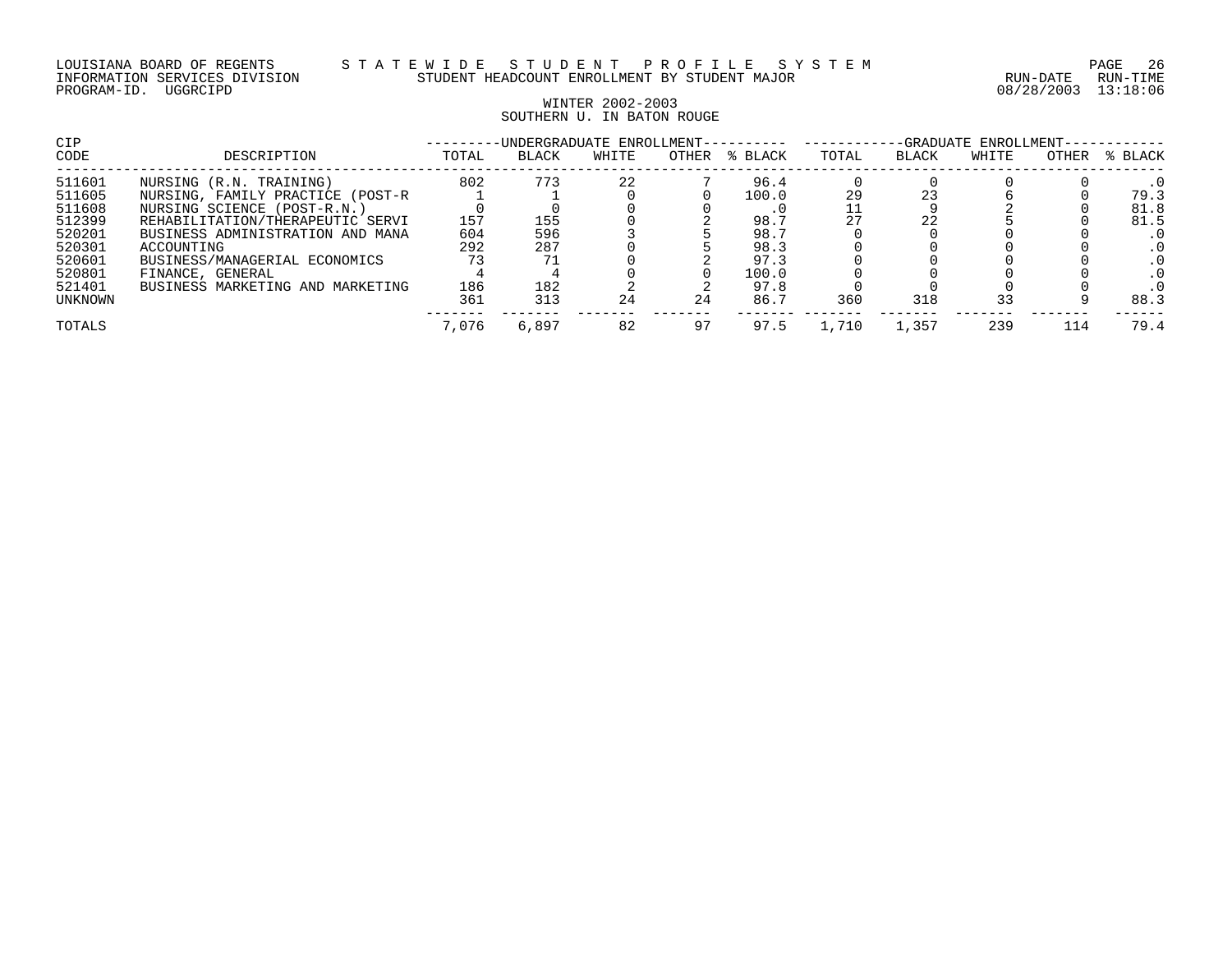LOUISIANA BOARD OF REGENTS — STATEWIDE STUDENT PROFILE SYSTEM
INFORMATION SERVICES DIVISION — STUDENT HEADCOUNT ENROLLMENT BY STUDENT MAJOR
PROGRAM-ID. UGGRCIPD — RUN-DATE 08/28/2003 RUN-TIME 13:18:06

WINTER 2002-2003
SOUTHERN U. IN BATON ROUGE

| CIP CODE | DESCRIPTION | UNDERGRADUATE ENROLLMENT TOTAL | BLACK | WHITE | OTHER | % BLACK | GRADUATE ENROLLMENT TOTAL | BLACK | WHITE | OTHER | % BLACK |
|---|---|---|---|---|---|---|---|---|---|---|---|
| 511601 | NURSING (R.N. TRAINING) | 802 | 773 | 22 | 7 | 96.4 | 0 | 0 | 0 | 0 | .0 |
| 511605 | NURSING, FAMILY PRACTICE (POST-R | 1 | 1 | 0 | 0 | 100.0 | 29 | 23 | 6 | 0 | 79.3 |
| 511608 | NURSING SCIENCE (POST-R.N.) | 0 | 0 | 0 | 0 | .0 | 11 | 9 | 2 | 0 | 81.8 |
| 512399 | REHABILITATION/THERAPEUTIC SERVI | 157 | 155 | 0 | 2 | 98.7 | 27 | 22 | 5 | 0 | 81.5 |
| 520201 | BUSINESS ADMINISTRATION AND MANA | 604 | 596 | 3 | 5 | 98.7 | 0 | 0 | 0 | 0 | .0 |
| 520301 | ACCOUNTING | 292 | 287 | 0 | 5 | 98.3 | 0 | 0 | 0 | 0 | .0 |
| 520601 | BUSINESS/MANAGERIAL ECONOMICS | 73 | 71 | 0 | 2 | 97.3 | 0 | 0 | 0 | 0 | .0 |
| 520801 | FINANCE, GENERAL | 4 | 4 | 0 | 0 | 100.0 | 0 | 0 | 0 | 0 | .0 |
| 521401 | BUSINESS MARKETING AND MARKETING | 186 | 182 | 2 | 2 | 97.8 | 0 | 0 | 0 | 0 | .0 |
| UNKNOWN | | 361 | 313 | 24 | 24 | 86.7 | 360 | 318 | 33 | 9 | 88.3 |
| TOTALS | | 7,076 | 6,897 | 82 | 97 | 97.5 | 1,710 | 1,357 | 239 | 114 | 79.4 |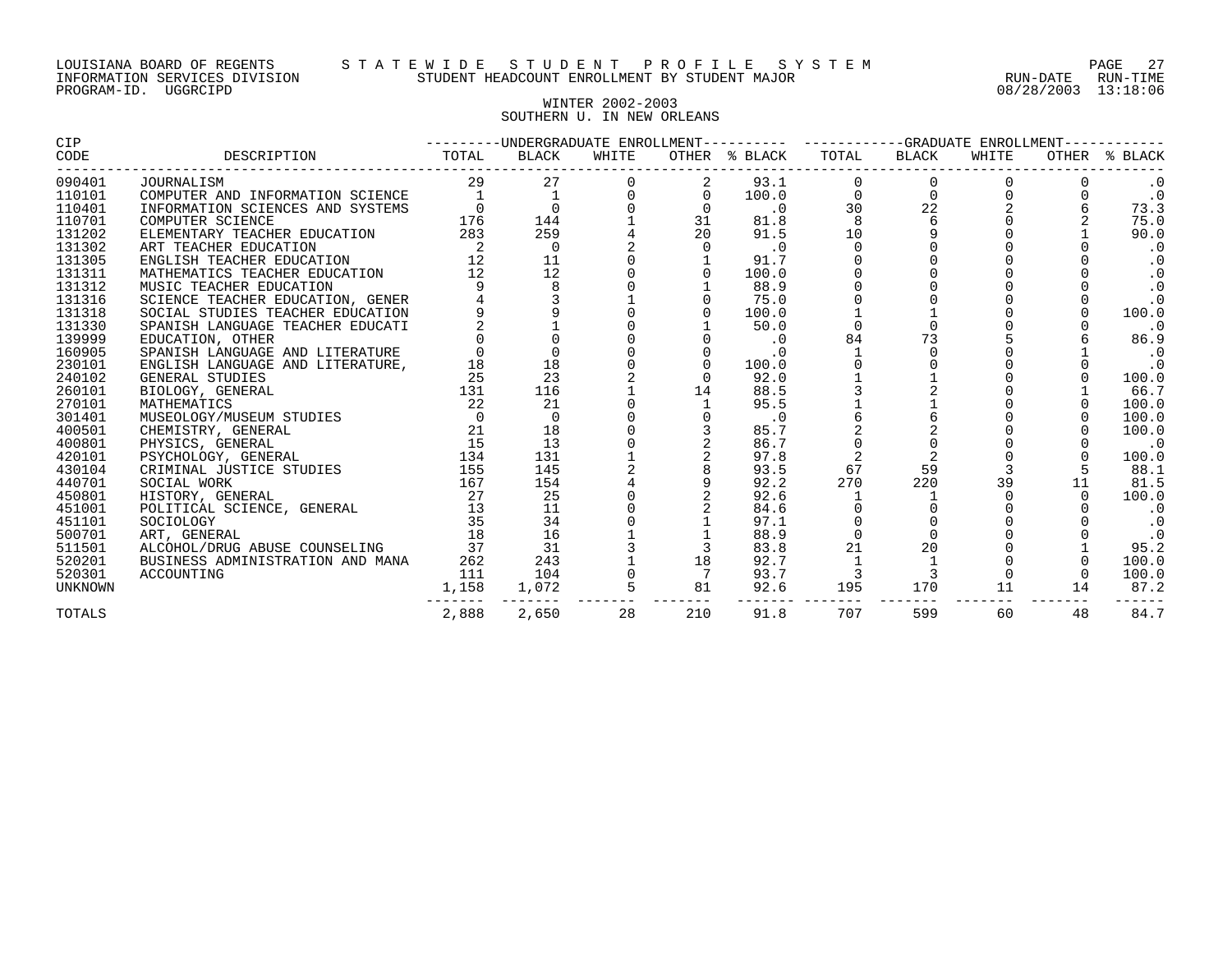LOUISIANA BOARD OF REGENTS — STATEWIDE STUDENT PROFILE SYSTEM
INFORMATION SERVICES DIVISION — STUDENT HEADCOUNT ENROLLMENT BY STUDENT MAJOR — RUN-DATE 08/28/2003 RUN-TIME 13:18:06
PROGRAM-ID. UGGRCIPD

## WINTER 2002-2003
## SOUTHERN U. IN NEW ORLEANS

| CIP CODE | DESCRIPTION | UNDERGRADUATE ENROLLMENT TOTAL | BLACK | WHITE | OTHER | % BLACK | GRADUATE ENROLLMENT TOTAL | BLACK | WHITE | OTHER | % BLACK |
|---|---|---|---|---|---|---|---|---|---|---|---|
| 090401 | JOURNALISM | 29 | 27 | 0 | 2 | 93.1 | 0 | 0 | 0 | 0 | .0 |
| 110101 | COMPUTER AND INFORMATION SCIENCE | 1 | 1 | 0 | 0 | 100.0 | 0 | 0 | 0 | 0 | .0 |
| 110401 | INFORMATION SCIENCES AND SYSTEMS | 0 | 0 | 0 | 0 | .0 | 30 | 22 | 2 | 6 | 73.3 |
| 110701 | COMPUTER SCIENCE | 176 | 144 | 1 | 31 | 81.8 | 8 | 6 | 0 | 2 | 75.0 |
| 131202 | ELEMENTARY TEACHER EDUCATION | 283 | 259 | 4 | 20 | 91.5 | 10 | 9 | 0 | 1 | 90.0 |
| 131302 | ART TEACHER EDUCATION | 2 | 0 | 2 | 0 | .0 | 0 | 0 | 0 | 0 | .0 |
| 131305 | ENGLISH TEACHER EDUCATION | 12 | 11 | 0 | 1 | 91.7 | 0 | 0 | 0 | 0 | .0 |
| 131311 | MATHEMATICS TEACHER EDUCATION | 12 | 12 | 0 | 0 | 100.0 | 0 | 0 | 0 | 0 | .0 |
| 131312 | MUSIC TEACHER EDUCATION | 9 | 8 | 0 | 1 | 88.9 | 0 | 0 | 0 | 0 | .0 |
| 131316 | SCIENCE TEACHER EDUCATION, GENER | 4 | 3 | 1 | 0 | 75.0 | 0 | 0 | 0 | 0 | .0 |
| 131318 | SOCIAL STUDIES TEACHER EDUCATION | 9 | 9 | 0 | 0 | 100.0 | 1 | 1 | 0 | 0 | 100.0 |
| 131330 | SPANISH LANGUAGE TEACHER EDUCATI | 2 | 1 | 0 | 1 | 50.0 | 0 | 0 | 0 | 0 | .0 |
| 139999 | EDUCATION, OTHER | 0 | 0 | 0 | 0 | .0 | 84 | 73 | 5 | 6 | 86.9 |
| 160905 | SPANISH LANGUAGE AND LITERATURE | 0 | 0 | 0 | 0 | .0 | 1 | 0 | 0 | 1 | .0 |
| 230101 | ENGLISH LANGUAGE AND LITERATURE, | 18 | 18 | 0 | 0 | 100.0 | 0 | 0 | 0 | 0 | .0 |
| 240102 | GENERAL STUDIES | 25 | 23 | 2 | 0 | 92.0 | 1 | 1 | 0 | 0 | 100.0 |
| 260101 | BIOLOGY, GENERAL | 131 | 116 | 1 | 14 | 88.5 | 3 | 2 | 0 | 1 | 66.7 |
| 270101 | MATHEMATICS | 22 | 21 | 0 | 1 | 95.5 | 1 | 1 | 0 | 0 | 100.0 |
| 301401 | MUSEOLOGY/MUSEUM STUDIES | 0 | 0 | 0 | 0 | .0 | 6 | 6 | 0 | 0 | 100.0 |
| 400501 | CHEMISTRY, GENERAL | 21 | 18 | 0 | 3 | 85.7 | 2 | 2 | 0 | 0 | 100.0 |
| 400801 | PHYSICS, GENERAL | 15 | 13 | 0 | 2 | 86.7 | 0 | 0 | 0 | 0 | .0 |
| 420101 | PSYCHOLOGY, GENERAL | 134 | 131 | 1 | 2 | 97.8 | 2 | 2 | 0 | 0 | 100.0 |
| 430104 | CRIMINAL JUSTICE STUDIES | 155 | 145 | 2 | 8 | 93.5 | 67 | 59 | 3 | 5 | 88.1 |
| 440701 | SOCIAL WORK | 167 | 154 | 4 | 9 | 92.2 | 270 | 220 | 39 | 11 | 81.5 |
| 450801 | HISTORY, GENERAL | 27 | 25 | 0 | 2 | 92.6 | 1 | 1 | 0 | 0 | 100.0 |
| 451001 | POLITICAL SCIENCE, GENERAL | 13 | 11 | 0 | 2 | 84.6 | 0 | 0 | 0 | 0 | .0 |
| 451101 | SOCIOLOGY | 35 | 34 | 0 | 1 | 97.1 | 0 | 0 | 0 | 0 | .0 |
| 500701 | ART, GENERAL | 18 | 16 | 1 | 1 | 88.9 | 0 | 0 | 0 | 0 | .0 |
| 511501 | ALCOHOL/DRUG ABUSE COUNSELING | 37 | 31 | 3 | 3 | 83.8 | 21 | 20 | 0 | 1 | 95.2 |
| 520201 | BUSINESS ADMINISTRATION AND MANA | 262 | 243 | 1 | 18 | 92.7 | 1 | 1 | 0 | 0 | 100.0 |
| 520301 | ACCOUNTING | 111 | 104 | 0 | 7 | 93.7 | 3 | 3 | 0 | 0 | 100.0 |
| UNKNOWN | | 1,158 | 1,072 | 5 | 81 | 92.6 | 195 | 170 | 11 | 14 | 87.2 |
| TOTALS | | 2,888 | 2,650 | 28 | 210 | 91.8 | 707 | 599 | 60 | 48 | 84.7 |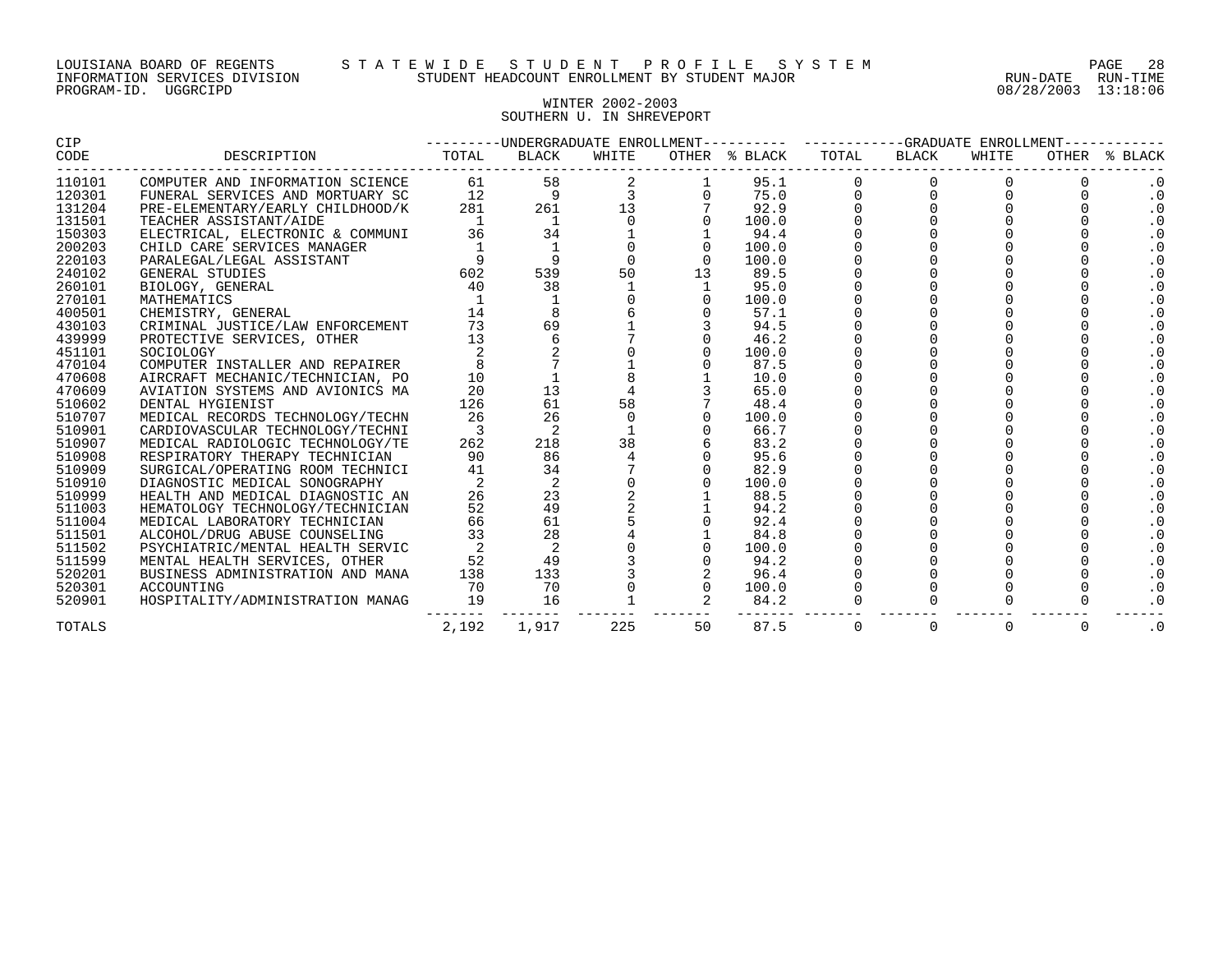LOUISIANA BOARD OF REGENTS — STATEWIDE STUDENT PROFILE SYSTEM
INFORMATION SERVICES DIVISION — STUDENT HEADCOUNT ENROLLMENT BY STUDENT MAJOR — RUN-DATE 08/28/2003 RUN-TIME 13:18:06
PROGRAM-ID. UGGRCIPD

## WINTER 2002-2003
## SOUTHERN U. IN SHREVEPORT

| CIP CODE | DESCRIPTION | UNDERGRADUATE ENROLLMENT | | | | | GRADUATE ENROLLMENT | | | | |
|---|---|---|---|---|---|---|---|---|---|---|---|
| | | TOTAL | BLACK | WHITE | OTHER | % BLACK | TOTAL | BLACK | WHITE | OTHER | % BLACK |
| 110101 | COMPUTER AND INFORMATION SCIENCE | 61 | 58 | 2 | 1 | 95.1 | 0 | 0 | 0 | 0 | .0 |
| 120301 | FUNERAL SERVICES AND MORTUARY SC | 12 | 9 | 3 | 0 | 75.0 | 0 | 0 | 0 | 0 | .0 |
| 131204 | PRE-ELEMENTARY/EARLY CHILDHOOD/K | 281 | 261 | 13 | 7 | 92.9 | 0 | 0 | 0 | 0 | .0 |
| 131501 | TEACHER ASSISTANT/AIDE | 1 | 1 | 0 | 0 | 100.0 | 0 | 0 | 0 | 0 | .0 |
| 150303 | ELECTRICAL, ELECTRONIC & COMMUNI | 36 | 34 | 1 | 1 | 94.4 | 0 | 0 | 0 | 0 | .0 |
| 200203 | CHILD CARE SERVICES MANAGER | 1 | 1 | 0 | 0 | 100.0 | 0 | 0 | 0 | 0 | .0 |
| 220103 | PARALEGAL/LEGAL ASSISTANT | 9 | 9 | 0 | 0 | 100.0 | 0 | 0 | 0 | 0 | .0 |
| 240102 | GENERAL STUDIES | 602 | 539 | 50 | 13 | 89.5 | 0 | 0 | 0 | 0 | .0 |
| 260101 | BIOLOGY, GENERAL | 40 | 38 | 1 | 1 | 95.0 | 0 | 0 | 0 | 0 | .0 |
| 270101 | MATHEMATICS | 1 | 1 | 0 | 0 | 100.0 | 0 | 0 | 0 | 0 | .0 |
| 400501 | CHEMISTRY, GENERAL | 14 | 8 | 6 | 0 | 57.1 | 0 | 0 | 0 | 0 | .0 |
| 430103 | CRIMINAL JUSTICE/LAW ENFORCEMENT | 73 | 69 | 1 | 3 | 94.5 | 0 | 0 | 0 | 0 | .0 |
| 439999 | PROTECTIVE SERVICES, OTHER | 13 | 6 | 7 | 0 | 46.2 | 0 | 0 | 0 | 0 | .0 |
| 451101 | SOCIOLOGY | 2 | 2 | 0 | 0 | 100.0 | 0 | 0 | 0 | 0 | .0 |
| 470104 | COMPUTER INSTALLER AND REPAIRER | 8 | 7 | 1 | 0 | 87.5 | 0 | 0 | 0 | 0 | .0 |
| 470608 | AIRCRAFT MECHANIC/TECHNICIAN, PO | 10 | 1 | 8 | 1 | 10.0 | 0 | 0 | 0 | 0 | .0 |
| 470609 | AVIATION SYSTEMS AND AVIONICS MA | 20 | 13 | 4 | 3 | 65.0 | 0 | 0 | 0 | 0 | .0 |
| 510602 | DENTAL HYGIENIST | 126 | 61 | 58 | 7 | 48.4 | 0 | 0 | 0 | 0 | .0 |
| 510707 | MEDICAL RECORDS TECHNOLOGY/TECHN | 26 | 26 | 0 | 0 | 100.0 | 0 | 0 | 0 | 0 | .0 |
| 510901 | CARDIOVASCULAR TECHNOLOGY/TECHNI | 3 | 2 | 1 | 0 | 66.7 | 0 | 0 | 0 | 0 | .0 |
| 510907 | MEDICAL RADIOLOGIC TECHNOLOGY/TE | 262 | 218 | 38 | 6 | 83.2 | 0 | 0 | 0 | 0 | .0 |
| 510908 | RESPIRATORY THERAPY TECHNICIAN | 90 | 86 | 4 | 0 | 95.6 | 0 | 0 | 0 | 0 | .0 |
| 510909 | SURGICAL/OPERATING ROOM TECHNICI | 41 | 34 | 7 | 0 | 82.9 | 0 | 0 | 0 | 0 | .0 |
| 510910 | DIAGNOSTIC MEDICAL SONOGRAPHY | 2 | 2 | 0 | 0 | 100.0 | 0 | 0 | 0 | 0 | .0 |
| 510999 | HEALTH AND MEDICAL DIAGNOSTIC AN | 26 | 23 | 2 | 1 | 88.5 | 0 | 0 | 0 | 0 | .0 |
| 511003 | HEMATOLOGY TECHNOLOGY/TECHNICIAN | 52 | 49 | 2 | 1 | 94.2 | 0 | 0 | 0 | 0 | .0 |
| 511004 | MEDICAL LABORATORY TECHNICIAN | 66 | 61 | 5 | 0 | 92.4 | 0 | 0 | 0 | 0 | .0 |
| 511501 | ALCOHOL/DRUG ABUSE COUNSELING | 33 | 28 | 4 | 1 | 84.8 | 0 | 0 | 0 | 0 | .0 |
| 511502 | PSYCHIATRIC/MENTAL HEALTH SERVIC | 2 | 2 | 0 | 0 | 100.0 | 0 | 0 | 0 | 0 | .0 |
| 511599 | MENTAL HEALTH SERVICES, OTHER | 52 | 49 | 3 | 0 | 94.2 | 0 | 0 | 0 | 0 | .0 |
| 520201 | BUSINESS ADMINISTRATION AND MANA | 138 | 133 | 3 | 2 | 96.4 | 0 | 0 | 0 | 0 | .0 |
| 520301 | ACCOUNTING | 70 | 70 | 0 | 0 | 100.0 | 0 | 0 | 0 | 0 | .0 |
| 520901 | HOSPITALITY/ADMINISTRATION MANAG | 19 | 16 | 1 | 2 | 84.2 | 0 | 0 | 0 | 0 | .0 |
| TOTALS | | 2,192 | 1,917 | 225 | 50 | 87.5 | 0 | 0 | 0 | 0 | .0 |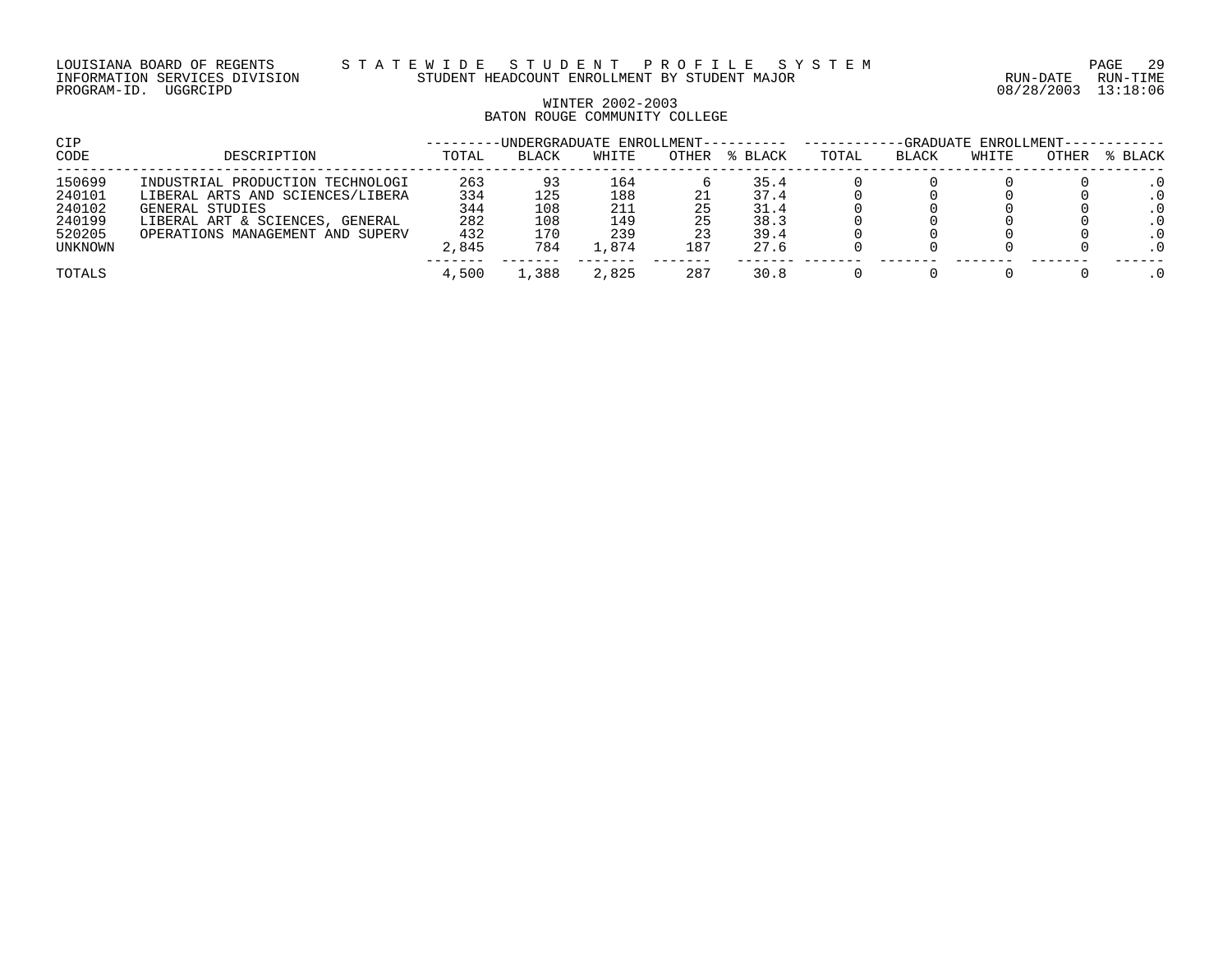LOUISIANA BOARD OF REGENTS — STATEWIDE STUDENT PROFILE SYSTEM
INFORMATION SERVICES DIVISION — STUDENT HEADCOUNT ENROLLMENT BY STUDENT MAJOR — RUN-DATE 08/28/2003 RUN-TIME 13:18:06
PROGRAM-ID. UGGRCIPD

WINTER 2002-2003
BATON ROUGE COMMUNITY COLLEGE

| CIP | | UNDERGRADUATE ENROLLMENT | | | | | GRADUATE ENROLLMENT | | | | |
|---|---|---|---|---|---|---|---|---|---|---|---|
| CODE | DESCRIPTION | TOTAL | BLACK | WHITE | OTHER | % BLACK | TOTAL | BLACK | WHITE | OTHER | % BLACK |
| 150699 | INDUSTRIAL PRODUCTION TECHNOLOGI | 263 | 93 | 164 | 6 | 35.4 | 0 | 0 | 0 | 0 | .0 |
| 240101 | LIBERAL ARTS AND SCIENCES/LIBERA | 334 | 125 | 188 | 21 | 37.4 | 0 | 0 | 0 | 0 | .0 |
| 240102 | GENERAL STUDIES | 344 | 108 | 211 | 25 | 31.4 | 0 | 0 | 0 | 0 | .0 |
| 240199 | LIBERAL ART & SCIENCES, GENERAL | 282 | 108 | 149 | 25 | 38.3 | 0 | 0 | 0 | 0 | .0 |
| 520205 | OPERATIONS MANAGEMENT AND SUPERV | 432 | 170 | 239 | 23 | 39.4 | 0 | 0 | 0 | 0 | .0 |
| UNKNOWN | | 2,845 | 784 | 1,874 | 187 | 27.6 | 0 | 0 | 0 | 0 | .0 |
| TOTALS | | 4,500 | 1,388 | 2,825 | 287 | 30.8 | 0 | 0 | 0 | 0 | .0 |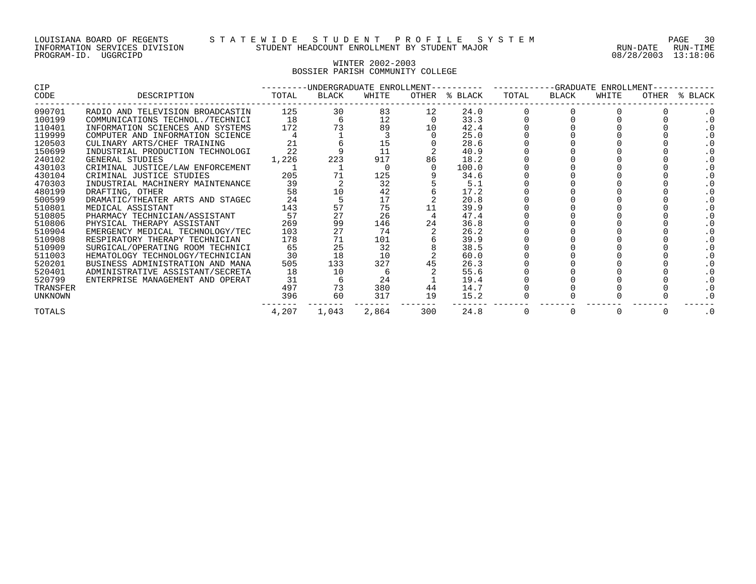LOUISIANA BOARD OF REGENTS — STATEWIDE STUDENT PROFILE SYSTEM
INFORMATION SERVICES DIVISION — STUDENT HEADCOUNT ENROLLMENT BY STUDENT MAJOR — RUN-DATE 08/28/2003 RUN-TIME 13:18:06
PROGRAM-ID. UGGRCIPD

## WINTER 2002-2003
## BOSSIER PARISH COMMUNITY COLLEGE

| CIP | | UNDERGRADUATE ENROLLMENT | | | | | GRADUATE ENROLLMENT | | | | |
|---|---|---|---|---|---|---|---|---|---|---|---|
| CODE | DESCRIPTION | TOTAL | BLACK | WHITE | OTHER | % BLACK | TOTAL | BLACK | WHITE | OTHER | % BLACK |
| 090701 | RADIO AND TELEVISION BROADCASTIN | 125 | 30 | 83 | 12 | 24.0 | 0 | 0 | 0 | 0 | .0 |
| 100199 | COMMUNICATIONS TECHNOL./TECHNICI | 18 | 6 | 12 | 0 | 33.3 | 0 | 0 | 0 | 0 | .0 |
| 110401 | INFORMATION SCIENCES AND SYSTEMS | 172 | 73 | 89 | 10 | 42.4 | 0 | 0 | 0 | 0 | .0 |
| 119999 | COMPUTER AND INFORMATION SCIENCE | 4 | 1 | 3 | 0 | 25.0 | 0 | 0 | 0 | 0 | .0 |
| 120503 | CULINARY ARTS/CHEF TRAINING | 21 | 6 | 15 | 0 | 28.6 | 0 | 0 | 0 | 0 | .0 |
| 150699 | INDUSTRIAL PRODUCTION TECHNOLOGI | 22 | 9 | 11 | 2 | 40.9 | 0 | 0 | 0 | 0 | .0 |
| 240102 | GENERAL STUDIES | 1,226 | 223 | 917 | 86 | 18.2 | 0 | 0 | 0 | 0 | .0 |
| 430103 | CRIMINAL JUSTICE/LAW ENFORCEMENT | 1 | 1 | 0 | 0 | 100.0 | 0 | 0 | 0 | 0 | .0 |
| 430104 | CRIMINAL JUSTICE STUDIES | 205 | 71 | 125 | 9 | 34.6 | 0 | 0 | 0 | 0 | .0 |
| 470303 | INDUSTRIAL MACHINERY MAINTENANCE | 39 | 2 | 32 | 5 | 5.1 | 0 | 0 | 0 | 0 | .0 |
| 480199 | DRAFTING, OTHER | 58 | 10 | 42 | 6 | 17.2 | 0 | 0 | 0 | 0 | .0 |
| 500599 | DRAMATIC/THEATER ARTS AND STAGEC | 24 | 5 | 17 | 2 | 20.8 | 0 | 0 | 0 | 0 | .0 |
| 510801 | MEDICAL ASSISTANT | 143 | 57 | 75 | 11 | 39.9 | 0 | 0 | 0 | 0 | .0 |
| 510805 | PHARMACY TECHNICIAN/ASSISTANT | 57 | 27 | 26 | 4 | 47.4 | 0 | 0 | 0 | 0 | .0 |
| 510806 | PHYSICAL THERAPY ASSISTANT | 269 | 99 | 146 | 24 | 36.8 | 0 | 0 | 0 | 0 | .0 |
| 510904 | EMERGENCY MEDICAL TECHNOLOGY/TEC | 103 | 27 | 74 | 2 | 26.2 | 0 | 0 | 0 | 0 | .0 |
| 510908 | RESPIRATORY THERAPY TECHNICIAN | 178 | 71 | 101 | 6 | 39.9 | 0 | 0 | 0 | 0 | .0 |
| 510909 | SURGICAL/OPERATING ROOM TECHNICI | 65 | 25 | 32 | 8 | 38.5 | 0 | 0 | 0 | 0 | .0 |
| 511003 | HEMATOLOGY TECHNOLOGY/TECHNICIAN | 30 | 18 | 10 | 2 | 60.0 | 0 | 0 | 0 | 0 | .0 |
| 520201 | BUSINESS ADMINISTRATION AND MANA | 505 | 133 | 327 | 45 | 26.3 | 0 | 0 | 0 | 0 | .0 |
| 520401 | ADMINISTRATIVE ASSISTANT/SECRETA | 18 | 10 | 6 | 2 | 55.6 | 0 | 0 | 0 | 0 | .0 |
| 520799 | ENTERPRISE MANAGEMENT AND OPERAT | 31 | 6 | 24 | 1 | 19.4 | 0 | 0 | 0 | 0 | .0 |
| TRANSFER | | 497 | 73 | 380 | 44 | 14.7 | 0 | 0 | 0 | 0 | .0 |
| UNKNOWN | | 396 | 60 | 317 | 19 | 15.2 | 0 | 0 | 0 | 0 | .0 |
| TOTALS | | 4,207 | 1,043 | 2,864 | 300 | 24.8 | 0 | 0 | 0 | 0 | .0 |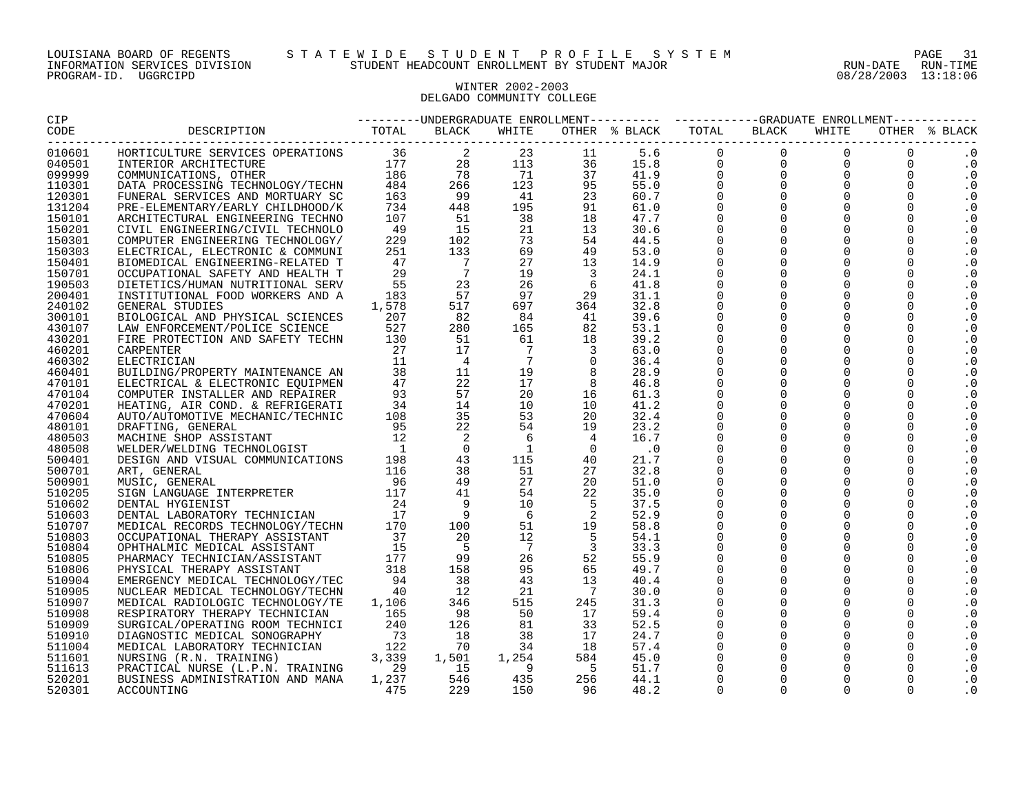LOUISIANA BOARD OF REGENTS S T A T E W I D E S T U D E N T P R O F I L E S Y S T E M
INFORMATION SERVICES DIVISION STUDENT HEADCOUNT ENROLLMENT BY STUDENT MAJOR
PROGRAM-ID. UGGRCIPD RUN-DATE RUN-TIME 08/28/2003 13:18:06

## WINTER 2002-2003
## DELGADO COMMUNITY COLLEGE

| CIP CODE | DESCRIPTION | UNDERGRADUATE ENROLLMENT TOTAL | BLACK | WHITE | OTHER | % BLACK | GRADUATE ENROLLMENT TOTAL | BLACK | WHITE | OTHER | % BLACK |
|---|---|---|---|---|---|---|---|---|---|---|---|
| 010601 | HORTICULTURE SERVICES OPERATIONS | 36 | 2 | 23 | 11 | 5.6 | 0 | 0 | 0 | 0 | .0 |
| 040501 | INTERIOR ARCHITECTURE | 177 | 28 | 113 | 36 | 15.8 | 0 | 0 | 0 | 0 | .0 |
| 099999 | COMMUNICATIONS, OTHER | 186 | 78 | 71 | 37 | 41.9 | 0 | 0 | 0 | 0 | .0 |
| 110301 | DATA PROCESSING TECHNOLOGY/TECHN | 484 | 266 | 123 | 95 | 55.0 | 0 | 0 | 0 | 0 | .0 |
| 120301 | FUNERAL SERVICES AND MORTUARY SC | 163 | 99 | 41 | 23 | 60.7 | 0 | 0 | 0 | 0 | .0 |
| 131204 | PRE-ELEMENTARY/EARLY CHILDHOOD/K | 734 | 448 | 195 | 91 | 61.0 | 0 | 0 | 0 | 0 | .0 |
| 150101 | ARCHITECTURAL ENGINEERING TECHNO | 107 | 51 | 38 | 18 | 47.7 | 0 | 0 | 0 | 0 | .0 |
| 150201 | CIVIL ENGINEERING/CIVIL TECHNOLO | 49 | 15 | 21 | 13 | 30.6 | 0 | 0 | 0 | 0 | .0 |
| 150301 | COMPUTER ENGINEERING TECHNOLOGY/ | 229 | 102 | 73 | 54 | 44.5 | 0 | 0 | 0 | 0 | .0 |
| 150303 | ELECTRICAL, ELECTRONIC & COMMUNI | 251 | 133 | 69 | 49 | 53.0 | 0 | 0 | 0 | 0 | .0 |
| 150401 | BIOMEDICAL ENGINEERING-RELATED T | 47 | 7 | 27 | 13 | 14.9 | 0 | 0 | 0 | 0 | .0 |
| 150701 | OCCUPATIONAL SAFETY AND HEALTH T | 29 | 7 | 19 | 3 | 24.1 | 0 | 0 | 0 | 0 | .0 |
| 190503 | DIETETICS/HUMAN NUTRITIONAL SERV | 55 | 23 | 26 | 6 | 41.8 | 0 | 0 | 0 | 0 | .0 |
| 200401 | INSTITUTIONAL FOOD WORKERS AND A | 183 | 57 | 97 | 29 | 31.1 | 0 | 0 | 0 | 0 | .0 |
| 240102 | GENERAL STUDIES | 1,578 | 517 | 697 | 364 | 32.8 | 0 | 0 | 0 | 0 | .0 |
| 300101 | BIOLOGICAL AND PHYSICAL SCIENCES | 207 | 82 | 84 | 41 | 39.6 | 0 | 0 | 0 | 0 | .0 |
| 430107 | LAW ENFORCEMENT/POLICE SCIENCE | 527 | 280 | 165 | 82 | 53.1 | 0 | 0 | 0 | 0 | .0 |
| 430201 | FIRE PROTECTION AND SAFETY TECHN | 130 | 51 | 61 | 18 | 39.2 | 0 | 0 | 0 | 0 | .0 |
| 460201 | CARPENTER | 27 | 17 | 7 | 3 | 63.0 | 0 | 0 | 0 | 0 | .0 |
| 460302 | ELECTRICIAN | 11 | 4 | 7 | 0 | 36.4 | 0 | 0 | 0 | 0 | .0 |
| 460401 | BUILDING/PROPERTY MAINTENANCE AN | 38 | 11 | 19 | 8 | 28.9 | 0 | 0 | 0 | 0 | .0 |
| 470101 | ELECTRICAL & ELECTRONIC EQUIPMEN | 47 | 22 | 17 | 8 | 46.8 | 0 | 0 | 0 | 0 | .0 |
| 470104 | COMPUTER INSTALLER AND REPAIRER | 93 | 57 | 20 | 16 | 61.3 | 0 | 0 | 0 | 0 | .0 |
| 470201 | HEATING, AIR COND. & REFRIGERATI | 34 | 14 | 10 | 10 | 41.2 | 0 | 0 | 0 | 0 | .0 |
| 470604 | AUTO/AUTOMOTIVE MECHANIC/TECHNIC | 108 | 35 | 53 | 20 | 32.4 | 0 | 0 | 0 | 0 | .0 |
| 480101 | DRAFTING, GENERAL | 95 | 22 | 54 | 19 | 23.2 | 0 | 0 | 0 | 0 | .0 |
| 480503 | MACHINE SHOP ASSISTANT | 12 | 2 | 6 | 4 | 16.7 | 0 | 0 | 0 | 0 | .0 |
| 480508 | WELDER/WELDING TECHNOLOGIST | 1 | 0 | 1 | 0 | .0 | 0 | 0 | 0 | 0 | .0 |
| 500401 | DESIGN AND VISUAL COMMUNICATIONS | 198 | 43 | 115 | 40 | 21.7 | 0 | 0 | 0 | 0 | .0 |
| 500701 | ART, GENERAL | 116 | 38 | 51 | 27 | 32.8 | 0 | 0 | 0 | 0 | .0 |
| 500901 | MUSIC, GENERAL | 96 | 49 | 27 | 20 | 51.0 | 0 | 0 | 0 | 0 | .0 |
| 510205 | SIGN LANGUAGE INTERPRETER | 117 | 41 | 54 | 22 | 35.0 | 0 | 0 | 0 | 0 | .0 |
| 510602 | DENTAL HYGIENIST | 24 | 9 | 10 | 5 | 37.5 | 0 | 0 | 0 | 0 | .0 |
| 510603 | DENTAL LABORATORY TECHNICIAN | 17 | 9 | 6 | 2 | 52.9 | 0 | 0 | 0 | 0 | .0 |
| 510707 | MEDICAL RECORDS TECHNOLOGY/TECHN | 170 | 100 | 51 | 19 | 58.8 | 0 | 0 | 0 | 0 | .0 |
| 510803 | OCCUPATIONAL THERAPY ASSISTANT | 37 | 20 | 12 | 5 | 54.1 | 0 | 0 | 0 | 0 | .0 |
| 510804 | OPHTHALMIC MEDICAL ASSISTANT | 15 | 5 | 7 | 3 | 33.3 | 0 | 0 | 0 | 0 | .0 |
| 510805 | PHARMACY TECHNICIAN/ASSISTANT | 177 | 99 | 26 | 52 | 55.9 | 0 | 0 | 0 | 0 | .0 |
| 510806 | PHYSICAL THERAPY ASSISTANT | 318 | 158 | 95 | 65 | 49.7 | 0 | 0 | 0 | 0 | .0 |
| 510904 | EMERGENCY MEDICAL TECHNOLOGY/TEC | 94 | 38 | 43 | 13 | 40.4 | 0 | 0 | 0 | 0 | .0 |
| 510905 | NUCLEAR MEDICAL TECHNOLOGY/TECHN | 40 | 12 | 21 | 7 | 30.0 | 0 | 0 | 0 | 0 | .0 |
| 510907 | MEDICAL RADIOLOGIC TECHNOLOGY/TE | 1,106 | 346 | 515 | 245 | 31.3 | 0 | 0 | 0 | 0 | .0 |
| 510908 | RESPIRATORY THERAPY TECHNICIAN | 165 | 98 | 50 | 17 | 59.4 | 0 | 0 | 0 | 0 | .0 |
| 510909 | SURGICAL/OPERATING ROOM TECHNICI | 240 | 126 | 81 | 33 | 52.5 | 0 | 0 | 0 | 0 | .0 |
| 510910 | DIAGNOSTIC MEDICAL SONOGRAPHY | 73 | 18 | 38 | 17 | 24.7 | 0 | 0 | 0 | 0 | .0 |
| 511004 | MEDICAL LABORATORY TECHNICIAN | 122 | 70 | 34 | 18 | 57.4 | 0 | 0 | 0 | 0 | .0 |
| 511601 | NURSING (R.N. TRAINING) | 3,339 | 1,501 | 1,254 | 584 | 45.0 | 0 | 0 | 0 | 0 | .0 |
| 511613 | PRACTICAL NURSE (L.P.N. TRAINING | 29 | 15 | 9 | 5 | 51.7 | 0 | 0 | 0 | 0 | .0 |
| 520201 | BUSINESS ADMINISTRATION AND MANA | 1,237 | 546 | 435 | 256 | 44.1 | 0 | 0 | 0 | 0 | .0 |
| 520301 | ACCOUNTING | 475 | 229 | 150 | 96 | 48.2 | 0 | 0 | 0 | 0 | .0 |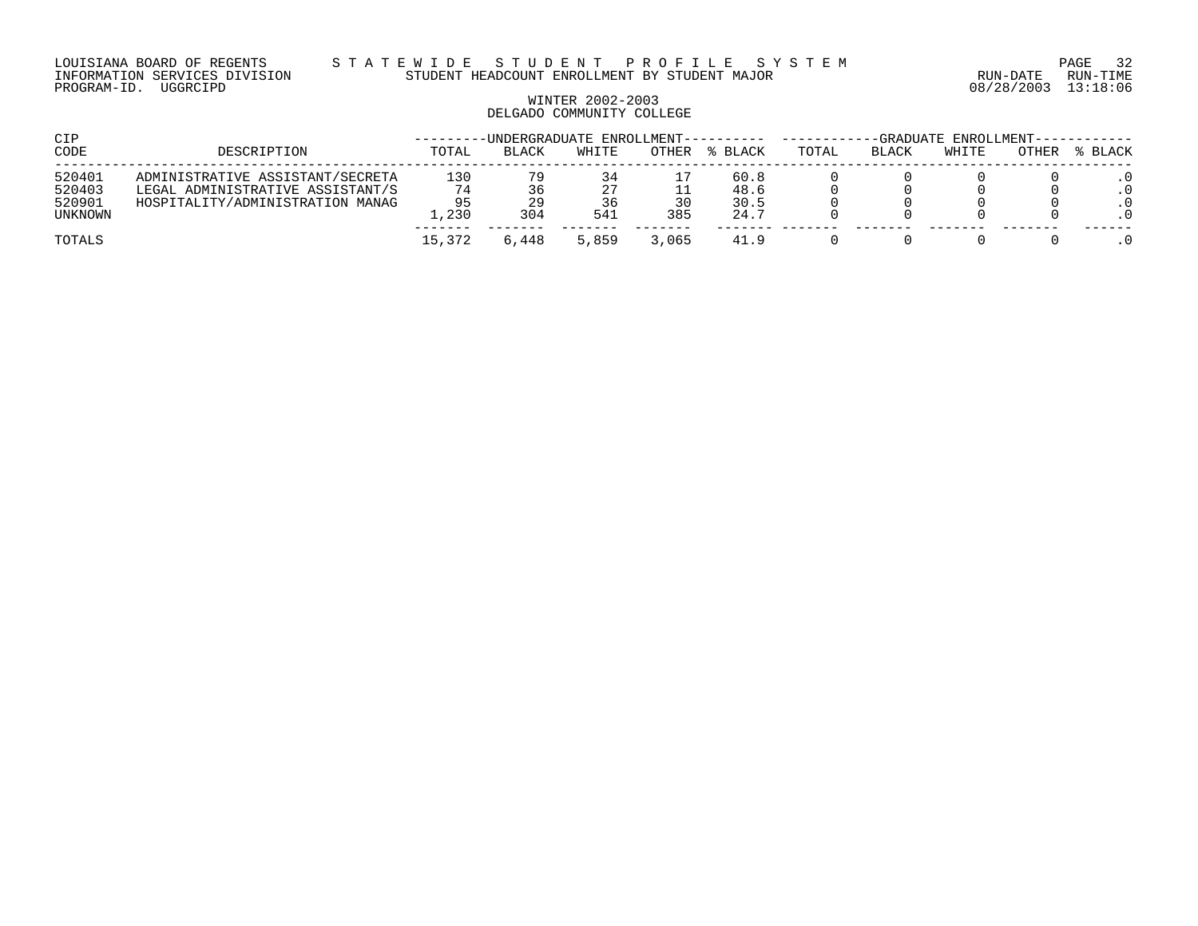LOUISIANA BOARD OF REGENTS — STATEWIDE STUDENT PROFILE SYSTEM
INFORMATION SERVICES DIVISION — STUDENT HEADCOUNT ENROLLMENT BY STUDENT MAJOR
PROGRAM-ID. UGGRCIPD — RUN-DATE 08/28/2003 RUN-TIME 13:18:06

WINTER 2002-2003
DELGADO COMMUNITY COLLEGE

| CIP | | UNDERGRADUATE ENROLLMENT | | | | | GRADUATE ENROLLMENT | | | | |
|---|---|---|---|---|---|---|---|---|---|---|---|
| CODE | DESCRIPTION | TOTAL | BLACK | WHITE | OTHER | % BLACK | TOTAL | BLACK | WHITE | OTHER | % BLACK |
| 520401 | ADMINISTRATIVE ASSISTANT/SECRETA | 130 | 79 | 34 | 17 | 60.8 | 0 | 0 | 0 | 0 | .0 |
| 520403 | LEGAL ADMINISTRATIVE ASSISTANT/S | 74 | 36 | 27 | 11 | 48.6 | 0 | 0 | 0 | 0 | .0 |
| 520901 | HOSPITALITY/ADMINISTRATION MANAG | 95 | 29 | 36 | 30 | 30.5 | 0 | 0 | 0 | 0 | .0 |
| UNKNOWN | | 1,230 | 304 | 541 | 385 | 24.7 | 0 | 0 | 0 | 0 | .0 |
| TOTALS | | 15,372 | 6,448 | 5,859 | 3,065 | 41.9 | 0 | 0 | 0 | 0 | .0 |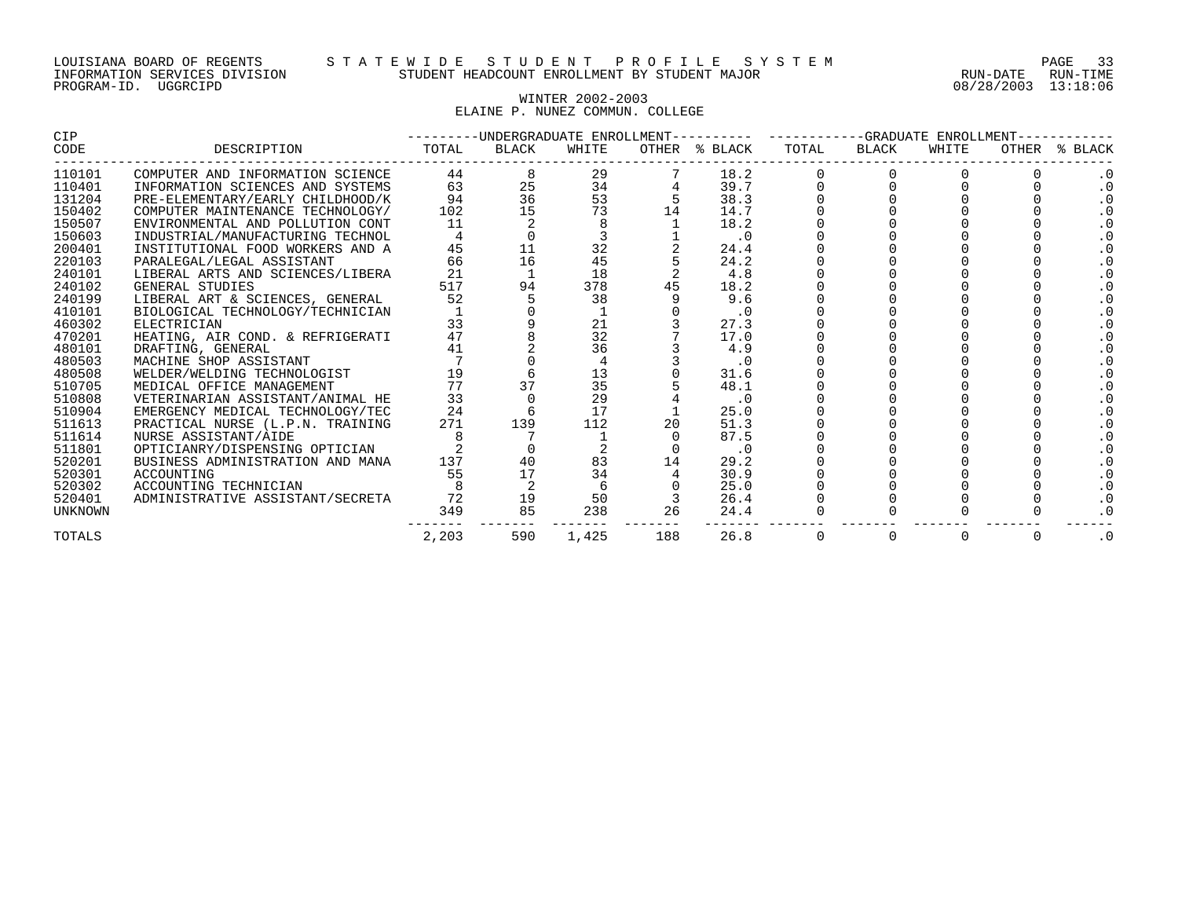LOUISIANA BOARD OF REGENTS — STATEWIDE STUDENT PROFILE SYSTEM
INFORMATION SERVICES DIVISION — STUDENT HEADCOUNT ENROLLMENT BY STUDENT MAJOR
PROGRAM-ID. UGGRCIPD — RUN-DATE 08/28/2003 RUN-TIME 13:18:06

## WINTER 2002-2003
## ELAINE P. NUNEZ COMMUN. COLLEGE

| CIP CODE | DESCRIPTION | UNDERGRADUATE ENROLLMENT TOTAL | BLACK | WHITE | OTHER | % BLACK | GRADUATE ENROLLMENT TOTAL | BLACK | WHITE | OTHER | % BLACK |
|---|---|---|---|---|---|---|---|---|---|---|---|
| 110101 | COMPUTER AND INFORMATION SCIENCE | 44 | 8 | 29 | 7 | 18.2 | 0 | 0 | 0 | 0 | .0 |
| 110401 | INFORMATION SCIENCES AND SYSTEMS | 63 | 25 | 34 | 4 | 39.7 | 0 | 0 | 0 | 0 | .0 |
| 131204 | PRE-ELEMENTARY/EARLY CHILDHOOD/K | 94 | 36 | 53 | 5 | 38.3 | 0 | 0 | 0 | 0 | .0 |
| 150402 | COMPUTER MAINTENANCE TECHNOLOGY/ | 102 | 15 | 73 | 14 | 14.7 | 0 | 0 | 0 | 0 | .0 |
| 150507 | ENVIRONMENTAL AND POLLUTION CONT | 11 | 2 | 8 | 1 | 18.2 | 0 | 0 | 0 | 0 | .0 |
| 150603 | INDUSTRIAL/MANUFACTURING TECHNOL | 4 | 0 | 3 | 1 | .0 | 0 | 0 | 0 | 0 | .0 |
| 200401 | INSTITUTIONAL FOOD WORKERS AND A | 45 | 11 | 32 | 2 | 24.4 | 0 | 0 | 0 | 0 | .0 |
| 220103 | PARALEGAL/LEGAL ASSISTANT | 66 | 16 | 45 | 5 | 24.2 | 0 | 0 | 0 | 0 | .0 |
| 240101 | LIBERAL ARTS AND SCIENCES/LIBERA | 21 | 1 | 18 | 2 | 4.8 | 0 | 0 | 0 | 0 | .0 |
| 240102 | GENERAL STUDIES | 517 | 94 | 378 | 45 | 18.2 | 0 | 0 | 0 | 0 | .0 |
| 240199 | LIBERAL ART & SCIENCES, GENERAL | 52 | 5 | 38 | 9 | 9.6 | 0 | 0 | 0 | 0 | .0 |
| 410101 | BIOLOGICAL TECHNOLOGY/TECHNICIAN | 1 | 0 | 1 | 0 | .0 | 0 | 0 | 0 | 0 | .0 |
| 460302 | ELECTRICIAN | 33 | 9 | 21 | 3 | 27.3 | 0 | 0 | 0 | 0 | .0 |
| 470201 | HEATING, AIR COND. & REFRIGERATI | 47 | 8 | 32 | 7 | 17.0 | 0 | 0 | 0 | 0 | .0 |
| 480101 | DRAFTING, GENERAL | 41 | 2 | 36 | 3 | 4.9 | 0 | 0 | 0 | 0 | .0 |
| 480503 | MACHINE SHOP ASSISTANT | 7 | 0 | 4 | 3 | .0 | 0 | 0 | 0 | 0 | .0 |
| 480508 | WELDER/WELDING TECHNOLOGIST | 19 | 6 | 13 | 0 | 31.6 | 0 | 0 | 0 | 0 | .0 |
| 510705 | MEDICAL OFFICE MANAGEMENT | 77 | 37 | 35 | 5 | 48.1 | 0 | 0 | 0 | 0 | .0 |
| 510808 | VETERINARIAN ASSISTANT/ANIMAL HE | 33 | 0 | 29 | 4 | .0 | 0 | 0 | 0 | 0 | .0 |
| 510904 | EMERGENCY MEDICAL TECHNOLOGY/TEC | 24 | 6 | 17 | 1 | 25.0 | 0 | 0 | 0 | 0 | .0 |
| 511613 | PRACTICAL NURSE (L.P.N. TRAINING | 271 | 139 | 112 | 20 | 51.3 | 0 | 0 | 0 | 0 | .0 |
| 511614 | NURSE ASSISTANT/AIDE | 8 | 7 | 1 | 0 | 87.5 | 0 | 0 | 0 | 0 | .0 |
| 511801 | OPTICIANRY/DISPENSING OPTICIAN | 2 | 0 | 2 | 0 | .0 | 0 | 0 | 0 | 0 | .0 |
| 520201 | BUSINESS ADMINISTRATION AND MANA | 137 | 40 | 83 | 14 | 29.2 | 0 | 0 | 0 | 0 | .0 |
| 520301 | ACCOUNTING | 55 | 17 | 34 | 4 | 30.9 | 0 | 0 | 0 | 0 | .0 |
| 520302 | ACCOUNTING TECHNICIAN | 8 | 2 | 6 | 0 | 25.0 | 0 | 0 | 0 | 0 | .0 |
| 520401 | ADMINISTRATIVE ASSISTANT/SECRETA | 72 | 19 | 50 | 3 | 26.4 | 0 | 0 | 0 | 0 | .0 |
| UNKNOWN | | 349 | 85 | 238 | 26 | 24.4 | 0 | 0 | 0 | 0 | .0 |
| TOTALS | | 2,203 | 590 | 1,425 | 188 | 26.8 | 0 | 0 | 0 | 0 | .0 |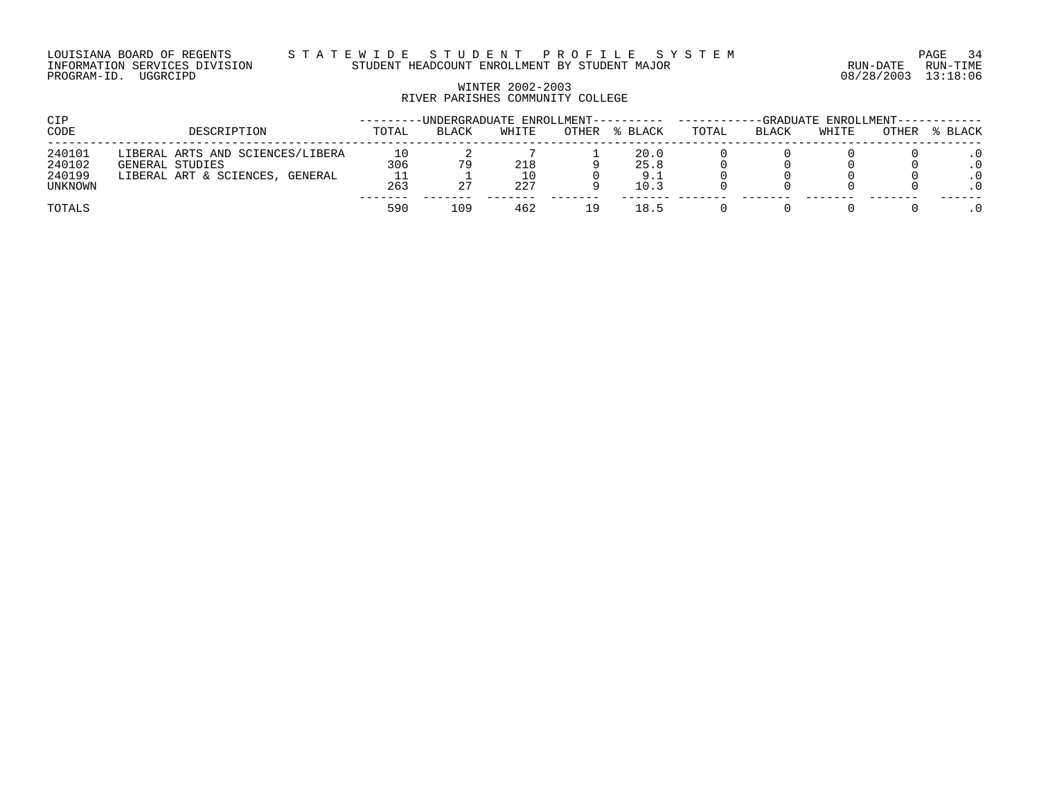LOUISIANA BOARD OF REGENTS — STATEWIDE STUDENT PROFILE SYSTEM
INFORMATION SERVICES DIVISION — STUDENT HEADCOUNT ENROLLMENT BY STUDENT MAJOR
PROGRAM-ID. UGGRCIPD — RUN-DATE 08/28/2003 RUN-TIME 13:18:06

## WINTER 2002-2003
## RIVER PARISHES COMMUNITY COLLEGE

| CIP CODE | DESCRIPTION | UNDERGRADUATE ENROLLMENT | | | | | GRADUATE ENROLLMENT | | | | |
|---|---|---|---|---|---|---|---|---|---|---|---|
| | | TOTAL | BLACK | WHITE | OTHER | % BLACK | TOTAL | BLACK | WHITE | OTHER | % BLACK |
| 240101 | LIBERAL ARTS AND SCIENCES/LIBERA | 10 | 2 | 7 | 1 | 20.0 | 0 | 0 | 0 | 0 | .0 |
| 240102 | GENERAL STUDIES | 306 | 79 | 218 | 9 | 25.8 | 0 | 0 | 0 | 0 | .0 |
| 240199 | LIBERAL ART & SCIENCES, GENERAL | 11 | 1 | 10 | 0 | 9.1 | 0 | 0 | 0 | 0 | .0 |
| UNKNOWN | | 263 | 27 | 227 | 9 | 10.3 | 0 | 0 | 0 | 0 | .0 |
| TOTALS | | 590 | 109 | 462 | 19 | 18.5 | 0 | 0 | 0 | 0 | .0 |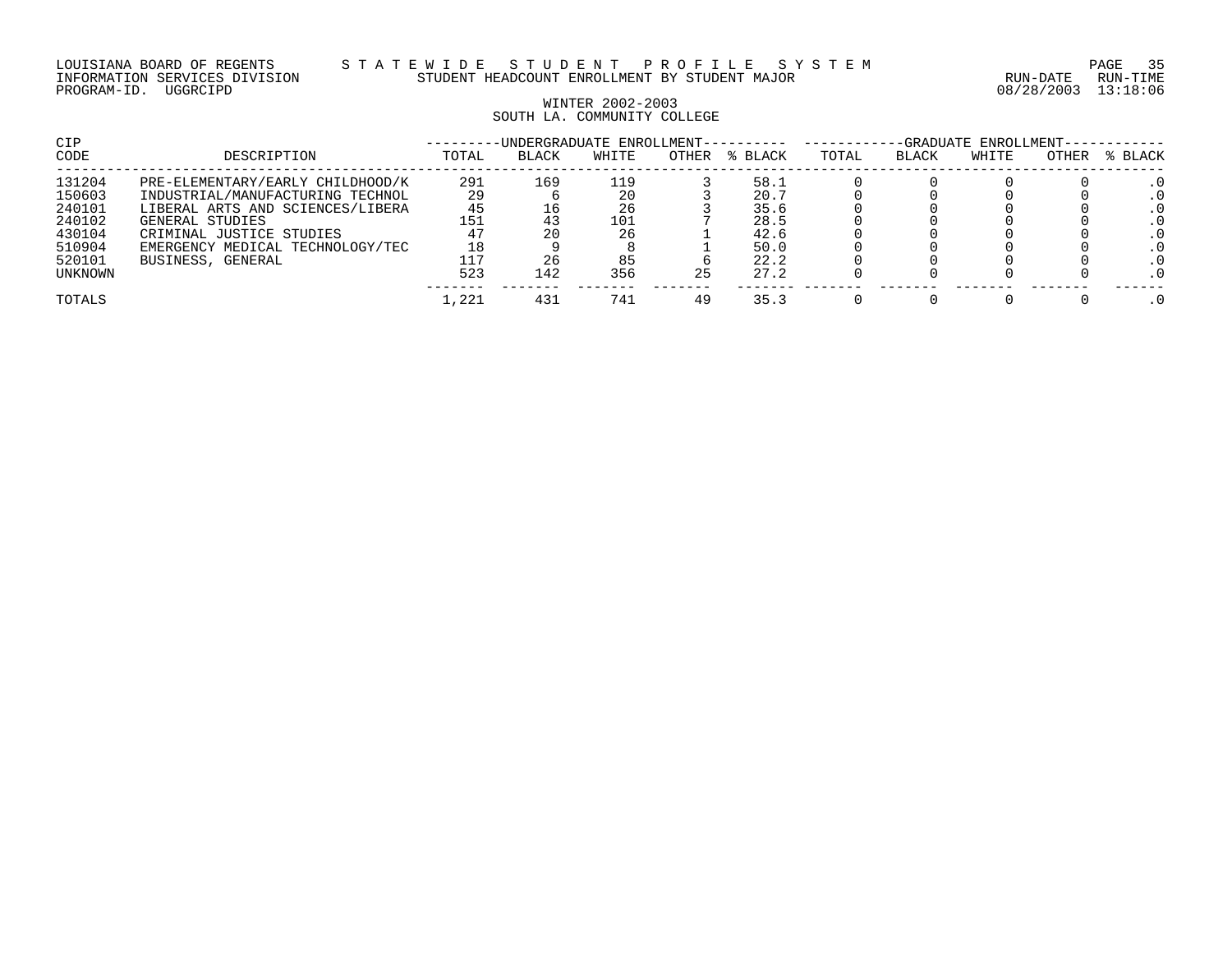LOUISIANA BOARD OF REGENTS — STATEWIDE STUDENT PROFILE SYSTEM
INFORMATION SERVICES DIVISION — STUDENT HEADCOUNT ENROLLMENT BY STUDENT MAJOR
PROGRAM-ID. UGGRCIPD — RUN-DATE 08/28/2003 RUN-TIME 13:18:06

## WINTER 2002-2003
## SOUTH LA. COMMUNITY COLLEGE

| CIP CODE | DESCRIPTION | UNDERGRADUATE ENROLLMENT TOTAL | BLACK | WHITE | OTHER | % BLACK | GRADUATE ENROLLMENT TOTAL | BLACK | WHITE | OTHER | % BLACK |
|---|---|---|---|---|---|---|---|---|---|---|---|
| 131204 | PRE-ELEMENTARY/EARLY CHILDHOOD/K | 291 | 169 | 119 | 3 | 58.1 | 0 | 0 | 0 | 0 | .0 |
| 150603 | INDUSTRIAL/MANUFACTURING TECHNOL | 29 | 6 | 20 | 3 | 20.7 | 0 | 0 | 0 | 0 | .0 |
| 240101 | LIBERAL ARTS AND SCIENCES/LIBERA | 45 | 16 | 26 | 3 | 35.6 | 0 | 0 | 0 | 0 | .0 |
| 240102 | GENERAL STUDIES | 151 | 43 | 101 | 7 | 28.5 | 0 | 0 | 0 | 0 | .0 |
| 430104 | CRIMINAL JUSTICE STUDIES | 47 | 20 | 26 | 1 | 42.6 | 0 | 0 | 0 | 0 | .0 |
| 510904 | EMERGENCY MEDICAL TECHNOLOGY/TEC | 18 | 9 | 8 | 1 | 50.0 | 0 | 0 | 0 | 0 | .0 |
| 520101 | BUSINESS, GENERAL | 117 | 26 | 85 | 6 | 22.2 | 0 | 0 | 0 | 0 | .0 |
| UNKNOWN | | 523 | 142 | 356 | 25 | 27.2 | 0 | 0 | 0 | 0 | .0 |
| TOTALS | | 1,221 | 431 | 741 | 49 | 35.3 | 0 | 0 | 0 | 0 | .0 |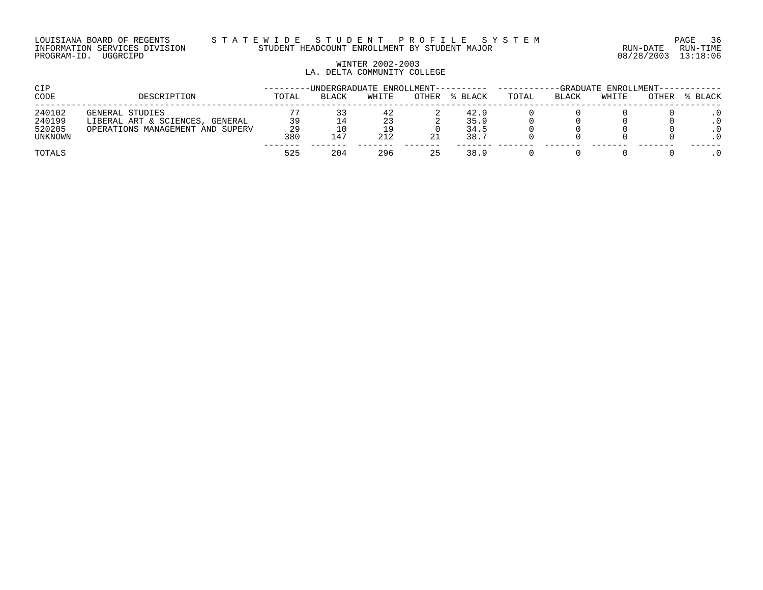LOUISIANA BOARD OF REGENTS — STATEWIDE STUDENT PROFILE SYSTEM
INFORMATION SERVICES DIVISION — STUDENT HEADCOUNT ENROLLMENT BY STUDENT MAJOR — RUN-DATE 08/28/2003 RUN-TIME 13:18:06
PROGRAM-ID. UGGRCIPD

## WINTER 2002-2003
## LA. DELTA COMMUNITY COLLEGE

| CIP | | UNDERGRADUATE ENROLLMENT | | | | | GRADUATE ENROLLMENT | | | | |
|---|---|---|---|---|---|---|---|---|---|---|---|
| CODE | DESCRIPTION | TOTAL | BLACK | WHITE | OTHER | % BLACK | TOTAL | BLACK | WHITE | OTHER | % BLACK |
| 240102 | GENERAL STUDIES | 77 | 33 | 42 | 2 | 42.9 | 0 | 0 | 0 | 0 | .0 |
| 240199 | LIBERAL ART & SCIENCES, GENERAL | 39 | 14 | 23 | 2 | 35.9 | 0 | 0 | 0 | 0 | .0 |
| 520205 | OPERATIONS MANAGEMENT AND SUPERV | 29 | 10 | 19 | 0 | 34.5 | 0 | 0 | 0 | 0 | .0 |
| UNKNOWN | | 380 | 147 | 212 | 21 | 38.7 | 0 | 0 | 0 | 0 | .0 |
| TOTALS | | 525 | 204 | 296 | 25 | 38.9 | 0 | 0 | 0 | 0 | .0 |